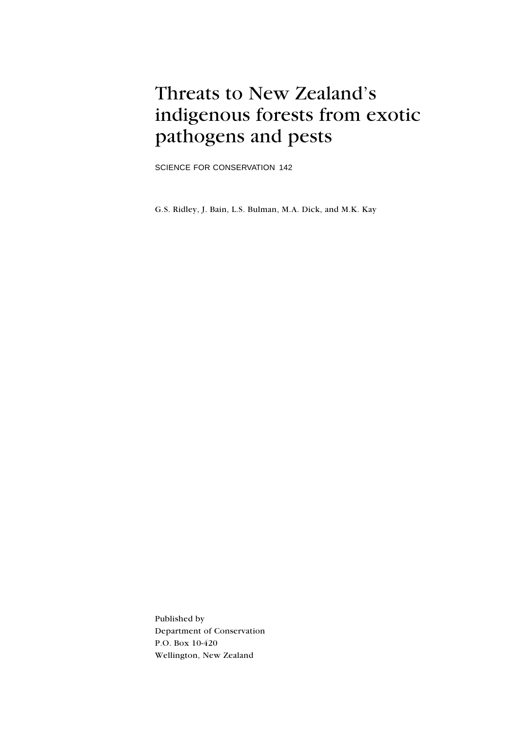# Threats to New Zealand's indigenous forests from exotic pathogens and pests

SCIENCE FOR CONSERVATION 142

G.S. Ridley, J. Bain, L.S. Bulman, M.A. Dick, and M.K. Kay

Published by
Department of Conservation
P.O. Box 10-420
Wellington, New Zealand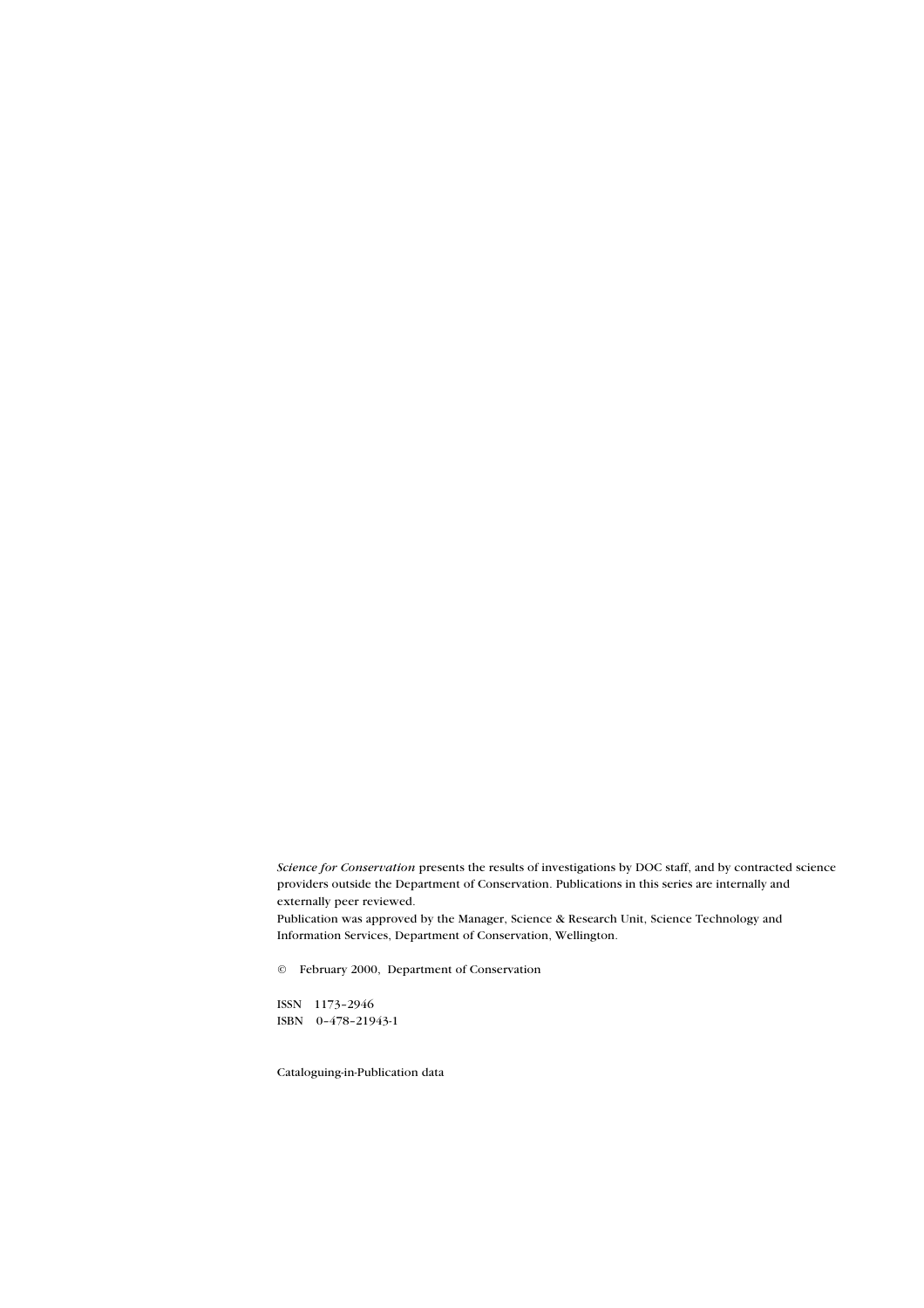*Science for Conservation* presents the results of investigations by DOC staff, and by contracted science providers outside the Department of Conservation. Publications in this series are internally and externally peer reviewed.

Publication was approved by the Manager, Science & Research Unit, Science Technology and Information Services, Department of Conservation, Wellington.

© February 2000, Department of Conservation

ISSN 1173–2946
ISBN 0–478–21943-1

Cataloguing-in-Publication data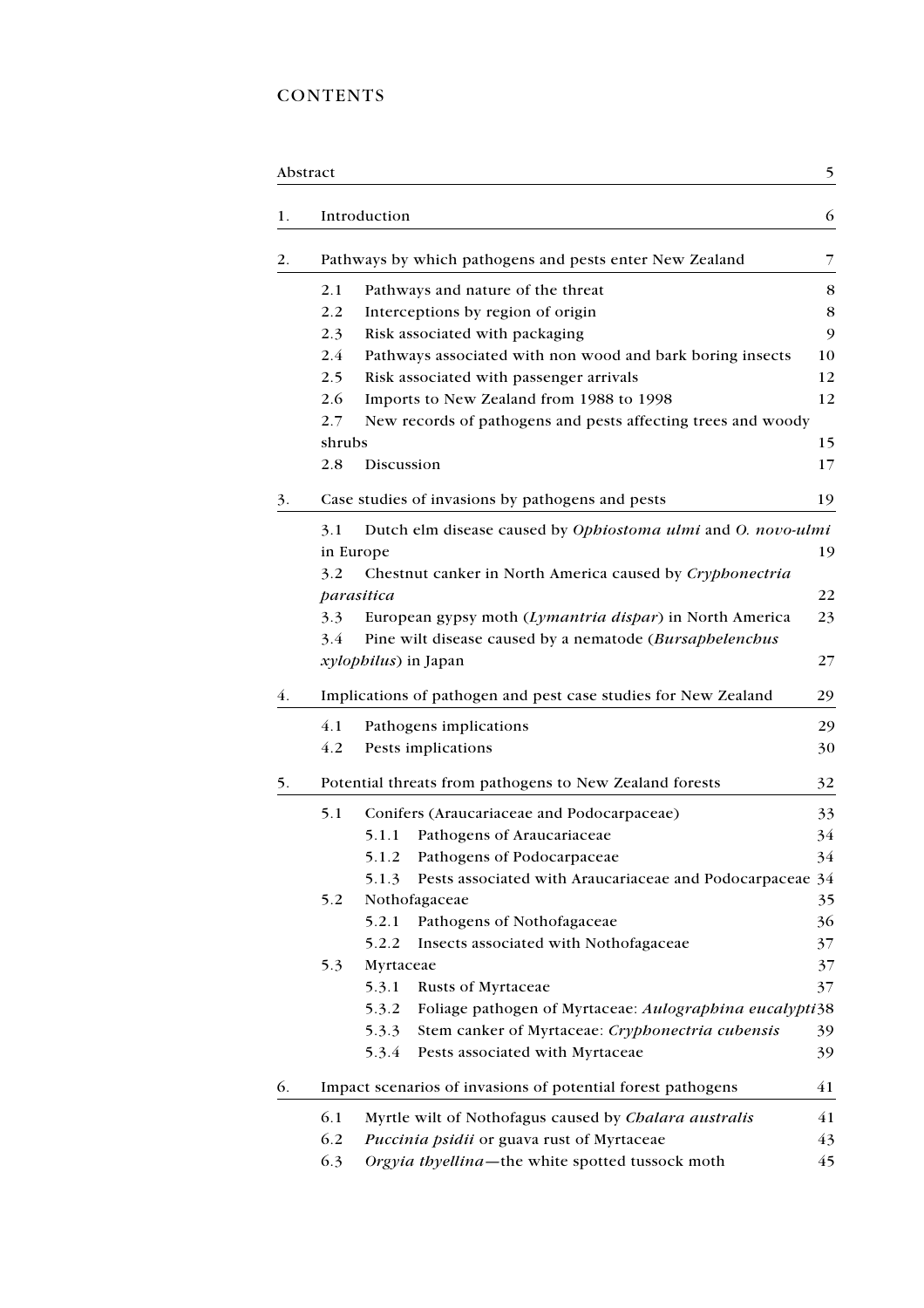# CONTENTS

| | | |
|---|---|---|
| Abstract | | 5 |
| 1. | Introduction | 6 |
| 2. | Pathways by which pathogens and pests enter New Zealand | 7 |
| | 2.1 Pathways and nature of the threat | 8 |
| | 2.2 Interceptions by region of origin | 8 |
| | 2.3 Risk associated with packaging | 9 |
| | 2.4 Pathways associated with non wood and bark boring insects | 10 |
| | 2.5 Risk associated with passenger arrivals | 12 |
| | 2.6 Imports to New Zealand from 1988 to 1998 | 12 |
| | 2.7 New records of pathogens and pests affecting trees and woody shrubs | 15 |
| | 2.8 Discussion | 17 |
| 3. | Case studies of invasions by pathogens and pests | 19 |
| | 3.1 Dutch elm disease caused by *Ophiostoma ulmi* and *O. novo-ulmi* in Europe | 19 |
| | 3.2 Chestnut canker in North America caused by *Cryphonectria parasitica* | 22 |
| | 3.3 European gypsy moth (*Lymantria dispar*) in North America | 23 |
| | 3.4 Pine wilt disease caused by a nematode (*Bursaphelenchus xylophilus*) in Japan | 27 |
| 4. | Implications of pathogen and pest case studies for New Zealand | 29 |
| | 4.1 Pathogens implications | 29 |
| | 4.2 Pests implications | 30 |
| 5. | Potential threats from pathogens to New Zealand forests | 32 |
| | 5.1 Conifers (Araucariaceae and Podocarpaceae) | 33 |
| | 5.1.1 Pathogens of Araucariaceae | 34 |
| | 5.1.2 Pathogens of Podocarpaceae | 34 |
| | 5.1.3 Pests associated with Araucariaceae and Podocarpaceae | 34 |
| | 5.2 Nothofagaceae | 35 |
| | 5.2.1 Pathogens of Nothofagaceae | 36 |
| | 5.2.2 Insects associated with Nothofagaceae | 37 |
| | 5.3 Myrtaceae | 37 |
| | 5.3.1 Rusts of Myrtaceae | 37 |
| | 5.3.2 Foliage pathogen of Myrtaceae: *Aulographina eucalypti* | 38 |
| | 5.3.3 Stem canker of Myrtaceae: *Cryphonectria cubensis* | 39 |
| | 5.3.4 Pests associated with Myrtaceae | 39 |
| 6. | Impact scenarios of invasions of potential forest pathogens | 41 |
| | 6.1 Myrtle wilt of Nothofagus caused by *Chalara australis* | 41 |
| | 6.2 *Puccinia psidii* or guava rust of Myrtaceae | 43 |
| | 6.3 *Orgyia thyellina*—the white spotted tussock moth | 45 |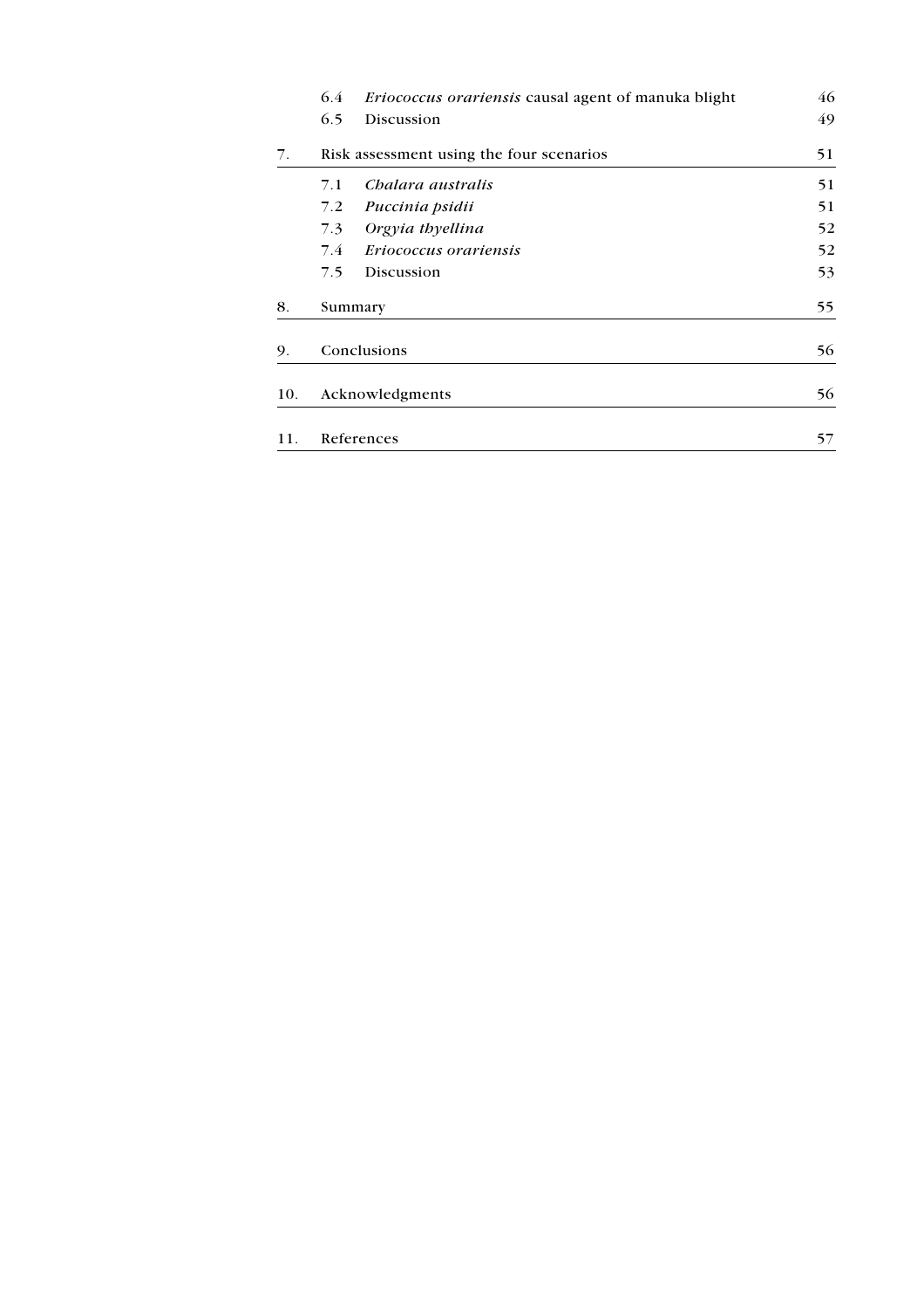| | | | |
|---|---|---|---|
| | 6.4 | *Eriococcus orariensis* causal agent of manuka blight | 46 |
| | 6.5 | Discussion | 49 |
| 7. | Risk assessment using the four scenarios | | 51 |
| | 7.1 | *Chalara australis* | 51 |
| | 7.2 | *Puccinia psidii* | 51 |
| | 7.3 | *Orgyia thyellina* | 52 |
| | 7.4 | *Eriococcus orariensis* | 52 |
| | 7.5 | Discussion | 53 |
| 8. | Summary | | 55 |
| 9. | Conclusions | | 56 |
| 10. | Acknowledgments | | 56 |
| 11. | References | | 57 |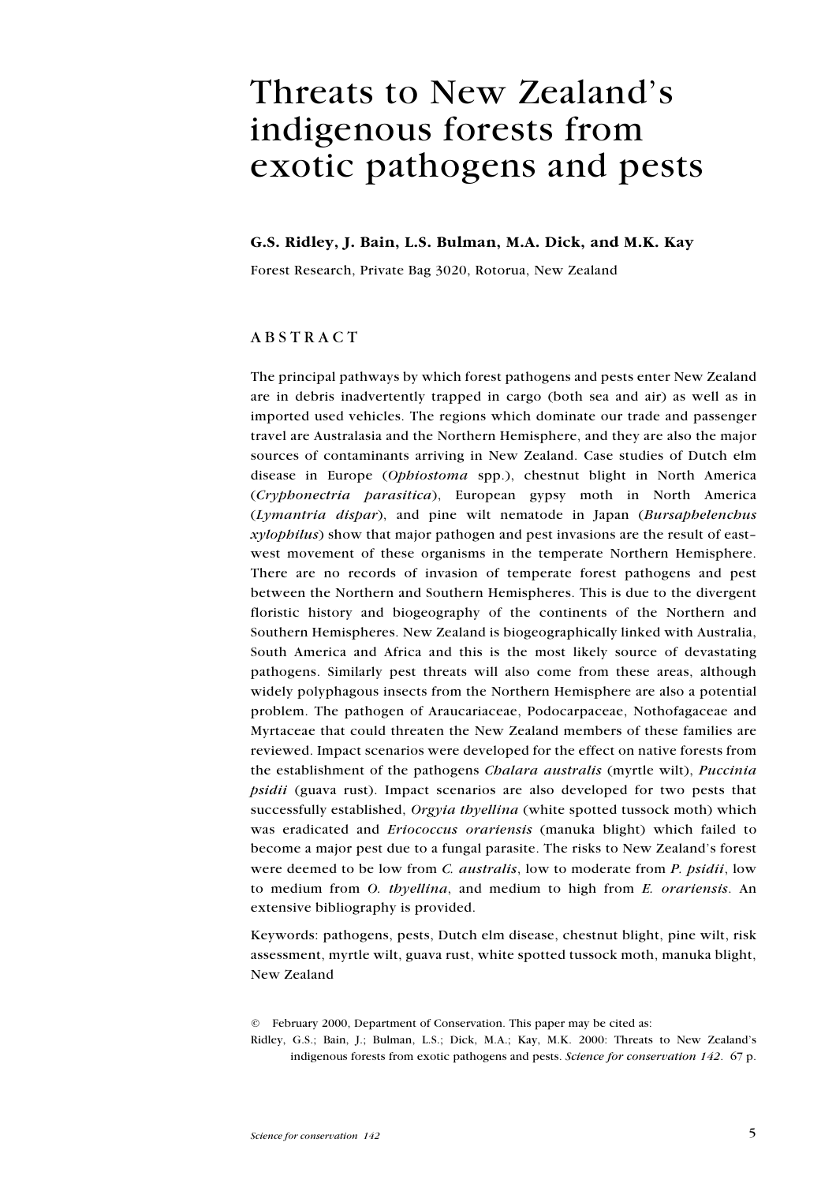# Threats to New Zealand's indigenous forests from exotic pathogens and pests

**G.S. Ridley, J. Bain, L.S. Bulman, M.A. Dick, and M.K. Kay**

Forest Research, Private Bag 3020, Rotorua, New Zealand

## ABSTRACT

The principal pathways by which forest pathogens and pests enter New Zealand are in debris inadvertently trapped in cargo (both sea and air) as well as in imported used vehicles. The regions which dominate our trade and passenger travel are Australasia and the Northern Hemisphere, and they are also the major sources of contaminants arriving in New Zealand. Case studies of Dutch elm disease in Europe (*Ophiostoma* spp.), chestnut blight in North America (*Cryphonectria parasitica*), European gypsy moth in North America (*Lymantria dispar*), and pine wilt nematode in Japan (*Bursaphelenchus xylophilus*) show that major pathogen and pest invasions are the result of east–west movement of these organisms in the temperate Northern Hemisphere. There are no records of invasion of temperate forest pathogens and pest between the Northern and Southern Hemispheres. This is due to the divergent floristic history and biogeography of the continents of the Northern and Southern Hemispheres. New Zealand is biogeographically linked with Australia, South America and Africa and this is the most likely source of devastating pathogens. Similarly pest threats will also come from these areas, although widely polyphagous insects from the Northern Hemisphere are also a potential problem. The pathogen of Araucariaceae, Podocarpaceae, Nothofagaceae and Myrtaceae that could threaten the New Zealand members of these families are reviewed. Impact scenarios were developed for the effect on native forests from the establishment of the pathogens *Chalara australis* (myrtle wilt), *Puccinia psidii* (guava rust). Impact scenarios are also developed for two pests that successfully established, *Orgyia thyellina* (white spotted tussock moth) which was eradicated and *Eriococcus orariensis* (manuka blight) which failed to become a major pest due to a fungal parasite. The risks to New Zealand's forest were deemed to be low from *C. australis*, low to moderate from *P. psidii*, low to medium from *O. thyellina*, and medium to high from *E. orariensis*. An extensive bibliography is provided.

Keywords: pathogens, pests, Dutch elm disease, chestnut blight, pine wilt, risk assessment, myrtle wilt, guava rust, white spotted tussock moth, manuka blight, New Zealand

© February 2000, Department of Conservation. This paper may be cited as:

Ridley, G.S.; Bain, J.; Bulman, L.S.; Dick, M.A.; Kay, M.K. 2000: Threats to New Zealand's indigenous forests from exotic pathogens and pests. *Science for conservation 142*. 67 p.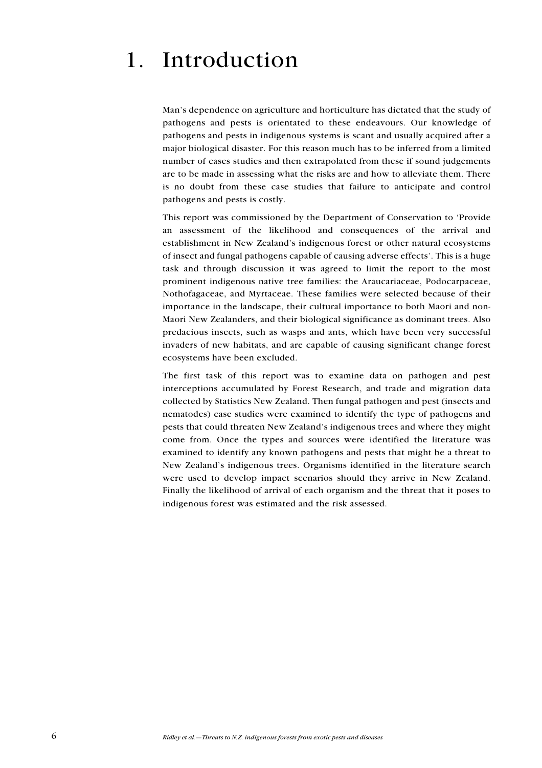# 1. Introduction

Man's dependence on agriculture and horticulture has dictated that the study of pathogens and pests is orientated to these endeavours. Our knowledge of pathogens and pests in indigenous systems is scant and usually acquired after a major biological disaster. For this reason much has to be inferred from a limited number of cases studies and then extrapolated from these if sound judgements are to be made in assessing what the risks are and how to alleviate them. There is no doubt from these case studies that failure to anticipate and control pathogens and pests is costly.

This report was commissioned by the Department of Conservation to 'Provide an assessment of the likelihood and consequences of the arrival and establishment in New Zealand's indigenous forest or other natural ecosystems of insect and fungal pathogens capable of causing adverse effects'. This is a huge task and through discussion it was agreed to limit the report to the most prominent indigenous native tree families: the Araucariaceae, Podocarpaceae, Nothofagaceae, and Myrtaceae. These families were selected because of their importance in the landscape, their cultural importance to both Maori and non-Maori New Zealanders, and their biological significance as dominant trees. Also predacious insects, such as wasps and ants, which have been very successful invaders of new habitats, and are capable of causing significant change forest ecosystems have been excluded.

The first task of this report was to examine data on pathogen and pest interceptions accumulated by Forest Research, and trade and migration data collected by Statistics New Zealand. Then fungal pathogen and pest (insects and nematodes) case studies were examined to identify the type of pathogens and pests that could threaten New Zealand's indigenous trees and where they might come from. Once the types and sources were identified the literature was examined to identify any known pathogens and pests that might be a threat to New Zealand's indigenous trees. Organisms identified in the literature search were used to develop impact scenarios should they arrive in New Zealand. Finally the likelihood of arrival of each organism and the threat that it poses to indigenous forest was estimated and the risk assessed.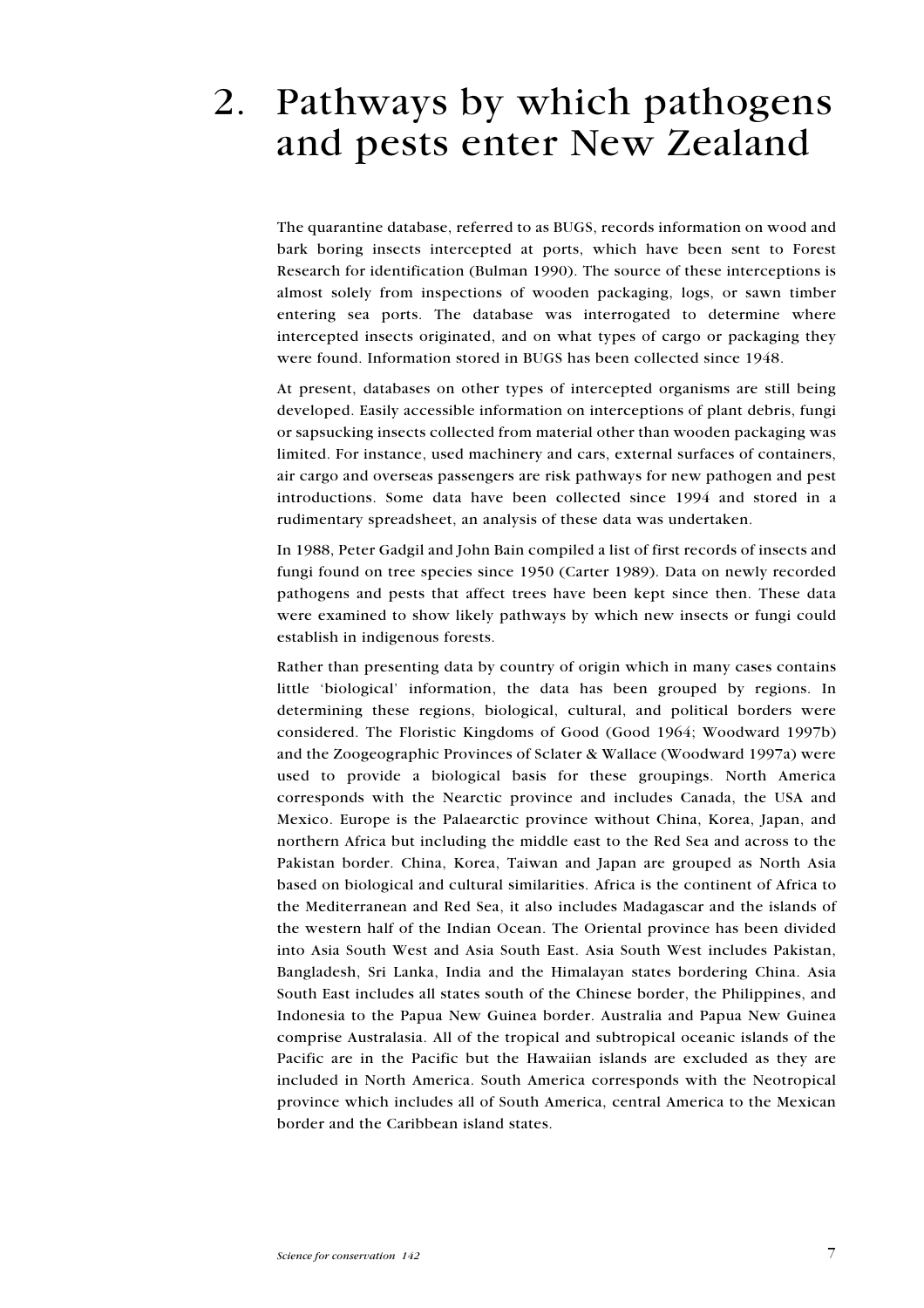# 2. Pathways by which pathogens and pests enter New Zealand

The quarantine database, referred to as BUGS, records information on wood and bark boring insects intercepted at ports, which have been sent to Forest Research for identification (Bulman 1990). The source of these interceptions is almost solely from inspections of wooden packaging, logs, or sawn timber entering sea ports. The database was interrogated to determine where intercepted insects originated, and on what types of cargo or packaging they were found. Information stored in BUGS has been collected since 1948.

At present, databases on other types of intercepted organisms are still being developed. Easily accessible information on interceptions of plant debris, fungi or sapsucking insects collected from material other than wooden packaging was limited. For instance, used machinery and cars, external surfaces of containers, air cargo and overseas passengers are risk pathways for new pathogen and pest introductions. Some data have been collected since 1994 and stored in a rudimentary spreadsheet, an analysis of these data was undertaken.

In 1988, Peter Gadgil and John Bain compiled a list of first records of insects and fungi found on tree species since 1950 (Carter 1989). Data on newly recorded pathogens and pests that affect trees have been kept since then. These data were examined to show likely pathways by which new insects or fungi could establish in indigenous forests.

Rather than presenting data by country of origin which in many cases contains little 'biological' information, the data has been grouped by regions. In determining these regions, biological, cultural, and political borders were considered. The Floristic Kingdoms of Good (Good 1964; Woodward 1997b) and the Zoogeographic Provinces of Sclater & Wallace (Woodward 1997a) were used to provide a biological basis for these groupings. North America corresponds with the Nearctic province and includes Canada, the USA and Mexico. Europe is the Palaearctic province without China, Korea, Japan, and northern Africa but including the middle east to the Red Sea and across to the Pakistan border. China, Korea, Taiwan and Japan are grouped as North Asia based on biological and cultural similarities. Africa is the continent of Africa to the Mediterranean and Red Sea, it also includes Madagascar and the islands of the western half of the Indian Ocean. The Oriental province has been divided into Asia South West and Asia South East. Asia South West includes Pakistan, Bangladesh, Sri Lanka, India and the Himalayan states bordering China. Asia South East includes all states south of the Chinese border, the Philippines, and Indonesia to the Papua New Guinea border. Australia and Papua New Guinea comprise Australasia. All of the tropical and subtropical oceanic islands of the Pacific are in the Pacific but the Hawaiian islands are excluded as they are included in North America. South America corresponds with the Neotropical province which includes all of South America, central America to the Mexican border and the Caribbean island states.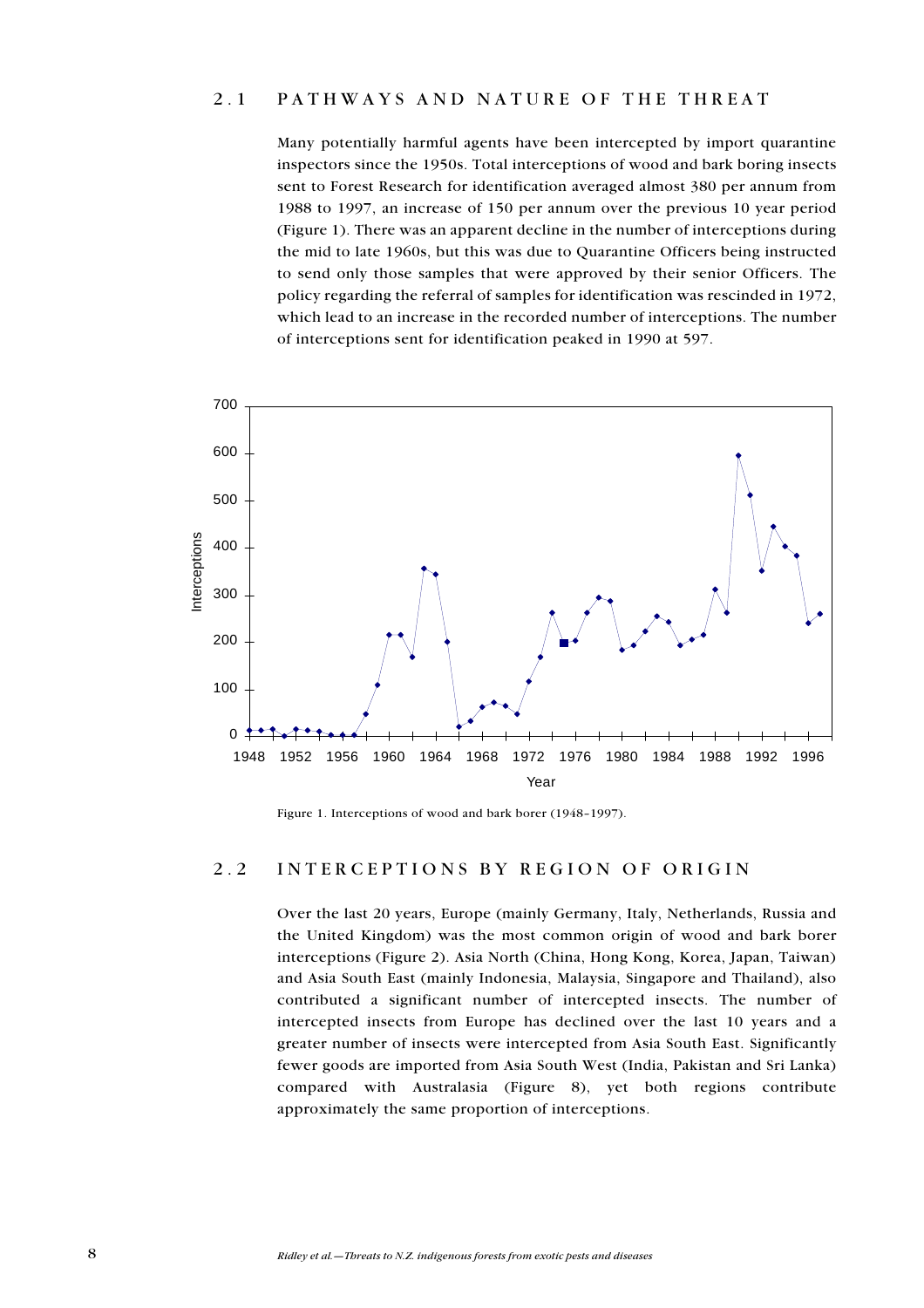## 2.1 PATHWAYS AND NATURE OF THE THREAT

Many potentially harmful agents have been intercepted by import quarantine inspectors since the 1950s. Total interceptions of wood and bark boring insects sent to Forest Research for identification averaged almost 380 per annum from 1988 to 1997, an increase of 150 per annum over the previous 10 year period (Figure 1). There was an apparent decline in the number of interceptions during the mid to late 1960s, but this was due to Quarantine Officers being instructed to send only those samples that were approved by their senior Officers. The policy regarding the referral of samples for identification was rescinded in 1972, which lead to an increase in the recorded number of interceptions. The number of interceptions sent for identification peaked in 1990 at 597.

Figure 1. Interceptions of wood and bark borer (1948–1997).

## 2.2 INTERCEPTIONS BY REGION OF ORIGIN

Over the last 20 years, Europe (mainly Germany, Italy, Netherlands, Russia and the United Kingdom) was the most common origin of wood and bark borer interceptions (Figure 2). Asia North (China, Hong Kong, Korea, Japan, Taiwan) and Asia South East (mainly Indonesia, Malaysia, Singapore and Thailand), also contributed a significant number of intercepted insects. The number of intercepted insects from Europe has declined over the last 10 years and a greater number of insects were intercepted from Asia South East. Significantly fewer goods are imported from Asia South West (India, Pakistan and Sri Lanka) compared with Australasia (Figure 8), yet both regions contribute approximately the same proportion of interceptions.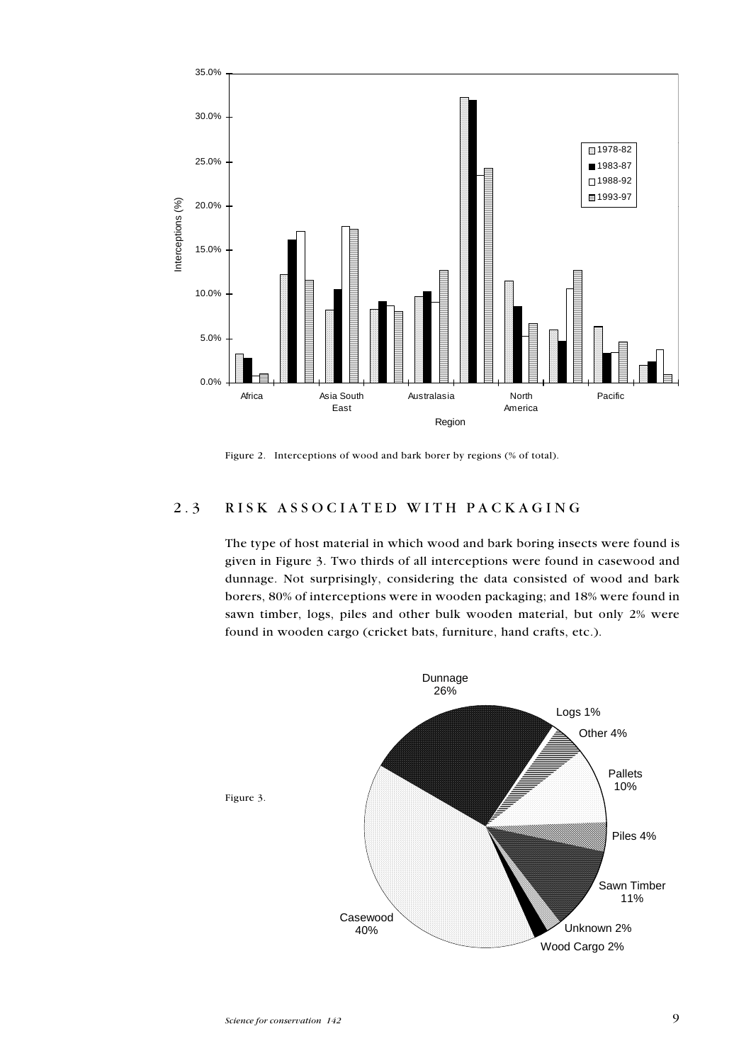Figure 2. Interceptions of wood and bark borer by regions (% of total).

## 2.3 RISK ASSOCIATED WITH PACKAGING

The type of host material in which wood and bark boring insects were found is given in Figure 3. Two thirds of all interceptions were found in casewood and dunnage. Not surprisingly, considering the data consisted of wood and bark borers, 80% of interceptions were in wooden packaging; and 18% were found in sawn timber, logs, piles and other bulk wooden material, but only 2% were found in wooden cargo (cricket bats, furniture, hand crafts, etc.).

Figure 3.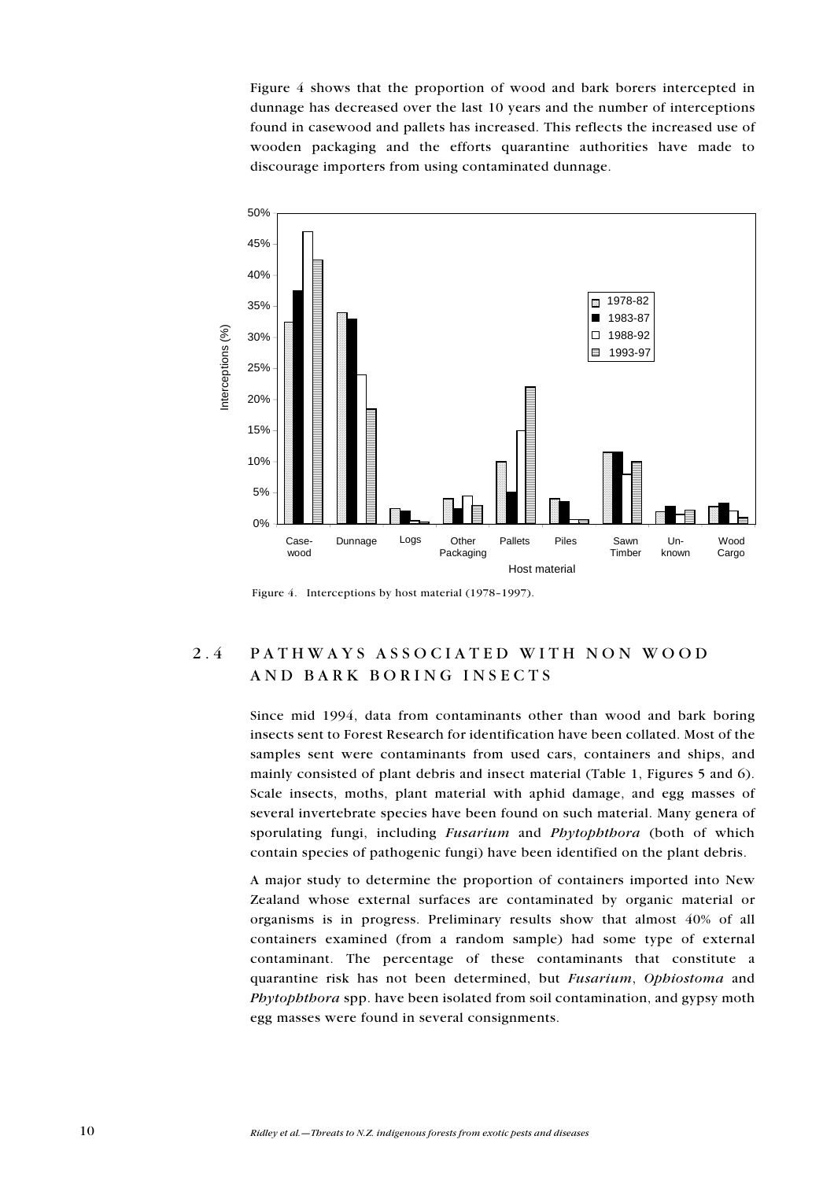Figure 4 shows that the proportion of wood and bark borers intercepted in dunnage has decreased over the last 10 years and the number of interceptions found in casewood and pallets has increased. This reflects the increased use of wooden packaging and the efforts quarantine authorities have made to discourage importers from using contaminated dunnage.

Figure 4. Interceptions by host material (1978–1997).

## 2.4 PATHWAYS ASSOCIATED WITH NON WOOD AND BARK BORING INSECTS

Since mid 1994, data from contaminants other than wood and bark boring insects sent to Forest Research for identification have been collated. Most of the samples sent were contaminants from used cars, containers and ships, and mainly consisted of plant debris and insect material (Table 1, Figures 5 and 6). Scale insects, moths, plant material with aphid damage, and egg masses of several invertebrate species have been found on such material. Many genera of sporulating fungi, including ***Fusarium*** and ***Phytophthora*** (both of which contain species of pathogenic fungi) have been identified on the plant debris.

A major study to determine the proportion of containers imported into New Zealand whose external surfaces are contaminated by organic material or organisms is in progress. Preliminary results show that almost 40% of all containers examined (from a random sample) had some type of external contaminant. The percentage of these contaminants that constitute a quarantine risk has not been determined, but ***Fusarium***, ***Ophiostoma*** and ***Phytophthora*** spp. have been isolated from soil contamination, and gypsy moth egg masses were found in several consignments.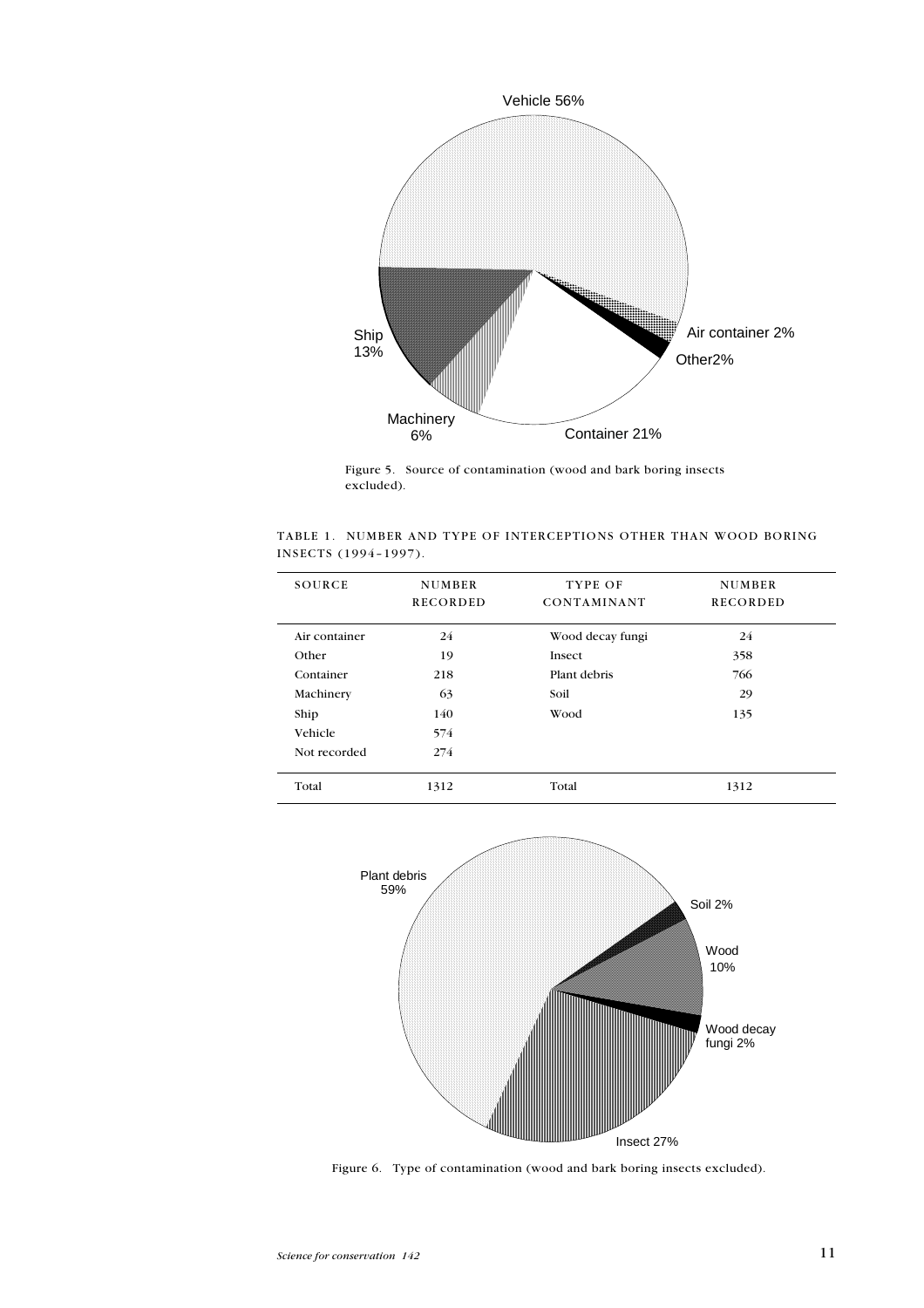Figure 5. Source of contamination (wood and bark boring insects excluded).

TABLE 1. NUMBER AND TYPE OF INTERCEPTIONS OTHER THAN WOOD BORING INSECTS (1994–1997).

| SOURCE | NUMBER RECORDED | TYPE OF CONTAMINANT | NUMBER RECORDED |
|---|---|---|---|
| Air container | 24 | Wood decay fungi | 24 |
| Other | 19 | Insect | 358 |
| Container | 218 | Plant debris | 766 |
| Machinery | 63 | Soil | 29 |
| Ship | 140 | Wood | 135 |
| Vehicle | 574 | | |
| Not recorded | 274 | | |
| Total | 1312 | Total | 1312 |

Figure 6. Type of contamination (wood and bark boring insects excluded).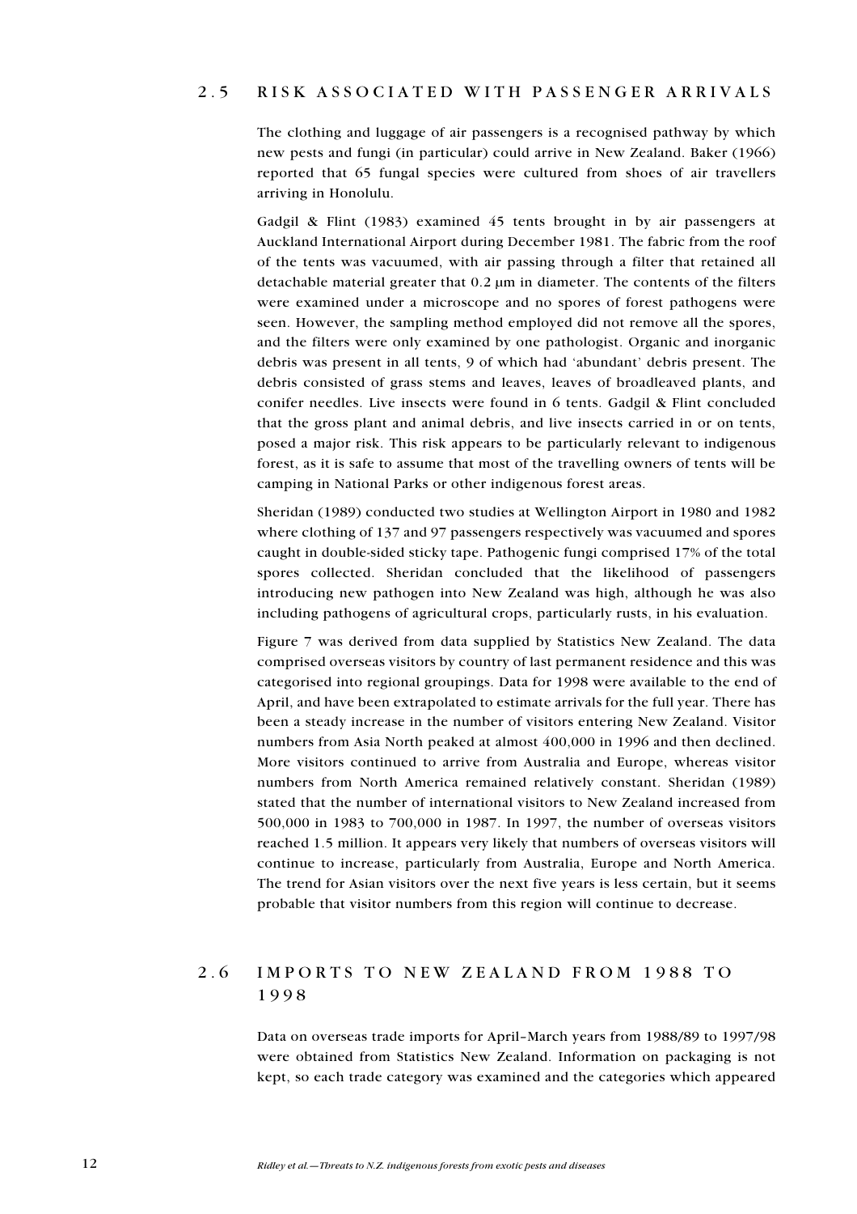## 2.5 RISK ASSOCIATED WITH PASSENGER ARRIVALS

The clothing and luggage of air passengers is a recognised pathway by which new pests and fungi (in particular) could arrive in New Zealand. Baker (1966) reported that 65 fungal species were cultured from shoes of air travellers arriving in Honolulu.

Gadgil & Flint (1983) examined 45 tents brought in by air passengers at Auckland International Airport during December 1981. The fabric from the roof of the tents was vacuumed, with air passing through a filter that retained all detachable material greater that 0.2 µm in diameter. The contents of the filters were examined under a microscope and no spores of forest pathogens were seen. However, the sampling method employed did not remove all the spores, and the filters were only examined by one pathologist. Organic and inorganic debris was present in all tents, 9 of which had 'abundant' debris present. The debris consisted of grass stems and leaves, leaves of broadleaved plants, and conifer needles. Live insects were found in 6 tents. Gadgil & Flint concluded that the gross plant and animal debris, and live insects carried in or on tents, posed a major risk. This risk appears to be particularly relevant to indigenous forest, as it is safe to assume that most of the travelling owners of tents will be camping in National Parks or other indigenous forest areas.

Sheridan (1989) conducted two studies at Wellington Airport in 1980 and 1982 where clothing of 137 and 97 passengers respectively was vacuumed and spores caught in double-sided sticky tape. Pathogenic fungi comprised 17% of the total spores collected. Sheridan concluded that the likelihood of passengers introducing new pathogen into New Zealand was high, although he was also including pathogens of agricultural crops, particularly rusts, in his evaluation.

Figure 7 was derived from data supplied by Statistics New Zealand. The data comprised overseas visitors by country of last permanent residence and this was categorised into regional groupings. Data for 1998 were available to the end of April, and have been extrapolated to estimate arrivals for the full year. There has been a steady increase in the number of visitors entering New Zealand. Visitor numbers from Asia North peaked at almost 400,000 in 1996 and then declined. More visitors continued to arrive from Australia and Europe, whereas visitor numbers from North America remained relatively constant. Sheridan (1989) stated that the number of international visitors to New Zealand increased from 500,000 in 1983 to 700,000 in 1987. In 1997, the number of overseas visitors reached 1.5 million. It appears very likely that numbers of overseas visitors will continue to increase, particularly from Australia, Europe and North America. The trend for Asian visitors over the next five years is less certain, but it seems probable that visitor numbers from this region will continue to decrease.

## 2.6 IMPORTS TO NEW ZEALAND FROM 1988 TO 1998

Data on overseas trade imports for April–March years from 1988/89 to 1997/98 were obtained from Statistics New Zealand. Information on packaging is not kept, so each trade category was examined and the categories which appeared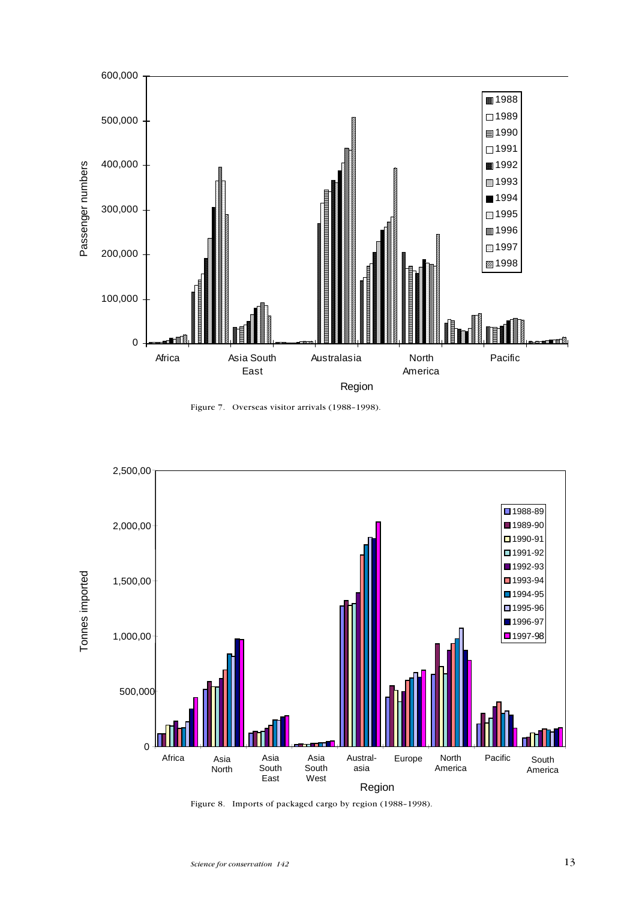Figure 7. Overseas visitor arrivals (1988–1998).

Figure 8. Imports of packaged cargo by region (1988–1998).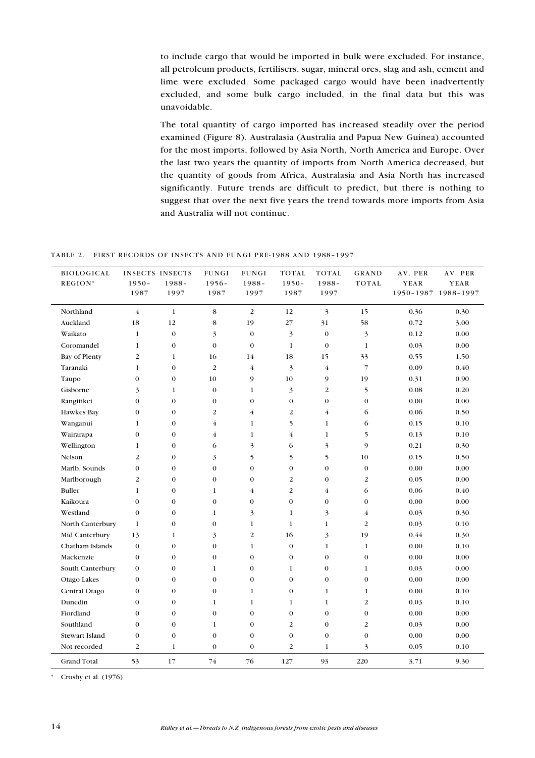to include cargo that would be imported in bulk were excluded. For instance, all petroleum products, fertilisers, sugar, mineral ores, slag and ash, cement and lime were excluded. Some packaged cargo would have been inadvertently excluded, and some bulk cargo included, in the final data but this was unavoidable.

The total quantity of cargo imported has increased steadily over the period examined (Figure 8). Australasia (Australia and Papua New Guinea) accounted for the most imports, followed by Asia North, North America and Europe. Over the last two years the quantity of imports from North America decreased, but the quantity of goods from Africa, Australasia and Asia North has increased significantly. Future trends are difficult to predict, but there is nothing to suggest that over the next five years the trend towards more imports from Asia and Australia will not continue.

TABLE 2. FIRST RECORDS OF INSECTS AND FUNGI PRE-1988 AND 1988–1997.

| BIOLOGICAL REGION* | INSECTS 1950–1987 | INSECTS 1988–1997 | FUNGI 1956–1987 | FUNGI 1988–1997 | TOTAL 1950–1987 | TOTAL 1988–1997 | GRAND TOTAL | AV. PER YEAR 1950–1987 | AV. PER YEAR 1988–1997 |
|---|---|---|---|---|---|---|---|---|---|
| Northland | 4 | 1 | 8 | 2 | 12 | 3 | 15 | 0.36 | 0.30 |
| Auckland | 18 | 12 | 8 | 19 | 27 | 31 | 58 | 0.72 | 3.00 |
| Waikato | 1 | 0 | 3 | 0 | 3 | 0 | 3 | 0.12 | 0.00 |
| Coromandel | 1 | 0 | 0 | 0 | 1 | 0 | 1 | 0.03 | 0.00 |
| Bay of Plenty | 2 | 1 | 16 | 14 | 18 | 15 | 33 | 0.55 | 1.50 |
| Taranaki | 1 | 0 | 2 | 4 | 3 | 4 | 7 | 0.09 | 0.40 |
| Taupo | 0 | 0 | 10 | 9 | 10 | 9 | 19 | 0.31 | 0.90 |
| Gisborne | 3 | 1 | 0 | 1 | 3 | 2 | 5 | 0.08 | 0.20 |
| Rangitikei | 0 | 0 | 0 | 0 | 0 | 0 | 0 | 0.00 | 0.00 |
| Hawkes Bay | 0 | 0 | 2 | 4 | 2 | 4 | 6 | 0.06 | 0.50 |
| Wanganui | 1 | 0 | 4 | 1 | 5 | 1 | 6 | 0.15 | 0.10 |
| Wairarapa | 0 | 0 | 4 | 1 | 4 | 1 | 5 | 0.13 | 0.10 |
| Wellington | 1 | 0 | 6 | 3 | 6 | 3 | 9 | 0.21 | 0.30 |
| Nelson | 2 | 0 | 3 | 5 | 5 | 5 | 10 | 0.15 | 0.50 |
| Marlb. Sounds | 0 | 0 | 0 | 0 | 0 | 0 | 0 | 0.00 | 0.00 |
| Marlborough | 2 | 0 | 0 | 0 | 2 | 0 | 2 | 0.05 | 0.00 |
| Buller | 1 | 0 | 1 | 4 | 2 | 4 | 6 | 0.06 | 0.40 |
| Kaikoura | 0 | 0 | 0 | 0 | 0 | 0 | 0 | 0.00 | 0.00 |
| Westland | 0 | 0 | 1 | 3 | 1 | 3 | 4 | 0.03 | 0.30 |
| North Canterbury | 1 | 0 | 0 | 1 | 1 | 1 | 2 | 0.03 | 0.10 |
| Mid Canterbury | 13 | 1 | 3 | 2 | 16 | 3 | 19 | 0.44 | 0.30 |
| Chatham Islands | 0 | 0 | 0 | 1 | 0 | 1 | 1 | 0.00 | 0.10 |
| Mackenzie | 0 | 0 | 0 | 0 | 0 | 0 | 0 | 0.00 | 0.00 |
| South Canterbury | 0 | 0 | 1 | 0 | 1 | 0 | 1 | 0.03 | 0.00 |
| Otago Lakes | 0 | 0 | 0 | 0 | 0 | 0 | 0 | 0.00 | 0.00 |
| Central Otago | 0 | 0 | 0 | 1 | 0 | 1 | 1 | 0.00 | 0.10 |
| Dunedin | 0 | 0 | 1 | 1 | 1 | 1 | 2 | 0.03 | 0.10 |
| Fiordland | 0 | 0 | 0 | 0 | 0 | 0 | 0 | 0.00 | 0.00 |
| Southland | 0 | 0 | 1 | 0 | 2 | 0 | 2 | 0.03 | 0.00 |
| Stewart Island | 0 | 0 | 0 | 0 | 0 | 0 | 0 | 0.00 | 0.00 |
| Not recorded | 2 | 1 | 0 | 0 | 2 | 1 | 3 | 0.05 | 0.10 |
| Grand Total | 53 | 17 | 74 | 76 | 127 | 93 | 220 | 3.71 | 9.30 |

\* Crosby et al. (1976)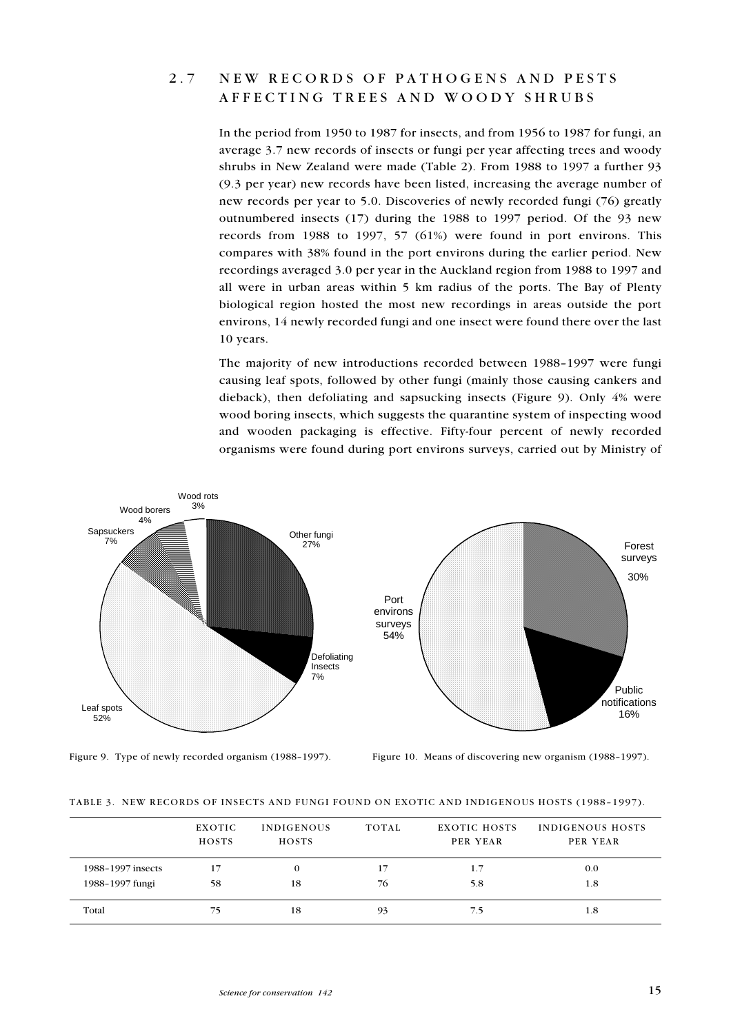## 2.7 NEW RECORDS OF PATHOGENS AND PESTS AFFECTING TREES AND WOODY SHRUBS

In the period from 1950 to 1987 for insects, and from 1956 to 1987 for fungi, an average 3.7 new records of insects or fungi per year affecting trees and woody shrubs in New Zealand were made (Table 2). From 1988 to 1997 a further 93 (9.3 per year) new records have been listed, increasing the average number of new records per year to 5.0. Discoveries of newly recorded fungi (76) greatly outnumbered insects (17) during the 1988 to 1997 period. Of the 93 new records from 1988 to 1997, 57 (61%) were found in port environs. This compares with 38% found in the port environs during the earlier period. New recordings averaged 3.0 per year in the Auckland region from 1988 to 1997 and all were in urban areas within 5 km radius of the ports. The Bay of Plenty biological region hosted the most new recordings in areas outside the port environs, 14 newly recorded fungi and one insect were found there over the last 10 years.

The majority of new introductions recorded between 1988–1997 were fungi causing leaf spots, followed by other fungi (mainly those causing cankers and dieback), then defoliating and sapsucking insects (Figure 9). Only 4% were wood boring insects, which suggests the quarantine system of inspecting wood and wooden packaging is effective. Fifty-four percent of newly recorded organisms were found during port environs surveys, carried out by Ministry of

Figure 9. Type of newly recorded organism (1988–1997).

Figure 10. Means of discovering new organism (1988–1997).

TABLE 3. NEW RECORDS OF INSECTS AND FUNGI FOUND ON EXOTIC AND INDIGENOUS HOSTS (1988–1997).

| | EXOTIC HOSTS | INDIGENOUS HOSTS | TOTAL | EXOTIC HOSTS PER YEAR | INDIGENOUS HOSTS PER YEAR |
|---|---|---|---|---|---|
| 1988–1997 insects | 17 | 0 | 17 | 1.7 | 0.0 |
| 1988–1997 fungi | 58 | 18 | 76 | 5.8 | 1.8 |
| Total | 75 | 18 | 93 | 7.5 | 1.8 |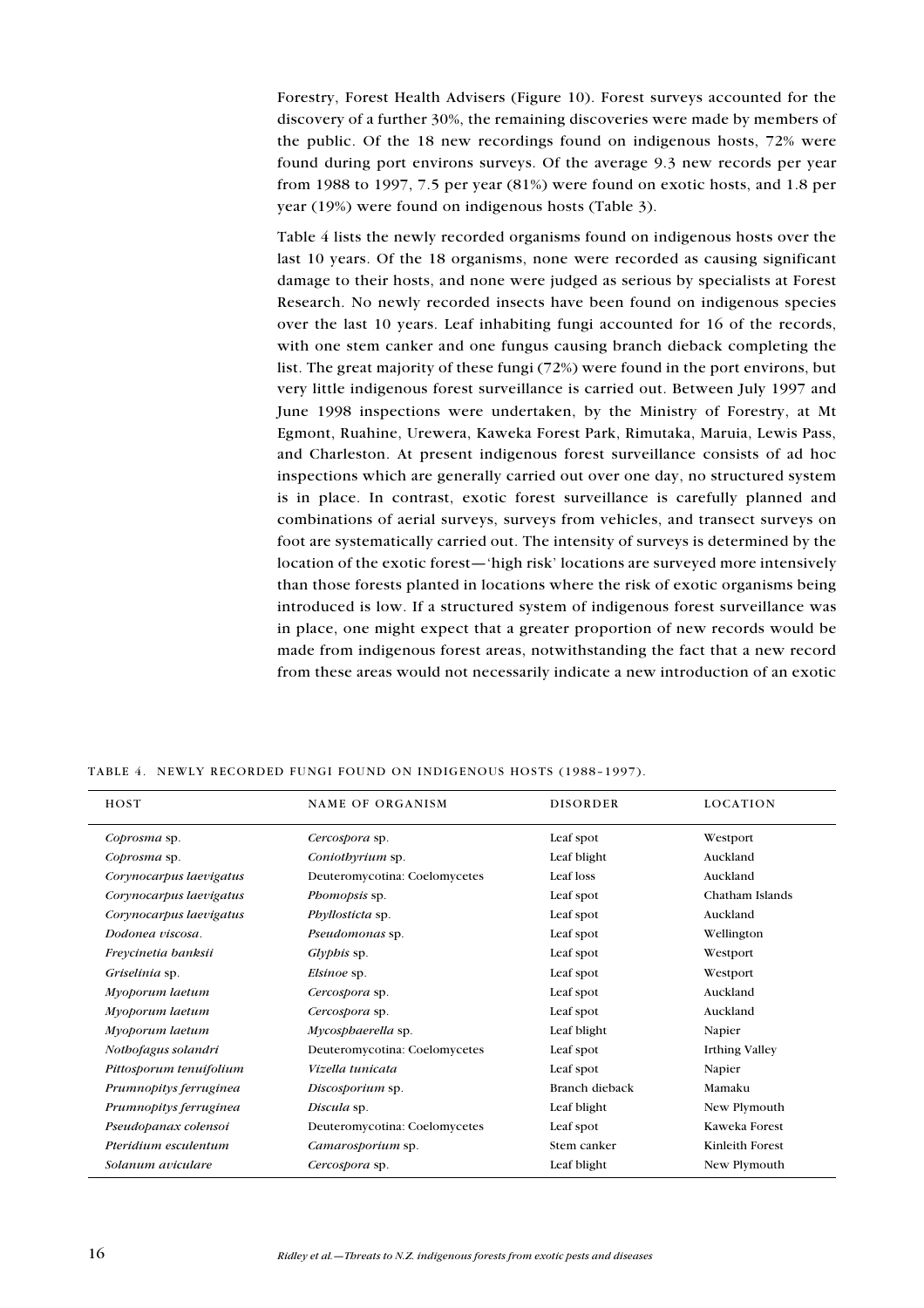Forestry, Forest Health Advisers (Figure 10). Forest surveys accounted for the discovery of a further 30%, the remaining discoveries were made by members of the public. Of the 18 new recordings found on indigenous hosts, 72% were found during port environs surveys. Of the average 9.3 new records per year from 1988 to 1997, 7.5 per year (81%) were found on exotic hosts, and 1.8 per year (19%) were found on indigenous hosts (Table 3).

Table 4 lists the newly recorded organisms found on indigenous hosts over the last 10 years. Of the 18 organisms, none were recorded as causing significant damage to their hosts, and none were judged as serious by specialists at Forest Research. No newly recorded insects have been found on indigenous species over the last 10 years. Leaf inhabiting fungi accounted for 16 of the records, with one stem canker and one fungus causing branch dieback completing the list. The great majority of these fungi (72%) were found in the port environs, but very little indigenous forest surveillance is carried out. Between July 1997 and June 1998 inspections were undertaken, by the Ministry of Forestry, at Mt Egmont, Ruahine, Urewera, Kaweka Forest Park, Rimutaka, Maruia, Lewis Pass, and Charleston. At present indigenous forest surveillance consists of ad hoc inspections which are generally carried out over one day, no structured system is in place. In contrast, exotic forest surveillance is carefully planned and combinations of aerial surveys, surveys from vehicles, and transect surveys on foot are systematically carried out. The intensity of surveys is determined by the location of the exotic forest—'high risk' locations are surveyed more intensively than those forests planted in locations where the risk of exotic organisms being introduced is low. If a structured system of indigenous forest surveillance was in place, one might expect that a greater proportion of new records would be made from indigenous forest areas, notwithstanding the fact that a new record from these areas would not necessarily indicate a new introduction of an exotic

TABLE 4. NEWLY RECORDED FUNGI FOUND ON INDIGENOUS HOSTS (1988–1997).

| HOST | NAME OF ORGANISM | DISORDER | LOCATION |
|---|---|---|---|
| *Coprosma* sp. | *Cercospora* sp. | Leaf spot | Westport |
| *Coprosma* sp. | *Coniothyrium* sp. | Leaf blight | Auckland |
| *Corynocarpus laevigatus* | Deuteromycotina: Coelomycetes | Leaf loss | Auckland |
| *Corynocarpus laevigatus* | *Phomopsis* sp. | Leaf spot | Chatham Islands |
| *Corynocarpus laevigatus* | *Phyllosticta* sp. | Leaf spot | Auckland |
| *Dodonea viscosa*. | *Pseudomonas* sp. | Leaf spot | Wellington |
| *Freycinetia banksii* | *Glyphis* sp. | Leaf spot | Westport |
| *Griselinia* sp. | *Elsinoe* sp. | Leaf spot | Westport |
| *Myoporum laetum* | *Cercospora* sp. | Leaf spot | Auckland |
| *Myoporum laetum* | *Cercospora* sp. | Leaf spot | Auckland |
| *Myoporum laetum* | *Mycosphaerella* sp. | Leaf blight | Napier |
| *Nothofagus solandri* | Deuteromycotina: Coelomycetes | Leaf spot | Irthing Valley |
| *Pittosporum tenuifolium* | *Vizella tunicata* | Leaf spot | Napier |
| *Prumnopitys ferruginea* | *Discosporium* sp. | Branch dieback | Mamaku |
| *Prumnopitys ferruginea* | *Discula* sp. | Leaf blight | New Plymouth |
| *Pseudopanax colensoi* | Deuteromycotina: Coelomycetes | Leaf spot | Kaweka Forest |
| *Pteridium esculentum* | *Camarosporium* sp. | Stem canker | Kinleith Forest |
| *Solanum aviculare* | *Cercospora* sp. | Leaf blight | New Plymouth |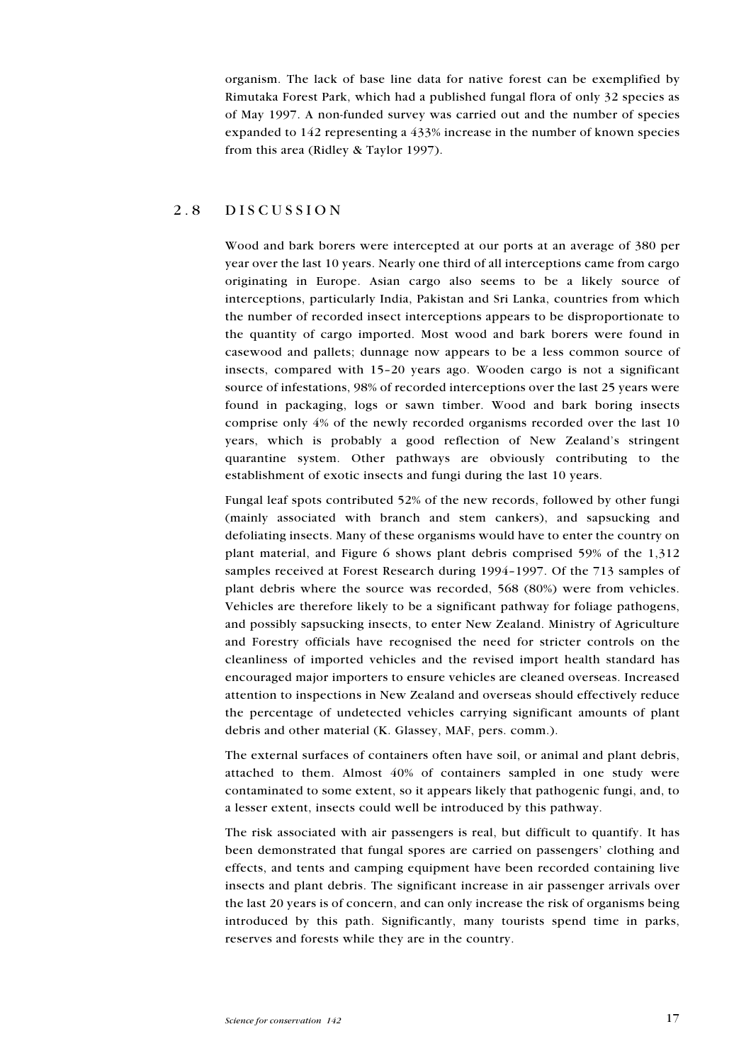organism. The lack of base line data for native forest can be exemplified by Rimutaka Forest Park, which had a published fungal flora of only 32 species as of May 1997. A non-funded survey was carried out and the number of species expanded to 142 representing a 433% increase in the number of known species from this area (Ridley & Taylor 1997).

## 2.8 DISCUSSION

Wood and bark borers were intercepted at our ports at an average of 380 per year over the last 10 years. Nearly one third of all interceptions came from cargo originating in Europe. Asian cargo also seems to be a likely source of interceptions, particularly India, Pakistan and Sri Lanka, countries from which the number of recorded insect interceptions appears to be disproportionate to the quantity of cargo imported. Most wood and bark borers were found in casewood and pallets; dunnage now appears to be a less common source of insects, compared with 15–20 years ago. Wooden cargo is not a significant source of infestations, 98% of recorded interceptions over the last 25 years were found in packaging, logs or sawn timber. Wood and bark boring insects comprise only 4% of the newly recorded organisms recorded over the last 10 years, which is probably a good reflection of New Zealand's stringent quarantine system. Other pathways are obviously contributing to the establishment of exotic insects and fungi during the last 10 years.

Fungal leaf spots contributed 52% of the new records, followed by other fungi (mainly associated with branch and stem cankers), and sapsucking and defoliating insects. Many of these organisms would have to enter the country on plant material, and Figure 6 shows plant debris comprised 59% of the 1,312 samples received at Forest Research during 1994–1997. Of the 713 samples of plant debris where the source was recorded, 568 (80%) were from vehicles. Vehicles are therefore likely to be a significant pathway for foliage pathogens, and possibly sapsucking insects, to enter New Zealand. Ministry of Agriculture and Forestry officials have recognised the need for stricter controls on the cleanliness of imported vehicles and the revised import health standard has encouraged major importers to ensure vehicles are cleaned overseas. Increased attention to inspections in New Zealand and overseas should effectively reduce the percentage of undetected vehicles carrying significant amounts of plant debris and other material (K. Glassey, MAF, pers. comm.).

The external surfaces of containers often have soil, or animal and plant debris, attached to them. Almost 40% of containers sampled in one study were contaminated to some extent, so it appears likely that pathogenic fungi, and, to a lesser extent, insects could well be introduced by this pathway.

The risk associated with air passengers is real, but difficult to quantify. It has been demonstrated that fungal spores are carried on passengers' clothing and effects, and tents and camping equipment have been recorded containing live insects and plant debris. The significant increase in air passenger arrivals over the last 20 years is of concern, and can only increase the risk of organisms being introduced by this path. Significantly, many tourists spend time in parks, reserves and forests while they are in the country.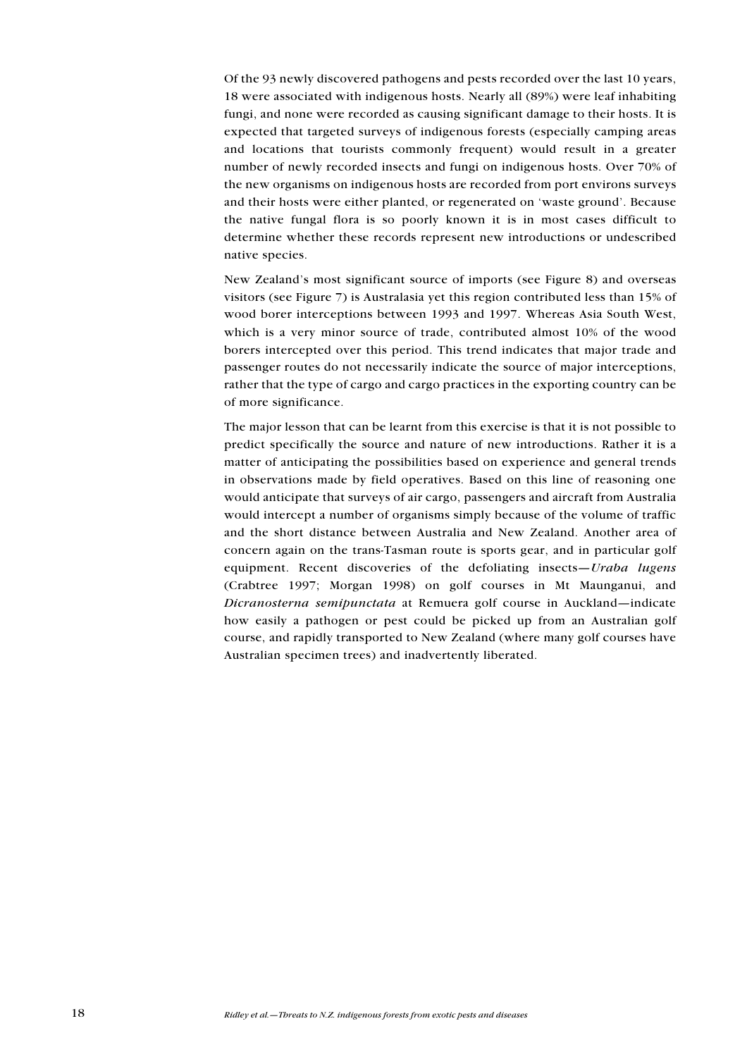Of the 93 newly discovered pathogens and pests recorded over the last 10 years, 18 were associated with indigenous hosts. Nearly all (89%) were leaf inhabiting fungi, and none were recorded as causing significant damage to their hosts. It is expected that targeted surveys of indigenous forests (especially camping areas and locations that tourists commonly frequent) would result in a greater number of newly recorded insects and fungi on indigenous hosts. Over 70% of the new organisms on indigenous hosts are recorded from port environs surveys and their hosts were either planted, or regenerated on 'waste ground'. Because the native fungal flora is so poorly known it is in most cases difficult to determine whether these records represent new introductions or undescribed native species.

New Zealand's most significant source of imports (see Figure 8) and overseas visitors (see Figure 7) is Australasia yet this region contributed less than 15% of wood borer interceptions between 1993 and 1997. Whereas Asia South West, which is a very minor source of trade, contributed almost 10% of the wood borers intercepted over this period. This trend indicates that major trade and passenger routes do not necessarily indicate the source of major interceptions, rather that the type of cargo and cargo practices in the exporting country can be of more significance.

The major lesson that can be learnt from this exercise is that it is not possible to predict specifically the source and nature of new introductions. Rather it is a matter of anticipating the possibilities based on experience and general trends in observations made by field operatives. Based on this line of reasoning one would anticipate that surveys of air cargo, passengers and aircraft from Australia would intercept a number of organisms simply because of the volume of traffic and the short distance between Australia and New Zealand. Another area of concern again on the trans-Tasman route is sports gear, and in particular golf equipment. Recent discoveries of the defoliating insects—*Uraba lugens* (Crabtree 1997; Morgan 1998) on golf courses in Mt Maunganui, and *Dicranosterna semipunctata* at Remuera golf course in Auckland—indicate how easily a pathogen or pest could be picked up from an Australian golf course, and rapidly transported to New Zealand (where many golf courses have Australian specimen trees) and inadvertently liberated.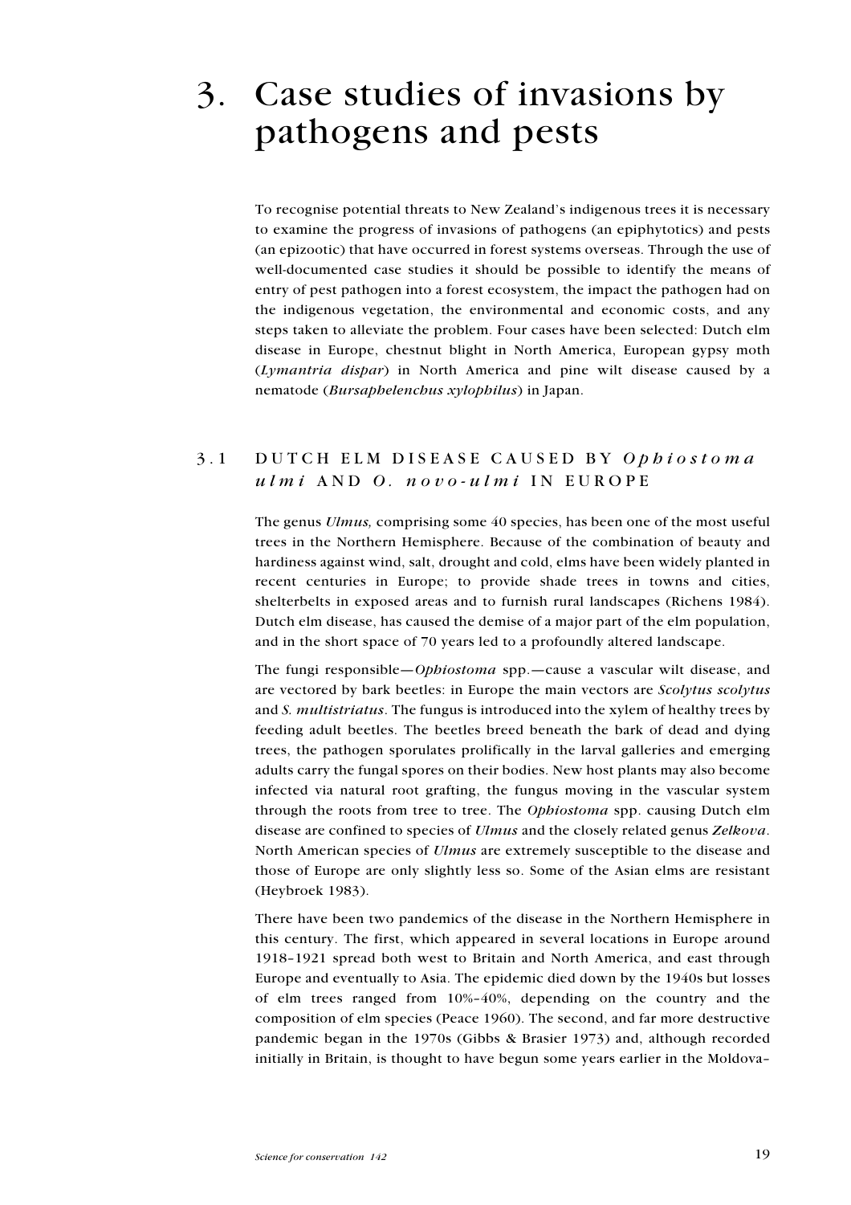# 3. Case studies of invasions by pathogens and pests

To recognise potential threats to New Zealand's indigenous trees it is necessary to examine the progress of invasions of pathogens (an epiphytotics) and pests (an epizootic) that have occurred in forest systems overseas. Through the use of well-documented case studies it should be possible to identify the means of entry of pest pathogen into a forest ecosystem, the impact the pathogen had on the indigenous vegetation, the environmental and economic costs, and any steps taken to alleviate the problem. Four cases have been selected: Dutch elm disease in Europe, chestnut blight in North America, European gypsy moth (*Lymantria dispar*) in North America and pine wilt disease caused by a nematode (*Bursaphelenchus xylophilus*) in Japan.

## 3.1 DUTCH ELM DISEASE CAUSED BY *Ophiostoma ulmi* AND *O. novo-ulmi* IN EUROPE

The genus *Ulmus,* comprising some 40 species, has been one of the most useful trees in the Northern Hemisphere. Because of the combination of beauty and hardiness against wind, salt, drought and cold, elms have been widely planted in recent centuries in Europe; to provide shade trees in towns and cities, shelterbelts in exposed areas and to furnish rural landscapes (Richens 1984). Dutch elm disease, has caused the demise of a major part of the elm population, and in the short space of 70 years led to a profoundly altered landscape.

The fungi responsible—*Ophiostoma* spp.—cause a vascular wilt disease, and are vectored by bark beetles: in Europe the main vectors are *Scolytus scolytus* and *S. multistriatus*. The fungus is introduced into the xylem of healthy trees by feeding adult beetles. The beetles breed beneath the bark of dead and dying trees, the pathogen sporulates prolifically in the larval galleries and emerging adults carry the fungal spores on their bodies. New host plants may also become infected via natural root grafting, the fungus moving in the vascular system through the roots from tree to tree. The *Ophiostoma* spp. causing Dutch elm disease are confined to species of *Ulmus* and the closely related genus *Zelkova*. North American species of *Ulmus* are extremely susceptible to the disease and those of Europe are only slightly less so. Some of the Asian elms are resistant (Heybroek 1983).

There have been two pandemics of the disease in the Northern Hemisphere in this century. The first, which appeared in several locations in Europe around 1918–1921 spread both west to Britain and North America, and east through Europe and eventually to Asia. The epidemic died down by the 1940s but losses of elm trees ranged from 10%–40%, depending on the country and the composition of elm species (Peace 1960). The second, and far more destructive pandemic began in the 1970s (Gibbs & Brasier 1973) and, although recorded initially in Britain, is thought to have begun some years earlier in the Moldova-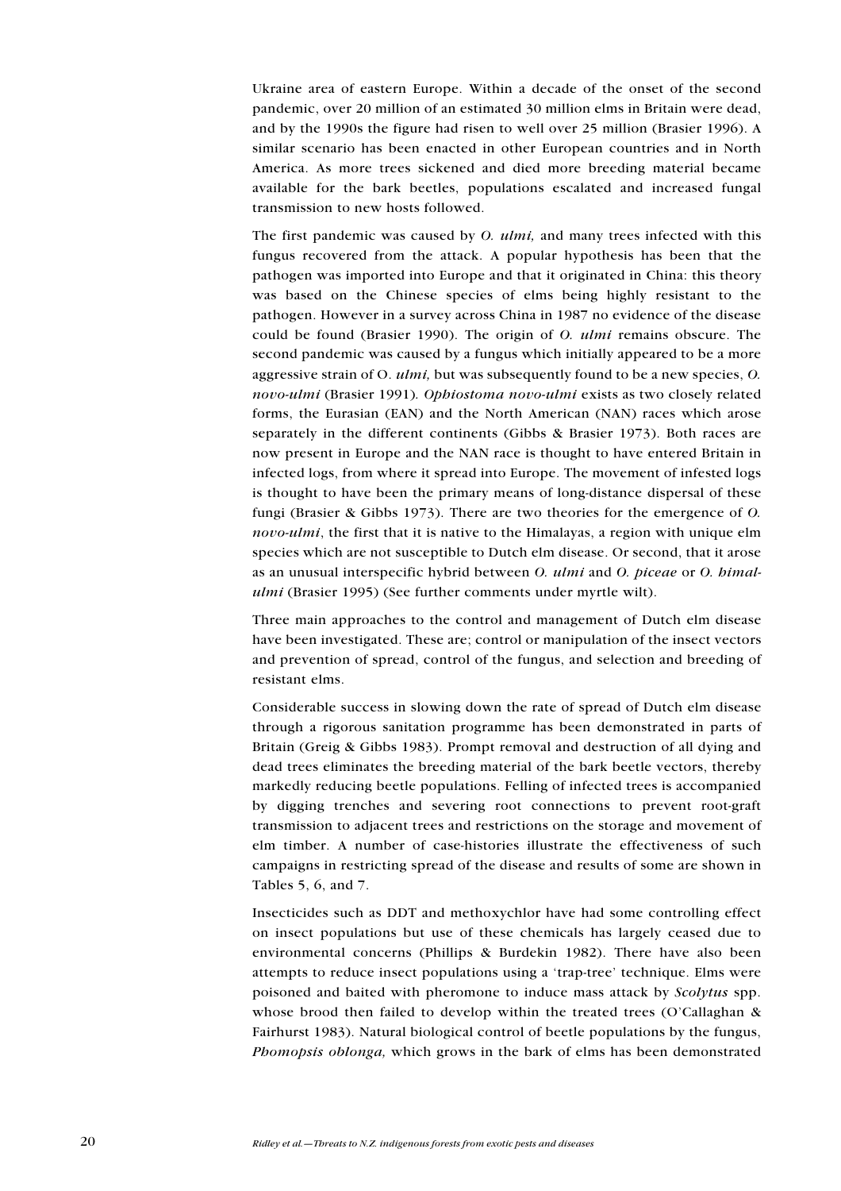Ukraine area of eastern Europe. Within a decade of the onset of the second pandemic, over 20 million of an estimated 30 million elms in Britain were dead, and by the 1990s the figure had risen to well over 25 million (Brasier 1996). A similar scenario has been enacted in other European countries and in North America. As more trees sickened and died more breeding material became available for the bark beetles, populations escalated and increased fungal transmission to new hosts followed.

The first pandemic was caused by *O. ulmi,* and many trees infected with this fungus recovered from the attack. A popular hypothesis has been that the pathogen was imported into Europe and that it originated in China: this theory was based on the Chinese species of elms being highly resistant to the pathogen. However in a survey across China in 1987 no evidence of the disease could be found (Brasier 1990). The origin of *O. ulmi* remains obscure. The second pandemic was caused by a fungus which initially appeared to be a more aggressive strain of O. *ulmi,* but was subsequently found to be a new species, *O. novo-ulmi* (Brasier 1991). *Ophiostoma novo-ulmi* exists as two closely related forms, the Eurasian (EAN) and the North American (NAN) races which arose separately in the different continents (Gibbs & Brasier 1973). Both races are now present in Europe and the NAN race is thought to have entered Britain in infected logs, from where it spread into Europe. The movement of infested logs is thought to have been the primary means of long-distance dispersal of these fungi (Brasier & Gibbs 1973). There are two theories for the emergence of *O. novo-ulmi*, the first that it is native to the Himalayas, a region with unique elm species which are not susceptible to Dutch elm disease. Or second, that it arose as an unusual interspecific hybrid between *O. ulmi* and *O. piceae* or *O. himal-ulmi* (Brasier 1995) (See further comments under myrtle wilt).

Three main approaches to the control and management of Dutch elm disease have been investigated. These are; control or manipulation of the insect vectors and prevention of spread, control of the fungus, and selection and breeding of resistant elms.

Considerable success in slowing down the rate of spread of Dutch elm disease through a rigorous sanitation programme has been demonstrated in parts of Britain (Greig & Gibbs 1983). Prompt removal and destruction of all dying and dead trees eliminates the breeding material of the bark beetle vectors, thereby markedly reducing beetle populations. Felling of infected trees is accompanied by digging trenches and severing root connections to prevent root-graft transmission to adjacent trees and restrictions on the storage and movement of elm timber. A number of case-histories illustrate the effectiveness of such campaigns in restricting spread of the disease and results of some are shown in Tables 5, 6, and 7.

Insecticides such as DDT and methoxychlor have had some controlling effect on insect populations but use of these chemicals has largely ceased due to environmental concerns (Phillips & Burdekin 1982). There have also been attempts to reduce insect populations using a 'trap-tree' technique. Elms were poisoned and baited with pheromone to induce mass attack by *Scolytus* spp. whose brood then failed to develop within the treated trees (O'Callaghan & Fairhurst 1983). Natural biological control of beetle populations by the fungus, *Phomopsis oblonga,* which grows in the bark of elms has been demonstrated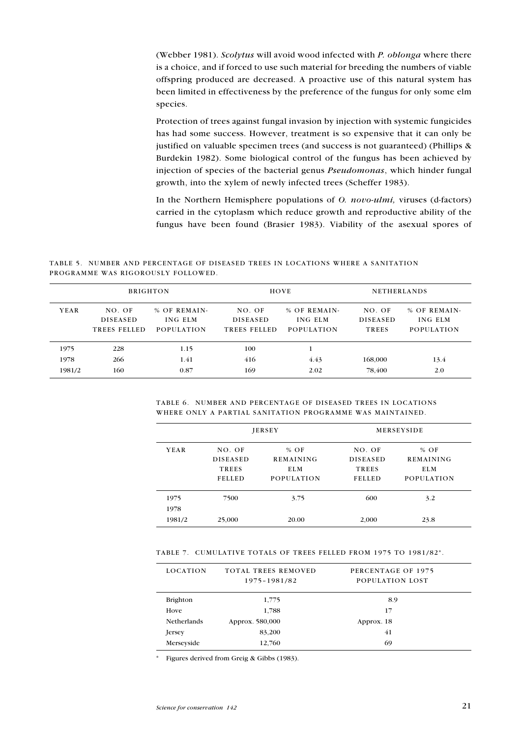(Webber 1981). *Scolytus* will avoid wood infected with *P. oblonga* where there is a choice, and if forced to use such material for breeding the numbers of viable offspring produced are decreased. A proactive use of this natural system has been limited in effectiveness by the preference of the fungus for only some elm species.

Protection of trees against fungal invasion by injection with systemic fungicides has had some success. However, treatment is so expensive that it can only be justified on valuable specimen trees (and success is not guaranteed) (Phillips & Burdekin 1982). Some biological control of the fungus has been achieved by injection of species of the bacterial genus *Pseudomonas*, which hinder fungal growth, into the xylem of newly infected trees (Scheffer 1983).

In the Northern Hemisphere populations of *O. novo-ulmi,* viruses (d-factors) carried in the cytoplasm which reduce growth and reproductive ability of the fungus have been found (Brasier 1983). Viability of the asexual spores of

TABLE 5. NUMBER AND PERCENTAGE OF DISEASED TREES IN LOCATIONS WHERE A SANITATION PROGRAMME WAS RIGOROUSLY FOLLOWED.

| | BRIGHTON | | HOVE | | NETHERLANDS | |
|---|---|---|---|---|---|---|
| YEAR | NO. OF DISEASED TREES FELLED | % OF REMAINING ELM POPULATION | NO. OF DISEASED TREES FELLED | % OF REMAINING ELM POPULATION | NO. OF DISEASED TREES | % OF REMAINING ELM POPULATION |
| 1975 | 228 | 1.15 | 100 | 1 | | |
| 1978 | 266 | 1.41 | 416 | 4.43 | 168,000 | 13.4 |
| 1981/2 | 160 | 0.87 | 169 | 2.02 | 78,400 | 2.0 |

TABLE 6. NUMBER AND PERCENTAGE OF DISEASED TREES IN LOCATIONS WHERE ONLY A PARTIAL SANITATION PROGRAMME WAS MAINTAINED.

| | JERSEY | | MERSEYSIDE | |
|---|---|---|---|---|
| YEAR | NO. OF DISEASED TREES FELLED | % OF REMAINING ELM POPULATION | NO. OF DISEASED TREES FELLED | % OF REMAINING ELM POPULATION |
| 1975 | 7500 | 3.75 | 600 | 3.2 |
| 1978 | | | | |
| 1981/2 | 25,000 | 20.00 | 2,000 | 23.8 |

TABLE 7. CUMULATIVE TOTALS OF TREES FELLED FROM 1975 TO 1981/82*.

| LOCATION | TOTAL TREES REMOVED 1975–1981/82 | PERCENTAGE OF 1975 POPULATION LOST |
|---|---|---|
| Brighton | 1,775 | 8.9 |
| Hove | 1,788 | 17 |
| Netherlands | Approx. 580,000 | Approx. 18 |
| Jersey | 83,200 | 41 |
| Merseyside | 12,760 | 69 |

* Figures derived from Greig & Gibbs (1983).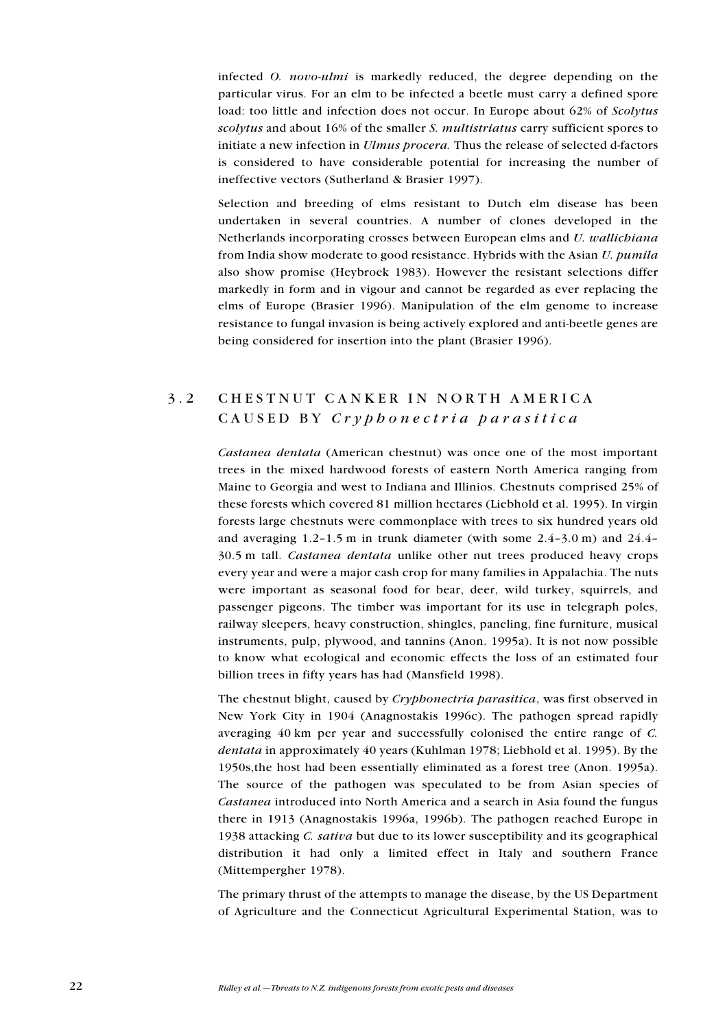infected *O. novo-ulmi* is markedly reduced, the degree depending on the particular virus. For an elm to be infected a beetle must carry a defined spore load: too little and infection does not occur. In Europe about 62% of *Scolytus scolytus* and about 16% of the smaller *S. multistriatus* carry sufficient spores to initiate a new infection in *Ulmus procera.* Thus the release of selected d-factors is considered to have considerable potential for increasing the number of ineffective vectors (Sutherland & Brasier 1997).

Selection and breeding of elms resistant to Dutch elm disease has been undertaken in several countries. A number of clones developed in the Netherlands incorporating crosses between European elms and *U. wallichiana* from India show moderate to good resistance. Hybrids with the Asian *U. pumila* also show promise (Heybroek 1983). However the resistant selections differ markedly in form and in vigour and cannot be regarded as ever replacing the elms of Europe (Brasier 1996). Manipulation of the elm genome to increase resistance to fungal invasion is being actively explored and anti-beetle genes are being considered for insertion into the plant (Brasier 1996).

## 3.2 CHESTNUT CANKER IN NORTH AMERICA CAUSED BY *Cryphonectria parasitica*

*Castanea dentata* (American chestnut) was once one of the most important trees in the mixed hardwood forests of eastern North America ranging from Maine to Georgia and west to Indiana and Illinios. Chestnuts comprised 25% of these forests which covered 81 million hectares (Liebhold et al. 1995). In virgin forests large chestnuts were commonplace with trees to six hundred years old and averaging 1.2–1.5 m in trunk diameter (with some 2.4–3.0 m) and 24.4–30.5 m tall. *Castanea dentata* unlike other nut trees produced heavy crops every year and were a major cash crop for many families in Appalachia. The nuts were important as seasonal food for bear, deer, wild turkey, squirrels, and passenger pigeons. The timber was important for its use in telegraph poles, railway sleepers, heavy construction, shingles, paneling, fine furniture, musical instruments, pulp, plywood, and tannins (Anon. 1995a). It is not now possible to know what ecological and economic effects the loss of an estimated four billion trees in fifty years has had (Mansfield 1998).

The chestnut blight, caused by *Cryphonectria parasitica*, was first observed in New York City in 1904 (Anagnostakis 1996c). The pathogen spread rapidly averaging 40 km per year and successfully colonised the entire range of *C. dentata* in approximately 40 years (Kuhlman 1978; Liebhold et al. 1995). By the 1950s,the host had been essentially eliminated as a forest tree (Anon. 1995a). The source of the pathogen was speculated to be from Asian species of *Castanea* introduced into North America and a search in Asia found the fungus there in 1913 (Anagnostakis 1996a, 1996b). The pathogen reached Europe in 1938 attacking *C. sativa* but due to its lower susceptibility and its geographical distribution it had only a limited effect in Italy and southern France (Mittempergher 1978).

The primary thrust of the attempts to manage the disease, by the US Department of Agriculture and the Connecticut Agricultural Experimental Station, was to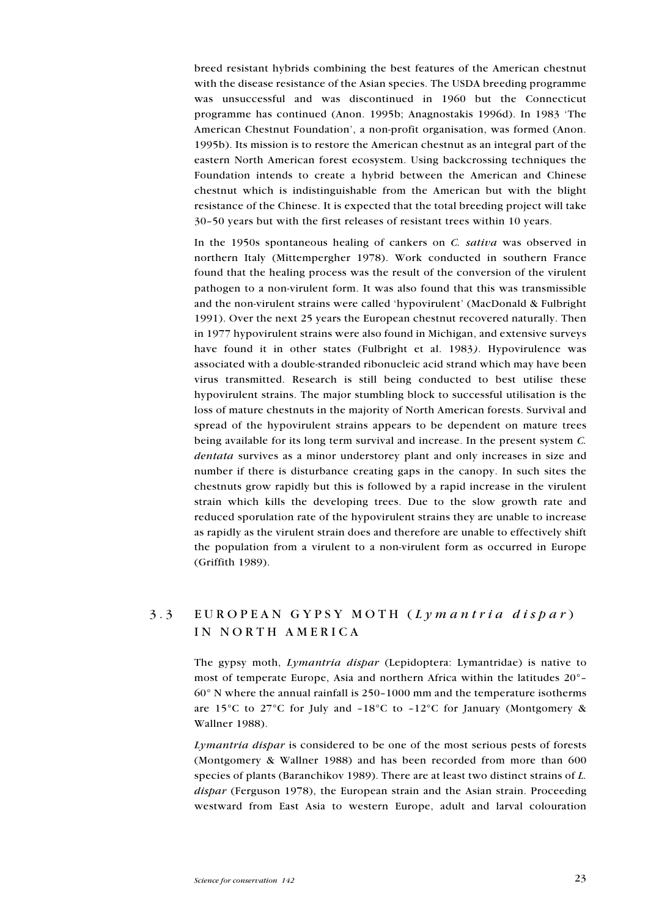breed resistant hybrids combining the best features of the American chestnut with the disease resistance of the Asian species. The USDA breeding programme was unsuccessful and was discontinued in 1960 but the Connecticut programme has continued (Anon. 1995b; Anagnostakis 1996d). In 1983 'The American Chestnut Foundation', a non-profit organisation, was formed (Anon. 1995b). Its mission is to restore the American chestnut as an integral part of the eastern North American forest ecosystem. Using backcrossing techniques the Foundation intends to create a hybrid between the American and Chinese chestnut which is indistinguishable from the American but with the blight resistance of the Chinese. It is expected that the total breeding project will take 30–50 years but with the first releases of resistant trees within 10 years.

In the 1950s spontaneous healing of cankers on *C. sativa* was observed in northern Italy (Mittempergher 1978). Work conducted in southern France found that the healing process was the result of the conversion of the virulent pathogen to a non-virulent form. It was also found that this was transmissible and the non-virulent strains were called 'hypovirulent' (MacDonald & Fulbright 1991). Over the next 25 years the European chestnut recovered naturally. Then in 1977 hypovirulent strains were also found in Michigan, and extensive surveys have found it in other states (Fulbright et al. 1983). Hypovirulence was associated with a double-stranded ribonucleic acid strand which may have been virus transmitted. Research is still being conducted to best utilise these hypovirulent strains. The major stumbling block to successful utilisation is the loss of mature chestnuts in the majority of North American forests. Survival and spread of the hypovirulent strains appears to be dependent on mature trees being available for its long term survival and increase. In the present system *C. dentata* survives as a minor understorey plant and only increases in size and number if there is disturbance creating gaps in the canopy. In such sites the chestnuts grow rapidly but this is followed by a rapid increase in the virulent strain which kills the developing trees. Due to the slow growth rate and reduced sporulation rate of the hypovirulent strains they are unable to increase as rapidly as the virulent strain does and therefore are unable to effectively shift the population from a virulent to a non-virulent form as occurred in Europe (Griffith 1989).

## 3.3 EUROPEAN GYPSY MOTH (*Lymantria dispar*) IN NORTH AMERICA

The gypsy moth, *Lymantria dispar* (Lepidoptera: Lymantridae) is native to most of temperate Europe, Asia and northern Africa within the latitudes 20°–60° N where the annual rainfall is 250–1000 mm and the temperature isotherms are 15°C to 27°C for July and –18°C to –12°C for January (Montgomery & Wallner 1988).

*Lymantria dispar* is considered to be one of the most serious pests of forests (Montgomery & Wallner 1988) and has been recorded from more than 600 species of plants (Baranchikov 1989). There are at least two distinct strains of *L. dispar* (Ferguson 1978), the European strain and the Asian strain. Proceeding westward from East Asia to western Europe, adult and larval colouration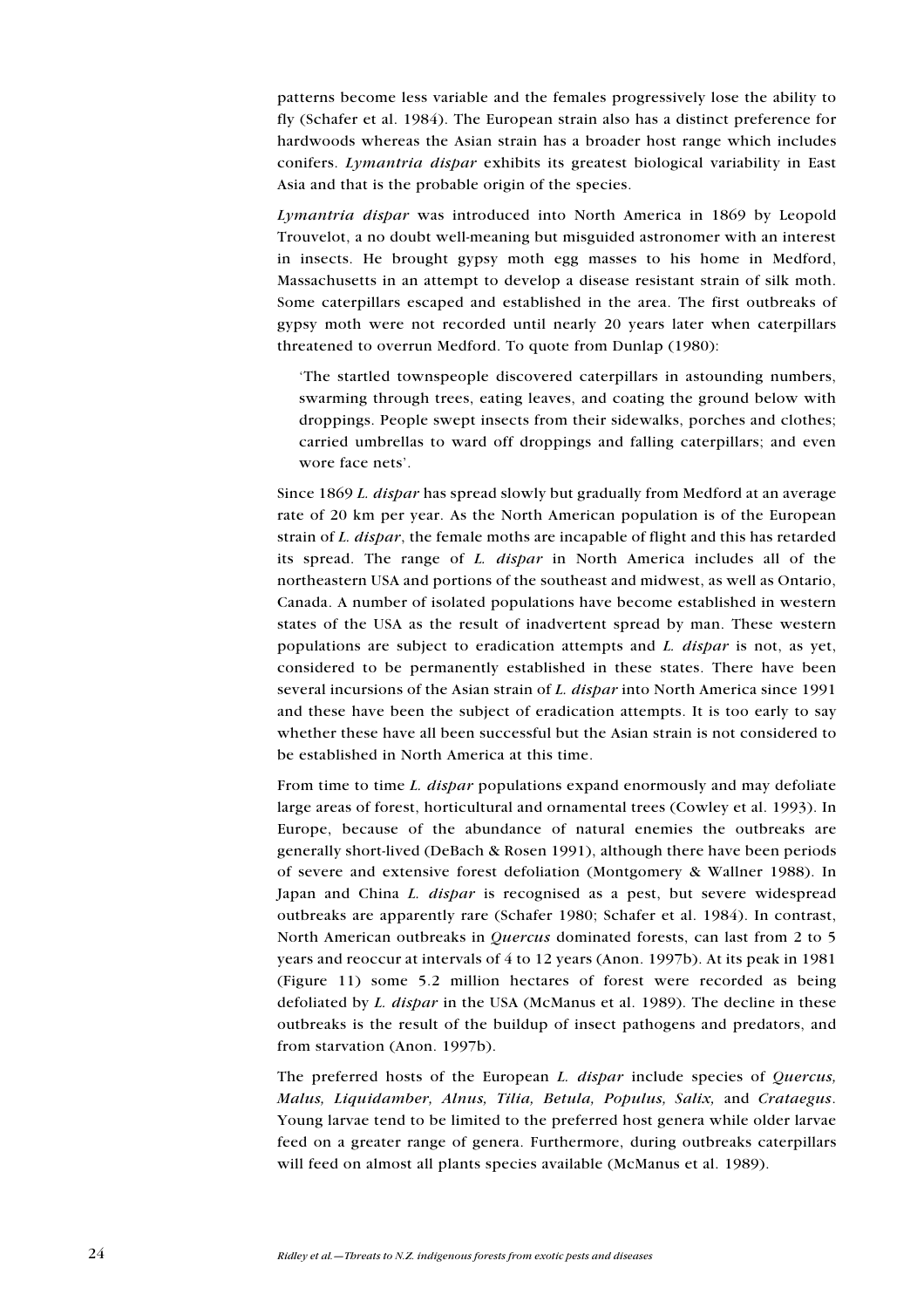patterns become less variable and the females progressively lose the ability to fly (Schafer et al. 1984). The European strain also has a distinct preference for hardwoods whereas the Asian strain has a broader host range which includes conifers. *Lymantria dispar* exhibits its greatest biological variability in East Asia and that is the probable origin of the species.

*Lymantria dispar* was introduced into North America in 1869 by Leopold Trouvelot, a no doubt well-meaning but misguided astronomer with an interest in insects. He brought gypsy moth egg masses to his home in Medford, Massachusetts in an attempt to develop a disease resistant strain of silk moth. Some caterpillars escaped and established in the area. The first outbreaks of gypsy moth were not recorded until nearly 20 years later when caterpillars threatened to overrun Medford. To quote from Dunlap (1980):

> 'The startled townspeople discovered caterpillars in astounding numbers, swarming through trees, eating leaves, and coating the ground below with droppings. People swept insects from their sidewalks, porches and clothes; carried umbrellas to ward off droppings and falling caterpillars; and even wore face nets'.

Since 1869 *L. dispar* has spread slowly but gradually from Medford at an average rate of 20 km per year. As the North American population is of the European strain of *L. dispar*, the female moths are incapable of flight and this has retarded its spread. The range of *L. dispar* in North America includes all of the northeastern USA and portions of the southeast and midwest, as well as Ontario, Canada. A number of isolated populations have become established in western states of the USA as the result of inadvertent spread by man. These western populations are subject to eradication attempts and *L. dispar* is not, as yet, considered to be permanently established in these states. There have been several incursions of the Asian strain of *L. dispar* into North America since 1991 and these have been the subject of eradication attempts. It is too early to say whether these have all been successful but the Asian strain is not considered to be established in North America at this time.

From time to time *L. dispar* populations expand enormously and may defoliate large areas of forest, horticultural and ornamental trees (Cowley et al. 1993). In Europe, because of the abundance of natural enemies the outbreaks are generally short-lived (DeBach & Rosen 1991), although there have been periods of severe and extensive forest defoliation (Montgomery & Wallner 1988). In Japan and China *L. dispar* is recognised as a pest, but severe widespread outbreaks are apparently rare (Schafer 1980; Schafer et al. 1984). In contrast, North American outbreaks in *Quercus* dominated forests, can last from 2 to 5 years and reoccur at intervals of 4 to 12 years (Anon. 1997b). At its peak in 1981 (Figure 11) some 5.2 million hectares of forest were recorded as being defoliated by *L. dispar* in the USA (McManus et al. 1989). The decline in these outbreaks is the result of the buildup of insect pathogens and predators, and from starvation (Anon. 1997b).

The preferred hosts of the European *L. dispar* include species of *Quercus, Malus, Liquidamber, Alnus, Tilia, Betula, Populus, Salix,* and *Crataegus*. Young larvae tend to be limited to the preferred host genera while older larvae feed on a greater range of genera. Furthermore, during outbreaks caterpillars will feed on almost all plants species available (McManus et al. 1989).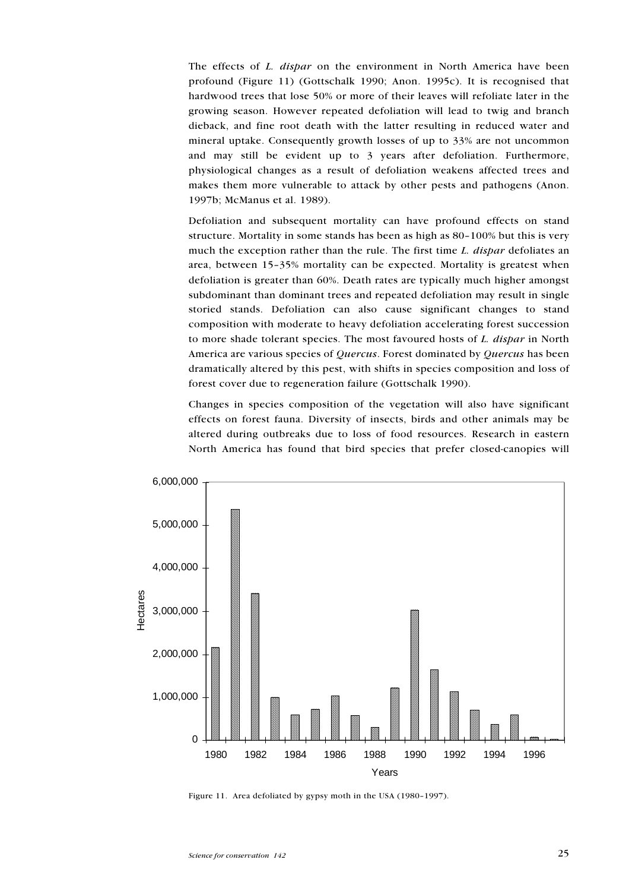The effects of *L. dispar* on the environment in North America have been profound (Figure 11) (Gottschalk 1990; Anon. 1995c). It is recognised that hardwood trees that lose 50% or more of their leaves will refoliate later in the growing season. However repeated defoliation will lead to twig and branch dieback, and fine root death with the latter resulting in reduced water and mineral uptake. Consequently growth losses of up to 33% are not uncommon and may still be evident up to 3 years after defoliation. Furthermore, physiological changes as a result of defoliation weakens affected trees and makes them more vulnerable to attack by other pests and pathogens (Anon. 1997b; McManus et al. 1989).

Defoliation and subsequent mortality can have profound effects on stand structure. Mortality in some stands has been as high as 80–100% but this is very much the exception rather than the rule. The first time *L. dispar* defoliates an area, between 15–35% mortality can be expected. Mortality is greatest when defoliation is greater than 60%. Death rates are typically much higher amongst subdominant than dominant trees and repeated defoliation may result in single storied stands. Defoliation can also cause significant changes to stand composition with moderate to heavy defoliation accelerating forest succession to more shade tolerant species. The most favoured hosts of *L. dispar* in North America are various species of *Quercus*. Forest dominated by *Quercus* has been dramatically altered by this pest, with shifts in species composition and loss of forest cover due to regeneration failure (Gottschalk 1990).

Changes in species composition of the vegetation will also have significant effects on forest fauna. Diversity of insects, birds and other animals may be altered during outbreaks due to loss of food resources. Research in eastern North America has found that bird species that prefer closed-canopies will

Figure 11. Area defoliated by gypsy moth in the USA (1980–1997).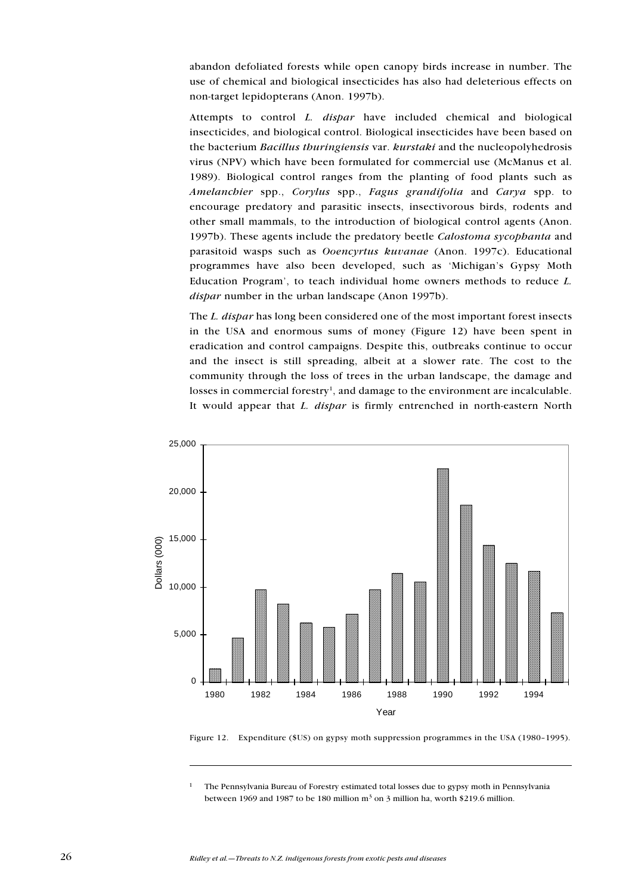abandon defoliated forests while open canopy birds increase in number. The use of chemical and biological insecticides has also had deleterious effects on non-target lepidopterans (Anon. 1997b).

Attempts to control *L. dispar* have included chemical and biological insecticides, and biological control. Biological insecticides have been based on the bacterium *Bacillus thuringiensis* var. *kurstaki* and the nucleopolyhedrosis virus (NPV) which have been formulated for commercial use (McManus et al. 1989). Biological control ranges from the planting of food plants such as *Amelanchier* spp., *Corylus* spp., *Fagus grandifolia* and *Carya* spp. to encourage predatory and parasitic insects, insectivorous birds, rodents and other small mammals, to the introduction of biological control agents (Anon. 1997b). These agents include the predatory beetle *Calostoma sycophanta* and parasitoid wasps such as *Ooencyrtus kuvanae* (Anon. 1997c). Educational programmes have also been developed, such as 'Michigan's Gypsy Moth Education Program', to teach individual home owners methods to reduce *L. dispar* number in the urban landscape (Anon 1997b).

The *L. dispar* has long been considered one of the most important forest insects in the USA and enormous sums of money (Figure 12) have been spent in eradication and control campaigns. Despite this, outbreaks continue to occur and the insect is still spreading, albeit at a slower rate. The cost to the community through the loss of trees in the urban landscape, the damage and losses in commercial forestry[1], and damage to the environment are incalculable. It would appear that *L. dispar* is firmly entrenched in north-eastern North

Figure 12. Expenditure ($US) on gypsy moth suppression programmes in the USA (1980–1995).

---

[1] The Pennsylvania Bureau of Forestry estimated total losses due to gypsy moth in Pennsylvania between 1969 and 1987 to be 180 million $m^3$ on 3 million ha, worth $219.6 million.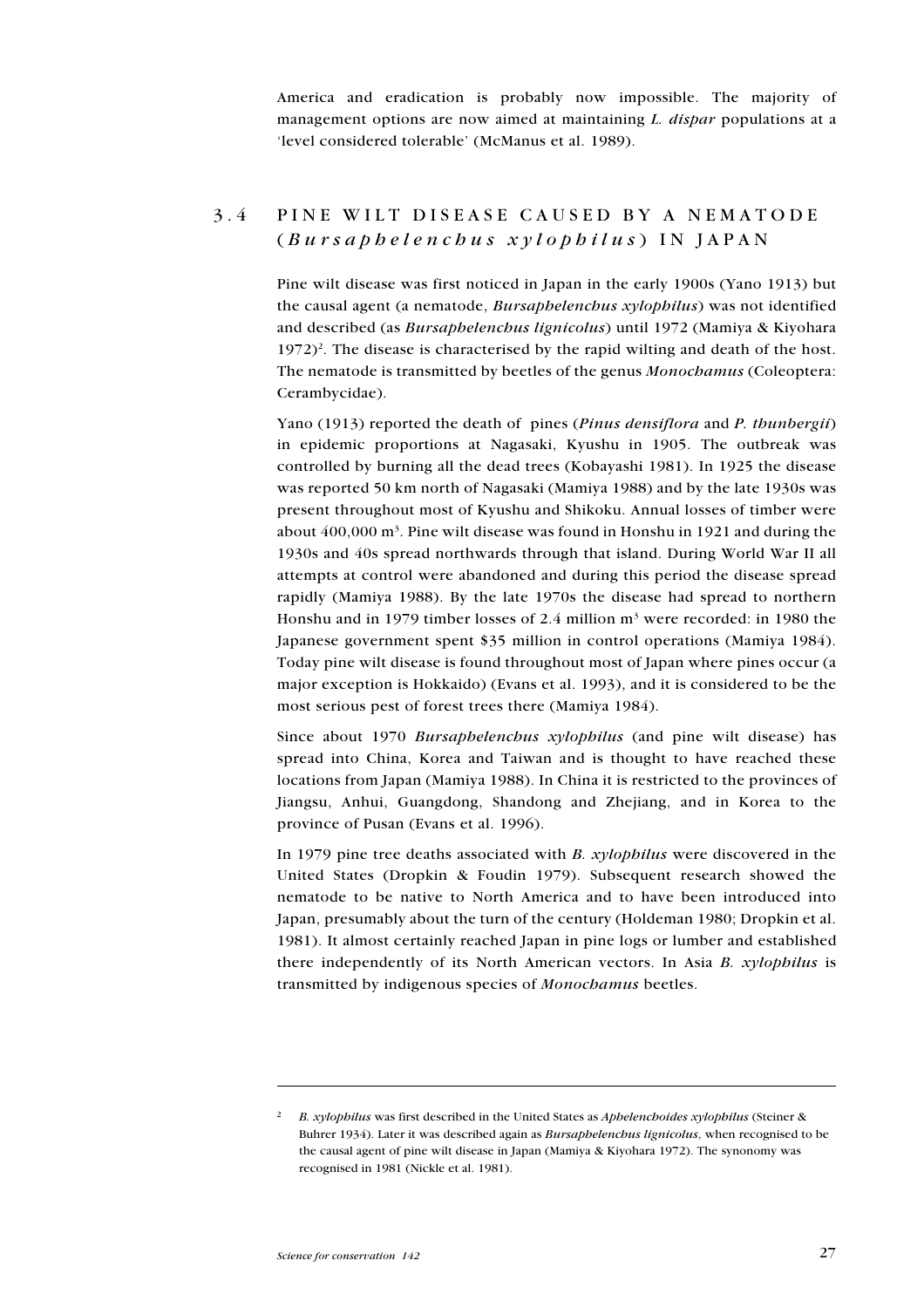America and eradication is probably now impossible. The majority of management options are now aimed at maintaining *L. dispar* populations at a 'level considered tolerable' (McManus et al. 1989).

## 3.4 PINE WILT DISEASE CAUSED BY A NEMATODE (*Bursaphelenchus xylophilus*) IN JAPAN

Pine wilt disease was first noticed in Japan in the early 1900s (Yano 1913) but the causal agent (a nematode, *Bursaphelenchus xylophilus*) was not identified and described (as *Bursaphelenchus lignicolus*) until 1972 (Mamiya & Kiyohara 1972)[2]. The disease is characterised by the rapid wilting and death of the host. The nematode is transmitted by beetles of the genus *Monochamus* (Coleoptera: Cerambycidae).

Yano (1913) reported the death of pines (*Pinus densiflora* and *P. thunbergii*) in epidemic proportions at Nagasaki, Kyushu in 1905. The outbreak was controlled by burning all the dead trees (Kobayashi 1981). In 1925 the disease was reported 50 km north of Nagasaki (Mamiya 1988) and by the late 1930s was present throughout most of Kyushu and Shikoku. Annual losses of timber were about 400,000 $m^3$. Pine wilt disease was found in Honshu in 1921 and during the 1930s and 40s spread northwards through that island. During World War II all attempts at control were abandoned and during this period the disease spread rapidly (Mamiya 1988). By the late 1970s the disease had spread to northern Honshu and in 1979 timber losses of 2.4 million $m^3$ were recorded: in 1980 the Japanese government spent $35 million in control operations (Mamiya 1984). Today pine wilt disease is found throughout most of Japan where pines occur (a major exception is Hokkaido) (Evans et al. 1993), and it is considered to be the most serious pest of forest trees there (Mamiya 1984).

Since about 1970 *Bursaphelenchus xylophilus* (and pine wilt disease) has spread into China, Korea and Taiwan and is thought to have reached these locations from Japan (Mamiya 1988). In China it is restricted to the provinces of Jiangsu, Anhui, Guangdong, Shandong and Zhejiang, and in Korea to the province of Pusan (Evans et al. 1996).

In 1979 pine tree deaths associated with *B. xylophilus* were discovered in the United States (Dropkin & Foudin 1979). Subsequent research showed the nematode to be native to North America and to have been introduced into Japan, presumably about the turn of the century (Holdeman 1980; Dropkin et al. 1981). It almost certainly reached Japan in pine logs or lumber and established there independently of its North American vectors. In Asia *B. xylophilus* is transmitted by indigenous species of *Monochamus* beetles.

---

[2] *B. xylophilus* was first described in the United States as *Aphelenchoides xylophilus* (Steiner & Buhrer 1934). Later it was described again as *Bursaphelenchus lignicolus*, when recognised to be the causal agent of pine wilt disease in Japan (Mamiya & Kiyohara 1972). The synonomy was recognised in 1981 (Nickle et al. 1981).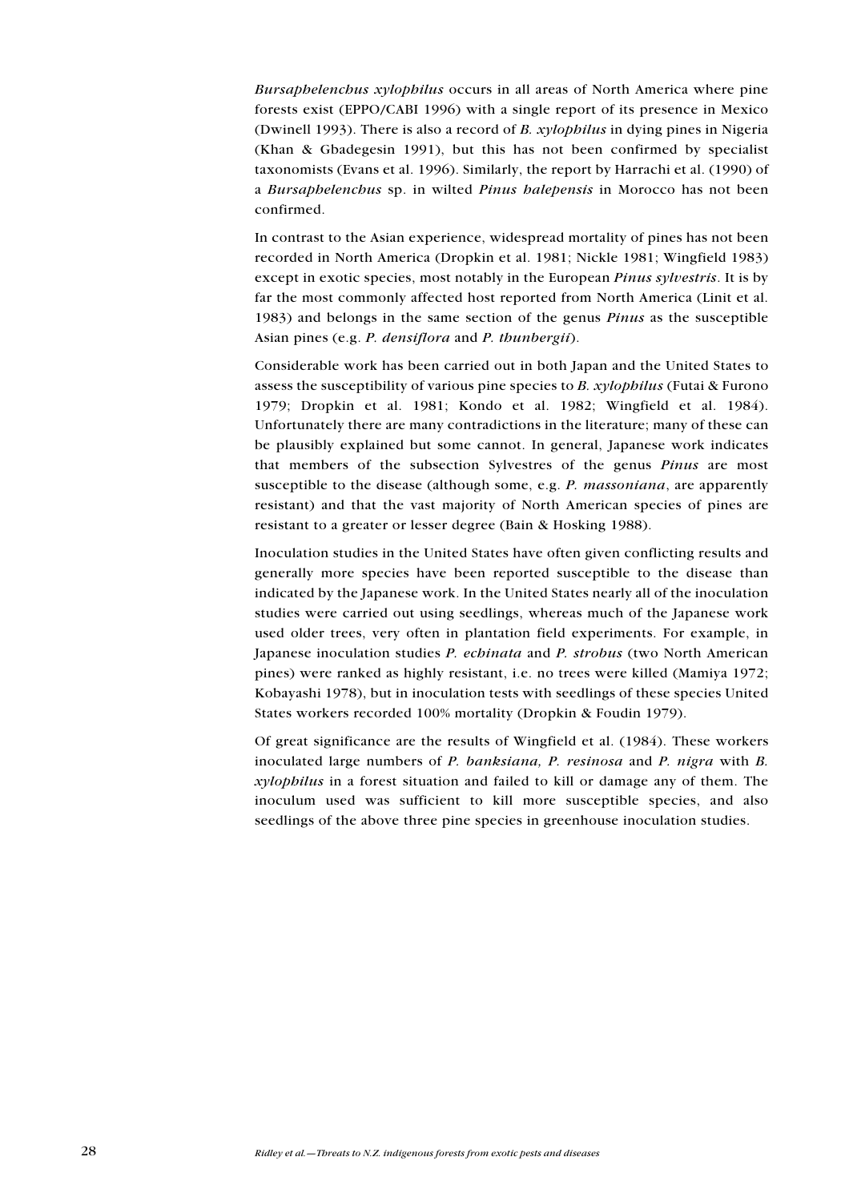*Bursaphelenchus xylophilus* occurs in all areas of North America where pine forests exist (EPPO/CABI 1996) with a single report of its presence in Mexico (Dwinell 1993). There is also a record of *B. xylophilus* in dying pines in Nigeria (Khan & Gbadegesin 1991), but this has not been confirmed by specialist taxonomists (Evans et al. 1996). Similarly, the report by Harrachi et al. (1990) of a *Bursaphelenchus* sp. in wilted *Pinus halepensis* in Morocco has not been confirmed.

In contrast to the Asian experience, widespread mortality of pines has not been recorded in North America (Dropkin et al. 1981; Nickle 1981; Wingfield 1983) except in exotic species, most notably in the European *Pinus sylvestris*. It is by far the most commonly affected host reported from North America (Linit et al. 1983) and belongs in the same section of the genus *Pinus* as the susceptible Asian pines (e.g. *P. densiflora* and *P. thunbergii*).

Considerable work has been carried out in both Japan and the United States to assess the susceptibility of various pine species to *B. xylophilus* (Futai & Furono 1979; Dropkin et al. 1981; Kondo et al. 1982; Wingfield et al. 1984). Unfortunately there are many contradictions in the literature; many of these can be plausibly explained but some cannot. In general, Japanese work indicates that members of the subsection Sylvestres of the genus *Pinus* are most susceptible to the disease (although some, e.g. *P. massoniana*, are apparently resistant) and that the vast majority of North American species of pines are resistant to a greater or lesser degree (Bain & Hosking 1988).

Inoculation studies in the United States have often given conflicting results and generally more species have been reported susceptible to the disease than indicated by the Japanese work. In the United States nearly all of the inoculation studies were carried out using seedlings, whereas much of the Japanese work used older trees, very often in plantation field experiments. For example, in Japanese inoculation studies *P. echinata* and *P. strobus* (two North American pines) were ranked as highly resistant, i.e. no trees were killed (Mamiya 1972; Kobayashi 1978), but in inoculation tests with seedlings of these species United States workers recorded 100% mortality (Dropkin & Foudin 1979).

Of great significance are the results of Wingfield et al. (1984). These workers inoculated large numbers of *P. banksiana, P. resinosa* and *P. nigra* with *B. xylophilus* in a forest situation and failed to kill or damage any of them. The inoculum used was sufficient to kill more susceptible species, and also seedlings of the above three pine species in greenhouse inoculation studies.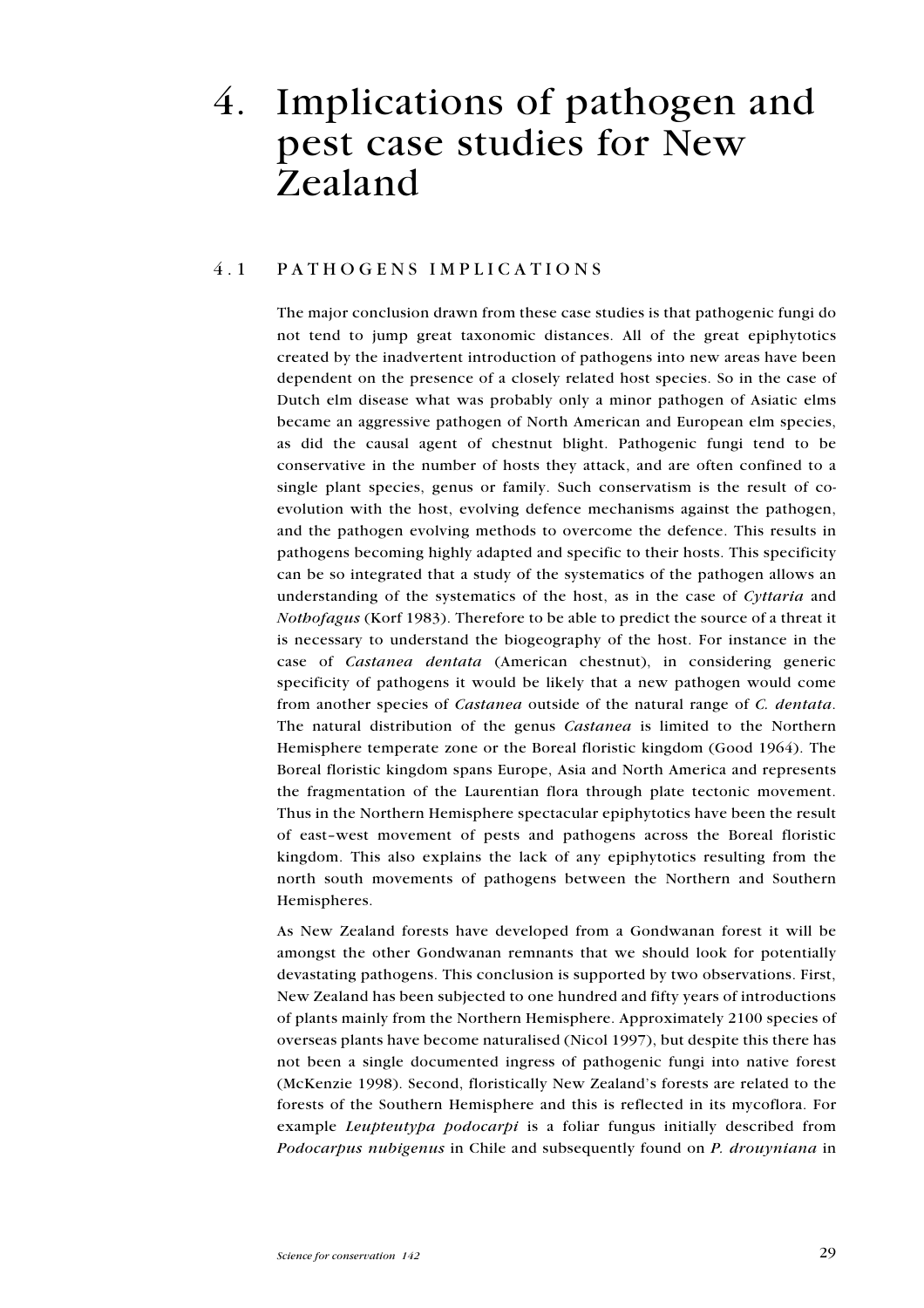# 4. Implications of pathogen and pest case studies for New Zealand

## 4.1 PATHOGENS IMPLICATIONS

The major conclusion drawn from these case studies is that pathogenic fungi do not tend to jump great taxonomic distances. All of the great epiphytotics created by the inadvertent introduction of pathogens into new areas have been dependent on the presence of a closely related host species. So in the case of Dutch elm disease what was probably only a minor pathogen of Asiatic elms became an aggressive pathogen of North American and European elm species, as did the causal agent of chestnut blight. Pathogenic fungi tend to be conservative in the number of hosts they attack, and are often confined to a single plant species, genus or family. Such conservatism is the result of co-evolution with the host, evolving defence mechanisms against the pathogen, and the pathogen evolving methods to overcome the defence. This results in pathogens becoming highly adapted and specific to their hosts. This specificity can be so integrated that a study of the systematics of the pathogen allows an understanding of the systematics of the host, as in the case of *Cyttaria* and *Nothofagus* (Korf 1983). Therefore to be able to predict the source of a threat it is necessary to understand the biogeography of the host. For instance in the case of *Castanea dentata* (American chestnut), in considering generic specificity of pathogens it would be likely that a new pathogen would come from another species of *Castanea* outside of the natural range of *C. dentata*. The natural distribution of the genus *Castanea* is limited to the Northern Hemisphere temperate zone or the Boreal floristic kingdom (Good 1964). The Boreal floristic kingdom spans Europe, Asia and North America and represents the fragmentation of the Laurentian flora through plate tectonic movement. Thus in the Northern Hemisphere spectacular epiphytotics have been the result of east–west movement of pests and pathogens across the Boreal floristic kingdom. This also explains the lack of any epiphytotics resulting from the north south movements of pathogens between the Northern and Southern Hemispheres.

As New Zealand forests have developed from a Gondwanan forest it will be amongst the other Gondwanan remnants that we should look for potentially devastating pathogens. This conclusion is supported by two observations. First, New Zealand has been subjected to one hundred and fifty years of introductions of plants mainly from the Northern Hemisphere. Approximately 2100 species of overseas plants have become naturalised (Nicol 1997), but despite this there has not been a single documented ingress of pathogenic fungi into native forest (McKenzie 1998). Second, floristically New Zealand's forests are related to the forests of the Southern Hemisphere and this is reflected in its mycoflora. For example *Leupteutypa podocarpi* is a foliar fungus initially described from *Podocarpus nubigenus* in Chile and subsequently found on *P. drouyniana* in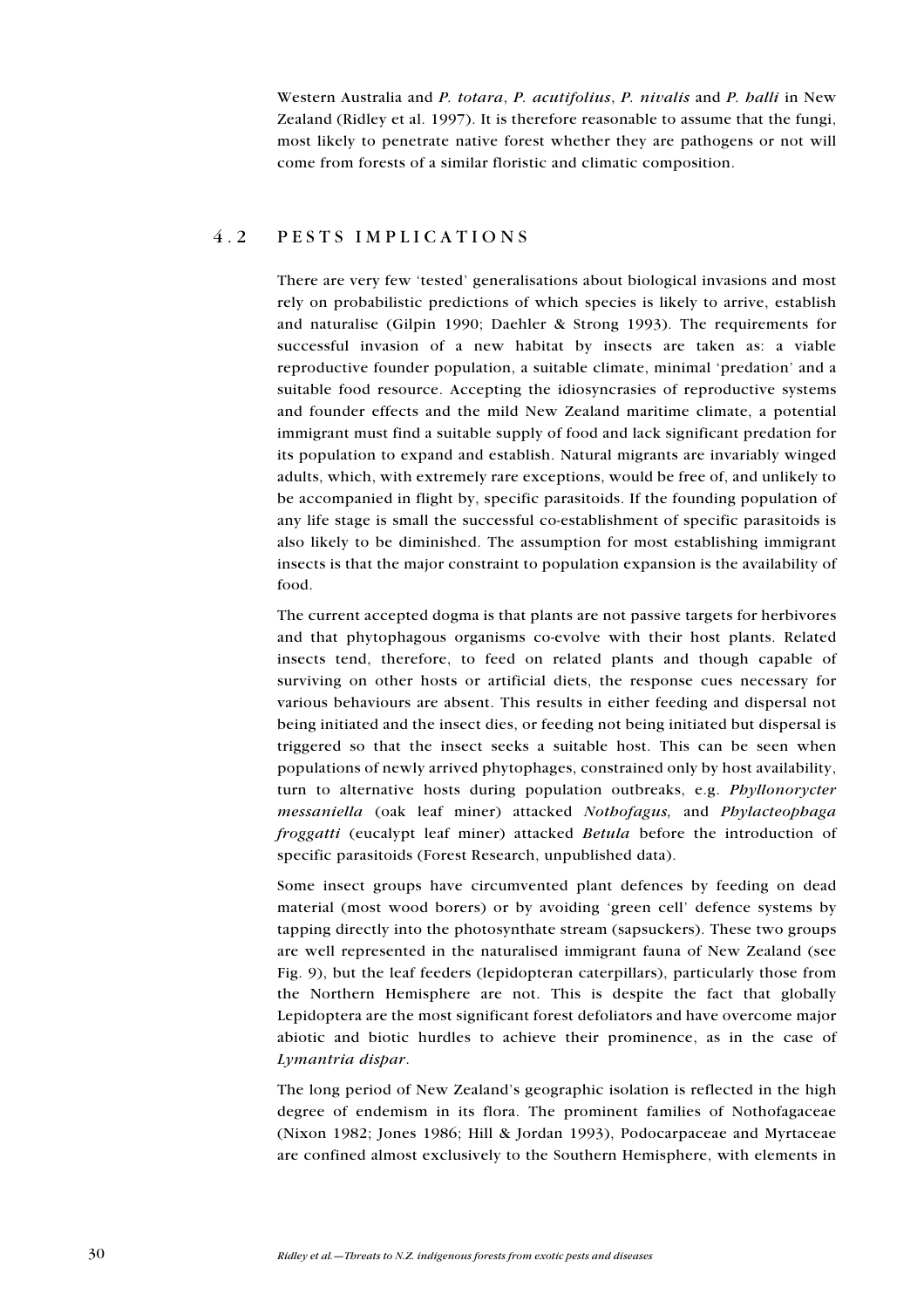Western Australia and *P. totara*, *P. acutifolius*, *P. nivalis* and *P. halli* in New Zealand (Ridley et al. 1997). It is therefore reasonable to assume that the fungi, most likely to penetrate native forest whether they are pathogens or not will come from forests of a similar floristic and climatic composition.

## 4.2 PESTS IMPLICATIONS

There are very few 'tested' generalisations about biological invasions and most rely on probabilistic predictions of which species is likely to arrive, establish and naturalise (Gilpin 1990; Daehler & Strong 1993). The requirements for successful invasion of a new habitat by insects are taken as: a viable reproductive founder population, a suitable climate, minimal 'predation' and a suitable food resource. Accepting the idiosyncrasies of reproductive systems and founder effects and the mild New Zealand maritime climate, a potential immigrant must find a suitable supply of food and lack significant predation for its population to expand and establish. Natural migrants are invariably winged adults, which, with extremely rare exceptions, would be free of, and unlikely to be accompanied in flight by, specific parasitoids. If the founding population of any life stage is small the successful co-establishment of specific parasitoids is also likely to be diminished. The assumption for most establishing immigrant insects is that the major constraint to population expansion is the availability of food.

The current accepted dogma is that plants are not passive targets for herbivores and that phytophagous organisms co-evolve with their host plants. Related insects tend, therefore, to feed on related plants and though capable of surviving on other hosts or artificial diets, the response cues necessary for various behaviours are absent. This results in either feeding and dispersal not being initiated and the insect dies, or feeding not being initiated but dispersal is triggered so that the insect seeks a suitable host. This can be seen when populations of newly arrived phytophages, constrained only by host availability, turn to alternative hosts during population outbreaks, e.g. *Phyllonorycter messaniella* (oak leaf miner) attacked *Nothofagus,* and *Phylacteophaga froggatti* (eucalypt leaf miner) attacked *Betula* before the introduction of specific parasitoids (Forest Research, unpublished data).

Some insect groups have circumvented plant defences by feeding on dead material (most wood borers) or by avoiding 'green cell' defence systems by tapping directly into the photosynthate stream (sapsuckers). These two groups are well represented in the naturalised immigrant fauna of New Zealand (see Fig. 9), but the leaf feeders (lepidopteran caterpillars), particularly those from the Northern Hemisphere are not. This is despite the fact that globally Lepidoptera are the most significant forest defoliators and have overcome major abiotic and biotic hurdles to achieve their prominence, as in the case of *Lymantria dispar*.

The long period of New Zealand's geographic isolation is reflected in the high degree of endemism in its flora. The prominent families of Nothofagaceae (Nixon 1982; Jones 1986; Hill & Jordan 1993), Podocarpaceae and Myrtaceae are confined almost exclusively to the Southern Hemisphere, with elements in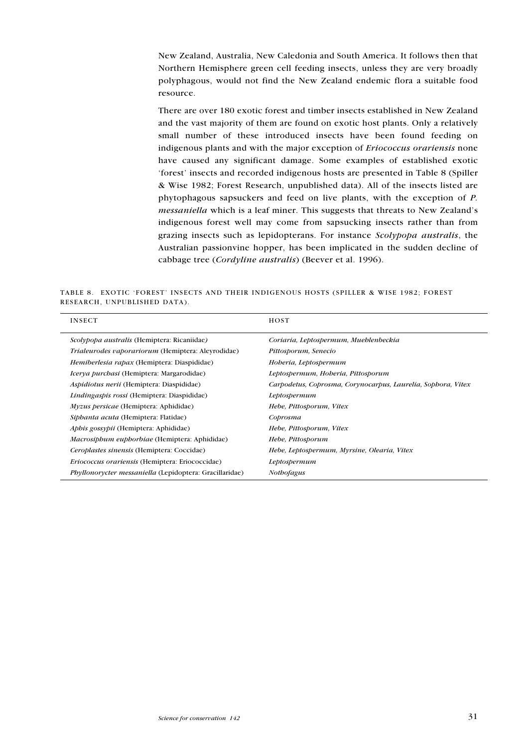New Zealand, Australia, New Caledonia and South America. It follows then that Northern Hemisphere green cell feeding insects, unless they are very broadly polyphagous, would not find the New Zealand endemic flora a suitable food resource.

There are over 180 exotic forest and timber insects established in New Zealand and the vast majority of them are found on exotic host plants. Only a relatively small number of these introduced insects have been found feeding on indigenous plants and with the major exception of *Eriococcus orariensis* none have caused any significant damage. Some examples of established exotic 'forest' insects and recorded indigenous hosts are presented in Table 8 (Spiller & Wise 1982; Forest Research, unpublished data). All of the insects listed are phytophagous sapsuckers and feed on live plants, with the exception of *P. messaniella* which is a leaf miner. This suggests that threats to New Zealand's indigenous forest well may come from sapsucking insects rather than from grazing insects such as lepidopterans. For instance *Scolypopa australis*, the Australian passionvine hopper, has been implicated in the sudden decline of cabbage tree (*Cordyline australis*) (Beever et al. 1996).

TABLE 8. EXOTIC 'FOREST' INSECTS AND THEIR INDIGENOUS HOSTS (SPILLER & WISE 1982; FOREST RESEARCH, UNPUBLISHED DATA).

| INSECT | HOST |
|---|---|
| *Scolypopa australis* (Hemiptera: Ricaniidae) | *Coriaria, Leptospermum, Muehlenbeckia* |
| *Trialeurodes vaporariorum* (Hemiptera: Aleyrodidae) | *Pittosporum, Senecio* |
| *Hemiberlesia rapax* (Hemiptera: Diaspididae) | *Hoheria, Leptospermum* |
| *Icerya purchasi* (Hemiptera: Margarodidae) | *Leptospermum, Hoheria, Pittosporum* |
| *Aspidiotus nerii* (Hemiptera: Diaspididae) | *Carpodetus, Coprosma, Corynocarpus, Laurelia, Sophora, Vitex* |
| *Lindingaspis rossi* (Hemiptera: Diaspididae) | *Leptospermum* |
| *Myzus persicae* (Hemiptera: Aphididae) | *Hebe, Pittosporum, Vitex* |
| *Siphanta acuta* (Hemiptera: Flatidae) | *Coprosma* |
| *Aphis gossypii* (Hemiptera: Aphididae) | *Hebe, Pittosporum, Vitex* |
| *Macrosiphum euphorbiae* (Hemiptera: Aphididae) | *Hebe, Pittosporum* |
| *Ceroplastes sinensis* (Hemiptera: Coccidae) | *Hebe, Leptospermum, Myrsine, Olearia, Vitex* |
| *Eriococcus orariensis* (Hemiptera: Eriococcidae) | *Leptospermum* |
| *Phyllonorycter messaniella* (Lepidoptera: Gracillaridae) | *Nothofagus* |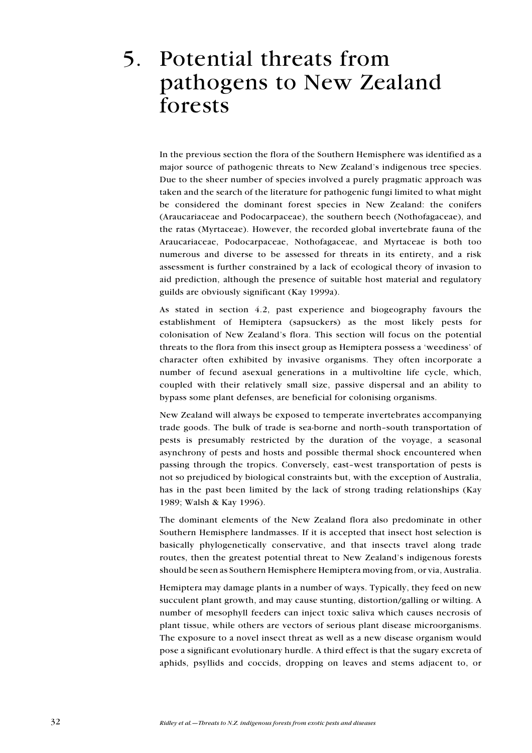# 5. Potential threats from pathogens to New Zealand forests

In the previous section the flora of the Southern Hemisphere was identified as a major source of pathogenic threats to New Zealand's indigenous tree species. Due to the sheer number of species involved a purely pragmatic approach was taken and the search of the literature for pathogenic fungi limited to what might be considered the dominant forest species in New Zealand: the conifers (Araucariaceae and Podocarpaceae), the southern beech (Nothofagaceae), and the ratas (Myrtaceae). However, the recorded global invertebrate fauna of the Araucariaceae, Podocarpaceae, Nothofagaceae, and Myrtaceae is both too numerous and diverse to be assessed for threats in its entirety, and a risk assessment is further constrained by a lack of ecological theory of invasion to aid prediction, although the presence of suitable host material and regulatory guilds are obviously significant (Kay 1999a).

As stated in section 4.2, past experience and biogeography favours the establishment of Hemiptera (sapsuckers) as the most likely pests for colonisation of New Zealand's flora. This section will focus on the potential threats to the flora from this insect group as Hemiptera possess a 'weediness' of character often exhibited by invasive organisms. They often incorporate a number of fecund asexual generations in a multivoltine life cycle, which, coupled with their relatively small size, passive dispersal and an ability to bypass some plant defenses, are beneficial for colonising organisms.

New Zealand will always be exposed to temperate invertebrates accompanying trade goods. The bulk of trade is sea-borne and north–south transportation of pests is presumably restricted by the duration of the voyage, a seasonal asynchrony of pests and hosts and possible thermal shock encountered when passing through the tropics. Conversely, east–west transportation of pests is not so prejudiced by biological constraints but, with the exception of Australia, has in the past been limited by the lack of strong trading relationships (Kay 1989; Walsh & Kay 1996).

The dominant elements of the New Zealand flora also predominate in other Southern Hemisphere landmasses. If it is accepted that insect host selection is basically phylogenetically conservative, and that insects travel along trade routes, then the greatest potential threat to New Zealand's indigenous forests should be seen as Southern Hemisphere Hemiptera moving from, or via, Australia.

Hemiptera may damage plants in a number of ways. Typically, they feed on new succulent plant growth, and may cause stunting, distortion/galling or wilting. A number of mesophyll feeders can inject toxic saliva which causes necrosis of plant tissue, while others are vectors of serious plant disease microorganisms. The exposure to a novel insect threat as well as a new disease organism would pose a significant evolutionary hurdle. A third effect is that the sugary excreta of aphids, psyllids and coccids, dropping on leaves and stems adjacent to, or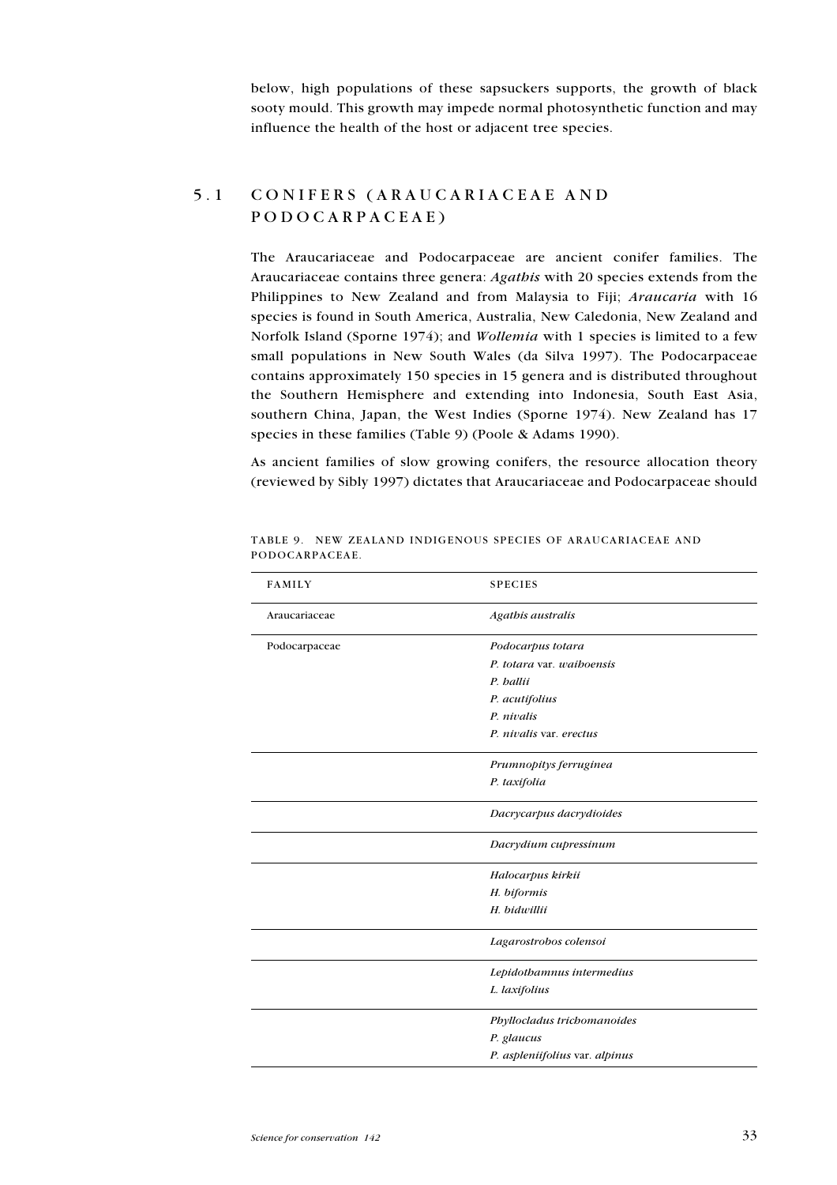below, high populations of these sapsuckers supports, the growth of black sooty mould. This growth may impede normal photosynthetic function and may influence the health of the host or adjacent tree species.

## 5.1 CONIFERS (ARAUCARIACEAE AND PODOCARPACEAE)

The Araucariaceae and Podocarpaceae are ancient conifer families. The Araucariaceae contains three genera: *Agathis* with 20 species extends from the Philippines to New Zealand and from Malaysia to Fiji; *Araucaria* with 16 species is found in South America, Australia, New Caledonia, New Zealand and Norfolk Island (Sporne 1974); and *Wollemia* with 1 species is limited to a few small populations in New South Wales (da Silva 1997). The Podocarpaceae contains approximately 150 species in 15 genera and is distributed throughout the Southern Hemisphere and extending into Indonesia, South East Asia, southern China, Japan, the West Indies (Sporne 1974). New Zealand has 17 species in these families (Table 9) (Poole & Adams 1990).

As ancient families of slow growing conifers, the resource allocation theory (reviewed by Sibly 1997) dictates that Araucariaceae and Podocarpaceae should

TABLE 9. NEW ZEALAND INDIGENOUS SPECIES OF ARAUCARIACEAE AND PODOCARPACEAE.

| FAMILY | SPECIES |
|---|---|
| Araucariaceae | *Agathis australis* |
| Podocarpaceae | *Podocarpus totara* |
| | *P. totara* var. *waihoensis* |
| | *P. hallii* |
| | *P. acutifolius* |
| | *P. nivalis* |
| | *P. nivalis* var. *erectus* |
| | *Prumnopitys ferruginea* |
| | *P. taxifolia* |
| | *Dacrycarpus dacrydioides* |
| | *Dacrydium cupressinum* |
| | *Halocarpus kirkii* |
| | *H. biformis* |
| | *H. bidwillii* |
| | *Lagarostrobos colensoi* |
| | *Lepidothamnus intermedius* |
| | *L. laxifolius* |
| | *Phyllocladus trichomanoides* |
| | *P. glaucus* |
| | *P. aspleniifolius* var. *alpinus* |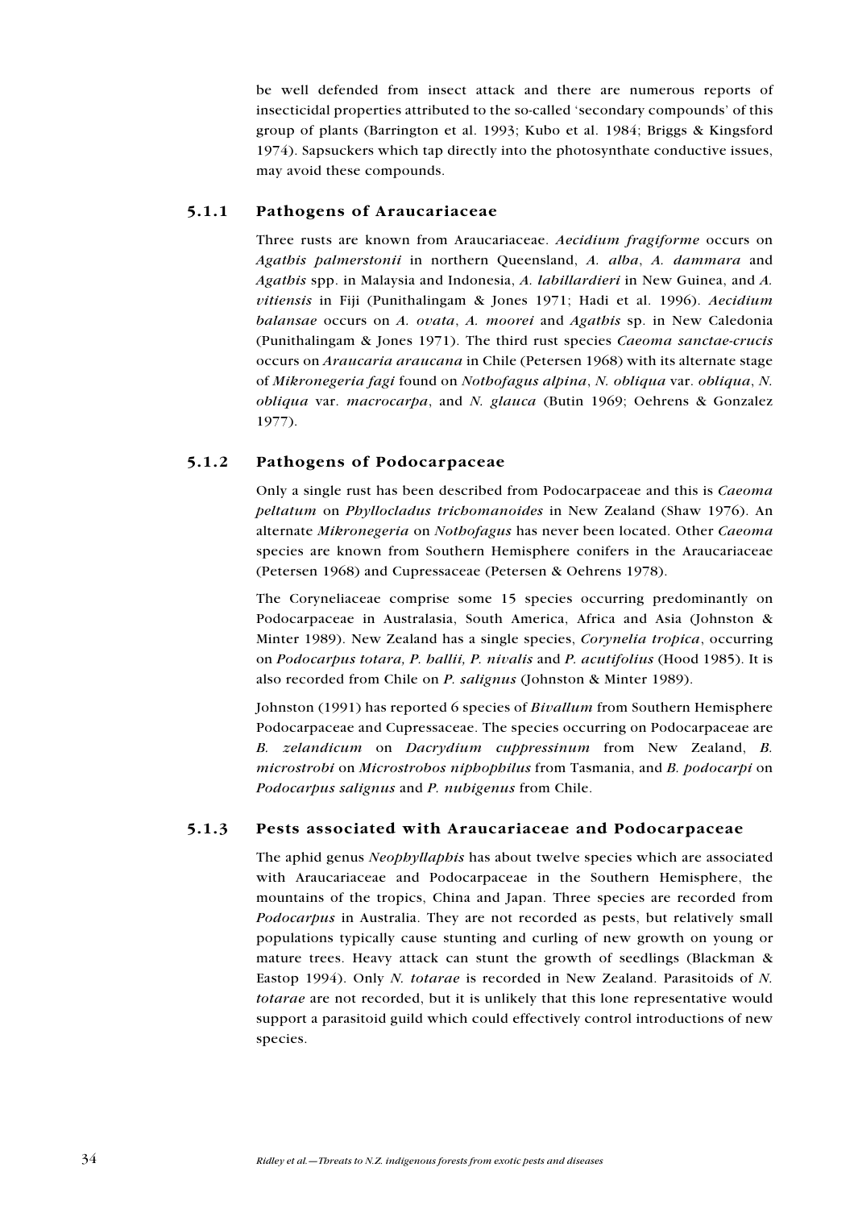be well defended from insect attack and there are numerous reports of insecticidal properties attributed to the so-called 'secondary compounds' of this group of plants (Barrington et al. 1993; Kubo et al. 1984; Briggs & Kingsford 1974). Sapsuckers which tap directly into the photosynthate conductive issues, may avoid these compounds.

### 5.1.1 Pathogens of Araucariaceae

Three rusts are known from Araucariaceae. *Aecidium fragiforme* occurs on *Agathis palmerstonii* in northern Queensland, *A. alba*, *A. dammara* and *Agathis* spp. in Malaysia and Indonesia, *A. labillardieri* in New Guinea, and *A. vitiensis* in Fiji (Punithalingam & Jones 1971; Hadi et al. 1996). *Aecidium balansae* occurs on *A. ovata*, *A. moorei* and *Agathis* sp. in New Caledonia (Punithalingam & Jones 1971). The third rust species *Caeoma sanctae-crucis* occurs on *Araucaria araucana* in Chile (Petersen 1968) with its alternate stage of *Mikronegeria fagi* found on *Nothofagus alpina*, *N. obliqua* var. *obliqua*, *N. obliqua* var. *macrocarpa*, and *N. glauca* (Butin 1969; Oehrens & Gonzalez 1977).

### 5.1.2 Pathogens of Podocarpaceae

Only a single rust has been described from Podocarpaceae and this is *Caeoma peltatum* on *Phyllocladus trichomanoides* in New Zealand (Shaw 1976). An alternate *Mikronegeria* on *Nothofagus* has never been located. Other *Caeoma* species are known from Southern Hemisphere conifers in the Araucariaceae (Petersen 1968) and Cupressaceae (Petersen & Oehrens 1978).

The Coryneliaceae comprise some 15 species occurring predominantly on Podocarpaceae in Australasia, South America, Africa and Asia (Johnston & Minter 1989). New Zealand has a single species, *Corynelia tropica*, occurring on *Podocarpus totara, P. hallii, P. nivalis* and *P. acutifolius* (Hood 1985). It is also recorded from Chile on *P. salignus* (Johnston & Minter 1989).

Johnston (1991) has reported 6 species of *Bivallum* from Southern Hemisphere Podocarpaceae and Cupressaceae. The species occurring on Podocarpaceae are *B. zelandicum* on *Dacrydium cuppressinum* from New Zealand, *B. microstrobi* on *Microstrobos niphophilus* from Tasmania, and *B. podocarpi* on *Podocarpus salignus* and *P. nubigenus* from Chile.

### 5.1.3 Pests associated with Araucariaceae and Podocarpaceae

The aphid genus *Neophyllaphis* has about twelve species which are associated with Araucariaceae and Podocarpaceae in the Southern Hemisphere, the mountains of the tropics, China and Japan. Three species are recorded from *Podocarpus* in Australia. They are not recorded as pests, but relatively small populations typically cause stunting and curling of new growth on young or mature trees. Heavy attack can stunt the growth of seedlings (Blackman & Eastop 1994). Only *N. totarae* is recorded in New Zealand. Parasitoids of *N. totarae* are not recorded, but it is unlikely that this lone representative would support a parasitoid guild which could effectively control introductions of new species.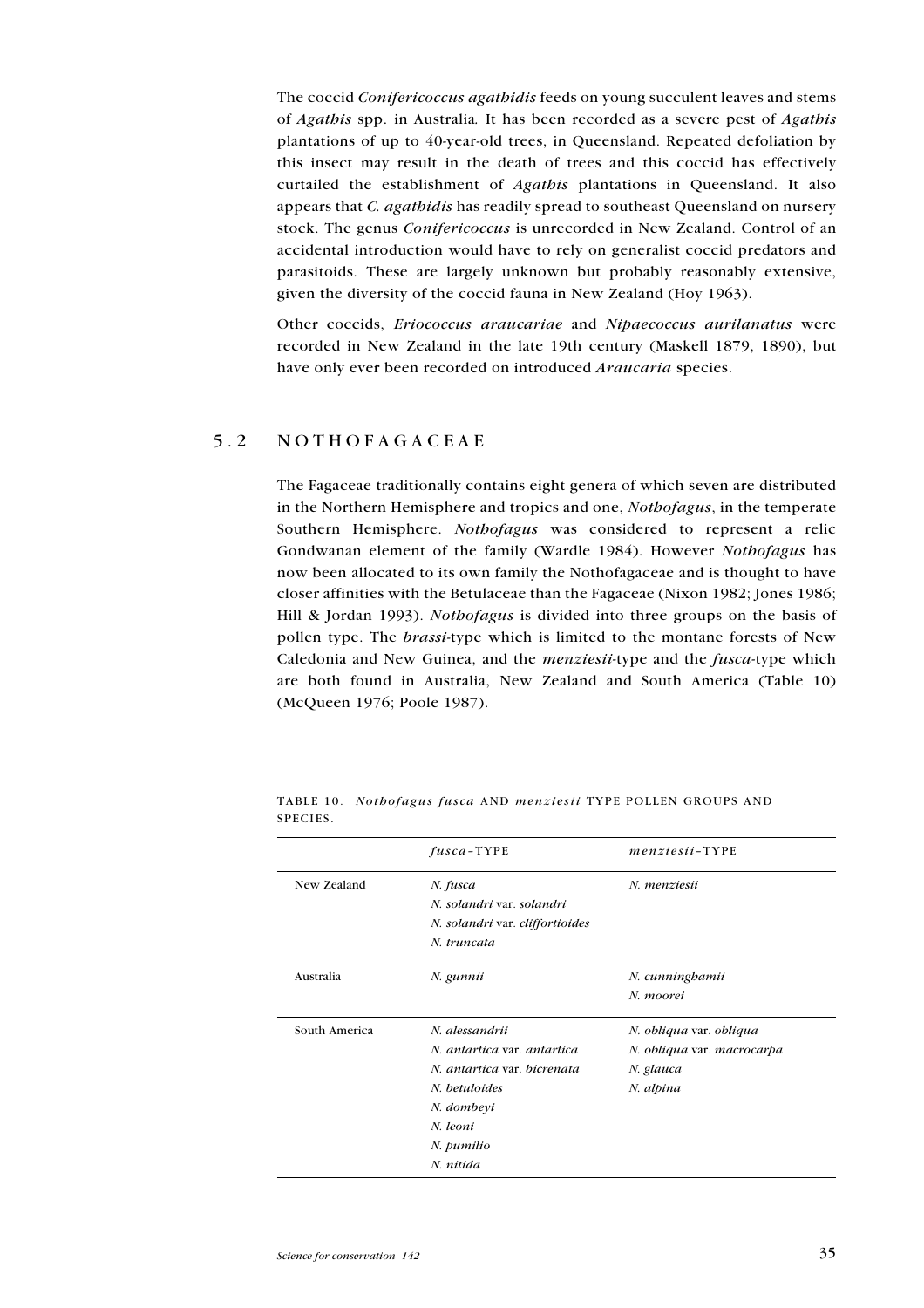The coccid *Conifericoccus agathidis* feeds on young succulent leaves and stems of *Agathis* spp. in Australia*.* It has been recorded as a severe pest of *Agathis* plantations of up to 40-year-old trees, in Queensland. Repeated defoliation by this insect may result in the death of trees and this coccid has effectively curtailed the establishment of *Agathis* plantations in Queensland. It also appears that *C. agathidis* has readily spread to southeast Queensland on nursery stock. The genus *Conifericoccus* is unrecorded in New Zealand. Control of an accidental introduction would have to rely on generalist coccid predators and parasitoids. These are largely unknown but probably reasonably extensive, given the diversity of the coccid fauna in New Zealand (Hoy 1963).

Other coccids, *Eriococcus araucariae* and *Nipaecoccus aurilanatus* were recorded in New Zealand in the late 19th century (Maskell 1879, 1890), but have only ever been recorded on introduced *Araucaria* species.

## 5.2 NOTHOFAGACEAE

The Fagaceae traditionally contains eight genera of which seven are distributed in the Northern Hemisphere and tropics and one, *Nothofagus*, in the temperate Southern Hemisphere. *Nothofagus* was considered to represent a relic Gondwanan element of the family (Wardle 1984). However *Nothofagus* has now been allocated to its own family the Nothofagaceae and is thought to have closer affinities with the Betulaceae than the Fagaceae (Nixon 1982; Jones 1986; Hill & Jordan 1993). *Nothofagus* is divided into three groups on the basis of pollen type. The *brassi*-type which is limited to the montane forests of New Caledonia and New Guinea, and the *menziesii*-type and the *fusca*-type which are both found in Australia, New Zealand and South America (Table 10) (McQueen 1976; Poole 1987).

TABLE 10. *Nothofagus fusca* AND *menziesii* TYPE POLLEN GROUPS AND SPECIES.

| | *fusca*-TYPE | *menziesii*-TYPE |
|---|---|---|
| New Zealand | *N. fusca*<br>*N. solandri* var. *solandri*<br>*N. solandri* var. *cliffortioides*<br>*N. truncata* | *N. menziesii* |
| Australia | *N. gunnii* | *N. cunninghamii*<br>*N. moorei* |
| South America | *N. alessandrii*<br>*N. antartica* var. *antartica*<br>*N. antartica* var. *bicrenata*<br>*N. betuloides*<br>*N. dombeyi*<br>*N. leoni*<br>*N. pumilio*<br>*N. nitida* | *N. obliqua* var. *obliqua*<br>*N. obliqua* var. *macrocarpa*<br>*N. glauca*<br>*N. alpina* |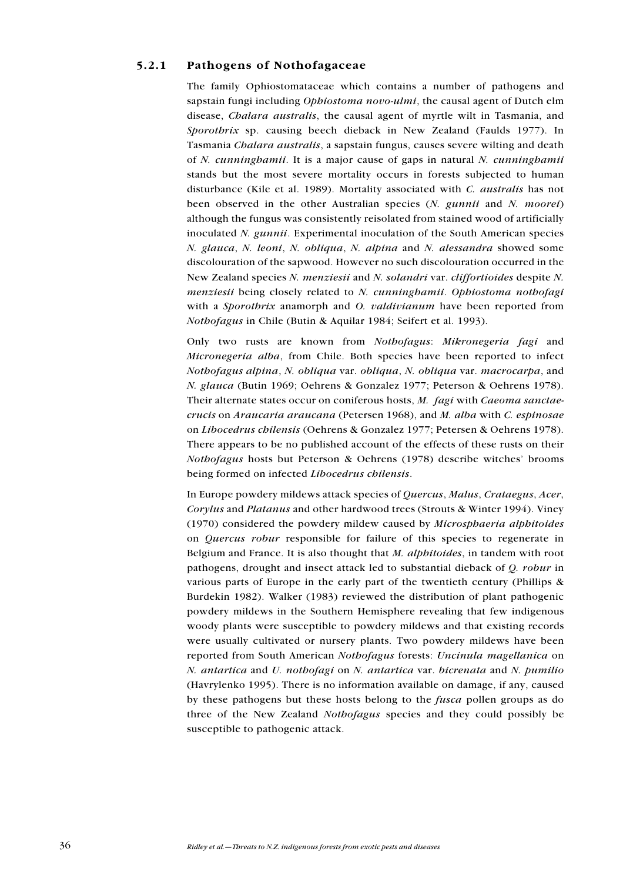### 5.2.1 Pathogens of Nothofagaceae

The family Ophiostomataceae which contains a number of pathogens and sapstain fungi including *Ophiostoma novo-ulmi*, the causal agent of Dutch elm disease, *Chalara australis*, the causal agent of myrtle wilt in Tasmania, and *Sporothrix* sp. causing beech dieback in New Zealand (Faulds 1977). In Tasmania *Chalara australis*, a sapstain fungus, causes severe wilting and death of *N. cunninghamii*. It is a major cause of gaps in natural *N. cunninghamii* stands but the most severe mortality occurs in forests subjected to human disturbance (Kile et al. 1989). Mortality associated with *C. australis* has not been observed in the other Australian species (*N. gunnii* and *N. moorei*) although the fungus was consistently reisolated from stained wood of artificially inoculated *N. gunnii*. Experimental inoculation of the South American species *N. glauca*, *N. leoni*, *N. obliqua*, *N. alpina* and *N. alessandra* showed some discolouration of the sapwood. However no such discolouration occurred in the New Zealand species *N. menziesii* and *N. solandri* var. *cliffortioides* despite *N. menziesii* being closely related to *N. cunninghamii*. *Ophiostoma nothofagi* with a *Sporothrix* anamorph and *O. valdivianum* have been reported from *Nothofagus* in Chile (Butin & Aquilar 1984; Seifert et al. 1993).

Only two rusts are known from *Nothofagus*: *Mikronegeria fagi* and *Micronegeria alba*, from Chile. Both species have been reported to infect *Nothofagus alpina*, *N. obliqua* var. *obliqua*, *N. obliqua* var. *macrocarpa*, and *N. glauca* (Butin 1969; Oehrens & Gonzalez 1977; Peterson & Oehrens 1978). Their alternate states occur on coniferous hosts, *M. fagi* with *Caeoma sanctae-crucis* on *Araucaria araucana* (Petersen 1968), and *M. alba* with *C. espinosae* on *Libocedrus chilensis* (Oehrens & Gonzalez 1977; Petersen & Oehrens 1978). There appears to be no published account of the effects of these rusts on their *Nothofagus* hosts but Peterson & Oehrens (1978) describe witches' brooms being formed on infected *Libocedrus chilensis*.

In Europe powdery mildews attack species of *Quercus*, *Malus*, *Crataegus*, *Acer*, *Corylus* and *Platanus* and other hardwood trees (Strouts & Winter 1994). Viney (1970) considered the powdery mildew caused by *Microsphaeria alphitoides* on *Quercus robur* responsible for failure of this species to regenerate in Belgium and France. It is also thought that *M. alphitoides*, in tandem with root pathogens, drought and insect attack led to substantial dieback of *Q. robur* in various parts of Europe in the early part of the twentieth century (Phillips & Burdekin 1982). Walker (1983) reviewed the distribution of plant pathogenic powdery mildews in the Southern Hemisphere revealing that few indigenous woody plants were susceptible to powdery mildews and that existing records were usually cultivated or nursery plants. Two powdery mildews have been reported from South American *Nothofagus* forests: *Uncinula magellanica* on *N. antartica* and *U. nothofagi* on *N. antartica* var. *bicrenata* and *N. pumilio* (Havrylenko 1995). There is no information available on damage, if any, caused by these pathogens but these hosts belong to the *fusca* pollen groups as do three of the New Zealand *Nothofagus* species and they could possibly be susceptible to pathogenic attack.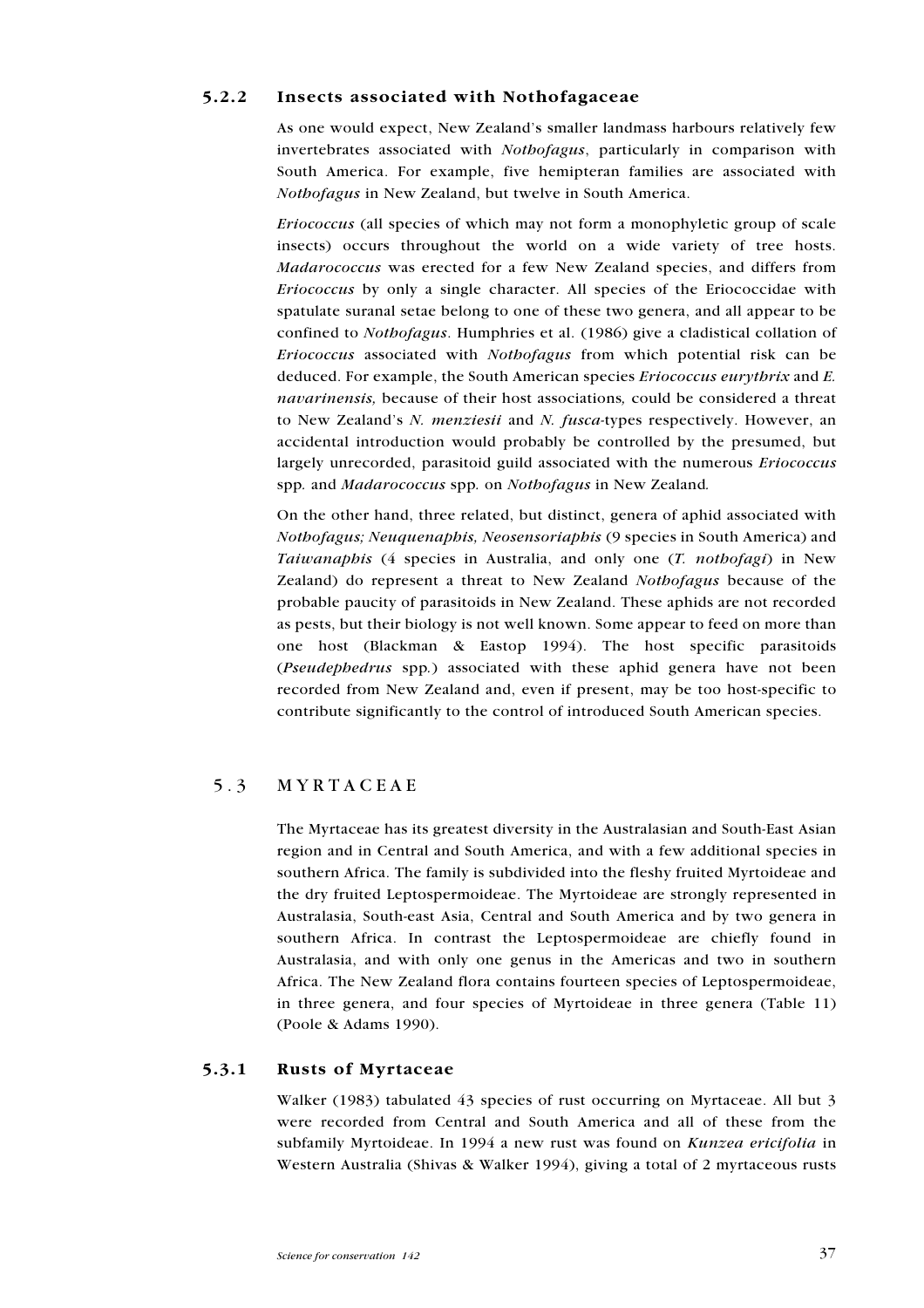### 5.2.2 Insects associated with Nothofagaceae

As one would expect, New Zealand's smaller landmass harbours relatively few invertebrates associated with *Nothofagus*, particularly in comparison with South America. For example, five hemipteran families are associated with *Nothofagus* in New Zealand, but twelve in South America.

*Eriococcus* (all species of which may not form a monophyletic group of scale insects) occurs throughout the world on a wide variety of tree hosts. *Madarococcus* was erected for a few New Zealand species, and differs from *Eriococcus* by only a single character. All species of the Eriococcidae with spatulate suranal setae belong to one of these two genera, and all appear to be confined to *Nothofagus*. Humphries et al. (1986) give a cladistical collation of *Eriococcus* associated with *Nothofagus* from which potential risk can be deduced. For example, the South American species *Eriococcus eurythrix* and *E. navarinensis,* because of their host associations*,* could be considered a threat to New Zealand's *N. menziesii* and *N. fusca*-types respectively. However, an accidental introduction would probably be controlled by the presumed, but largely unrecorded, parasitoid guild associated with the numerous *Eriococcus* spp. and *Madarococcus* spp. on *Nothofagus* in New Zealand*.*

On the other hand, three related, but distinct, genera of aphid associated with *Nothofagus; Neuquenaphis, Neosensoriaphis* (9 species in South America) and *Taiwanaphis* (4 species in Australia, and only one (*T. nothofagi*) in New Zealand) do represent a threat to New Zealand *Nothofagus* because of the probable paucity of parasitoids in New Zealand. These aphids are not recorded as pests, but their biology is not well known. Some appear to feed on more than one host (Blackman & Eastop 1994). The host specific parasitoids (*Pseudephedrus* spp*.*) associated with these aphid genera have not been recorded from New Zealand and, even if present, may be too host-specific to contribute significantly to the control of introduced South American species.

## 5.3 MYRTACEAE

The Myrtaceae has its greatest diversity in the Australasian and South-East Asian region and in Central and South America, and with a few additional species in southern Africa. The family is subdivided into the fleshy fruited Myrtoideae and the dry fruited Leptospermoideae. The Myrtoideae are strongly represented in Australasia, South-east Asia, Central and South America and by two genera in southern Africa. In contrast the Leptospermoideae are chiefly found in Australasia, and with only one genus in the Americas and two in southern Africa. The New Zealand flora contains fourteen species of Leptospermoideae, in three genera, and four species of Myrtoideae in three genera (Table 11) (Poole & Adams 1990).

### 5.3.1 Rusts of Myrtaceae

Walker (1983) tabulated 43 species of rust occurring on Myrtaceae. All but 3 were recorded from Central and South America and all of these from the subfamily Myrtoideae. In 1994 a new rust was found on *Kunzea ericifolia* in Western Australia (Shivas & Walker 1994), giving a total of 2 myrtaceous rusts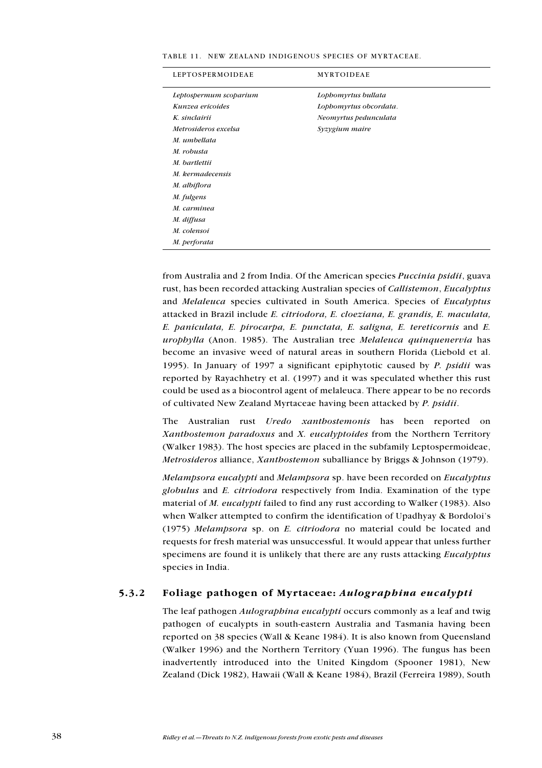TABLE 11. NEW ZEALAND INDIGENOUS SPECIES OF MYRTACEAE.

| LEPTOSPERMOIDEAE | MYRTOIDEAE |
|---|---|
| *Leptospermum scoparium* | *Lophomyrtus bullata* |
| *Kunzea ericoides* | *Lophomyrtus obcordata*. |
| *K. sinclairii* | *Neomyrtus pedunculata* |
| *Metrosideros excelsa* | *Syzygium maire* |
| *M. umbellata* | |
| *M. robusta* | |
| *M. bartlettii* | |
| *M. kermadecensis* | |
| *M. albiflora* | |
| *M. fulgens* | |
| *M. carminea* | |
| *M. diffusa* | |
| *M. colensoi* | |
| *M. perforata* | |

from Australia and 2 from India. Of the American species *Puccinia psidii*, guava rust, has been recorded attacking Australian species of *Callistemon*, *Eucalyptus* and *Melaleuca* species cultivated in South America. Species of *Eucalyptus* attacked in Brazil include *E. citriodora, E. cloeziana, E. grandis, E. maculata, E. paniculata, E. pirocarpa, E. punctata, E. saligna, E. tereticornis* and *E. urophylla* (Anon. 1985). The Australian tree *Melaleuca quinquenervia* has become an invasive weed of natural areas in southern Florida (Liebold et al. 1995). In January of 1997 a significant epiphytotic caused by *P. psidii* was reported by Rayachhetry et al. (1997) and it was speculated whether this rust could be used as a biocontrol agent of melaleuca. There appear to be no records of cultivated New Zealand Myrtaceae having been attacked by *P. psidii*.

The Australian rust *Uredo xanthostemonis* has been reported on *Xanthostemon paradoxus* and *X. eucalyptoides* from the Northern Territory (Walker 1983). The host species are placed in the subfamily Leptospermoideae, *Metrosideros* alliance, *Xanthostemon* suballiance by Briggs & Johnson (1979).

*Melampsora eucalypti* and *Melampsora* sp. have been recorded on *Eucalyptus globulus* and *E. citriodora* respectively from India. Examination of the type material of *M. eucalypti* failed to find any rust according to Walker (1983). Also when Walker attempted to confirm the identification of Upadhyay & Bordoloi's (1975) *Melampsora* sp. on *E. citriodora* no material could be located and requests for fresh material was unsuccessful. It would appear that unless further specimens are found it is unlikely that there are any rusts attacking *Eucalyptus* species in India.

### 5.3.2 Foliage pathogen of Myrtaceae: *Aulographina eucalypti*

The leaf pathogen *Aulographina eucalypti* occurs commonly as a leaf and twig pathogen of eucalypts in south-eastern Australia and Tasmania having been reported on 38 species (Wall & Keane 1984). It is also known from Queensland (Walker 1996) and the Northern Territory (Yuan 1996). The fungus has been inadvertently introduced into the United Kingdom (Spooner 1981), New Zealand (Dick 1982), Hawaii (Wall & Keane 1984), Brazil (Ferreira 1989), South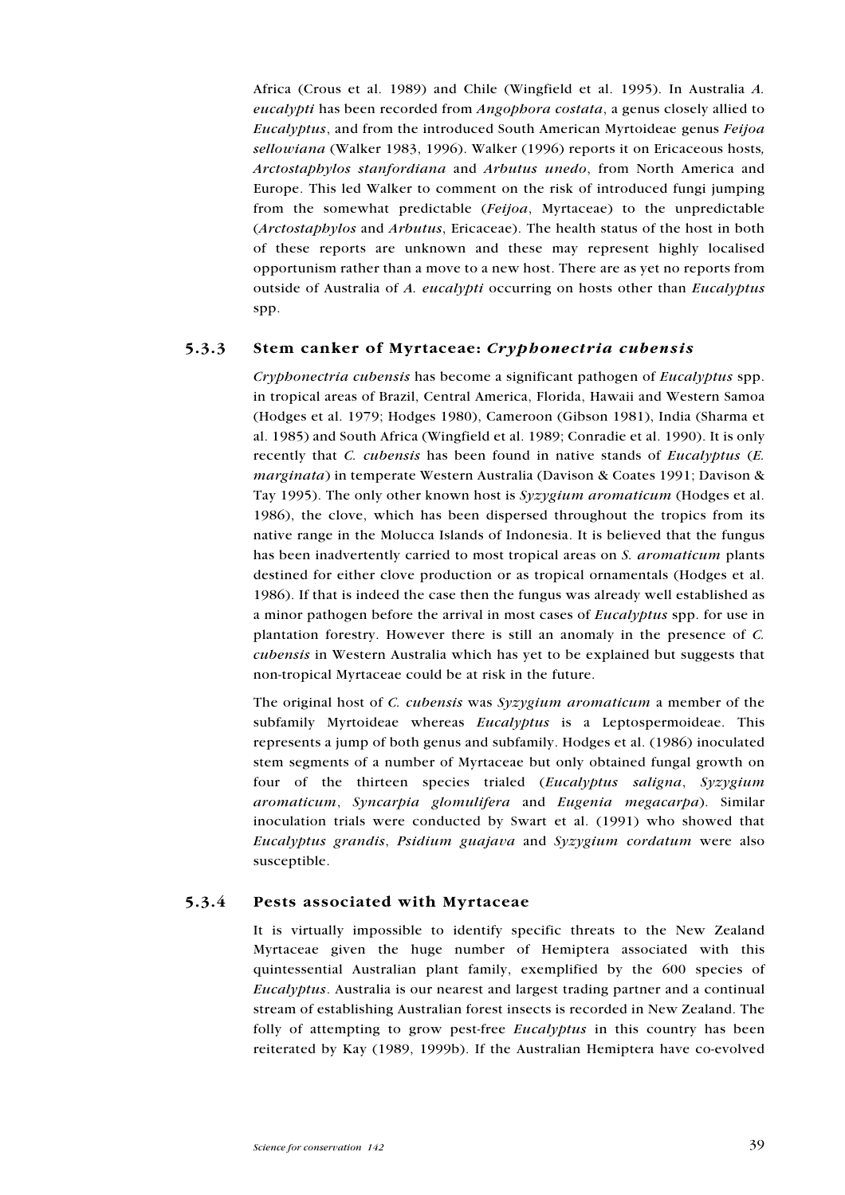Africa (Crous et al. 1989) and Chile (Wingfield et al. 1995). In Australia *A. eucalypti* has been recorded from *Angophora costata*, a genus closely allied to *Eucalyptus*, and from the introduced South American Myrtoideae genus *Feijoa sellowiana* (Walker 1983, 1996). Walker (1996) reports it on Ericaceous hosts, *Arctostaphylos stanfordiana* and *Arbutus unedo*, from North America and Europe. This led Walker to comment on the risk of introduced fungi jumping from the somewhat predictable (*Feijoa*, Myrtaceae) to the unpredictable (*Arctostaphylos* and *Arbutus*, Ericaceae). The health status of the host in both of these reports are unknown and these may represent highly localised opportunism rather than a move to a new host. There are as yet no reports from outside of Australia of *A. eucalypti* occurring on hosts other than *Eucalyptus* spp.

### 5.3.3 Stem canker of Myrtaceae: *Cryphonectria cubensis*

*Cryphonectria cubensis* has become a significant pathogen of *Eucalyptus* spp. in tropical areas of Brazil, Central America, Florida, Hawaii and Western Samoa (Hodges et al. 1979; Hodges 1980), Cameroon (Gibson 1981), India (Sharma et al. 1985) and South Africa (Wingfield et al. 1989; Conradie et al. 1990). It is only recently that *C. cubensis* has been found in native stands of *Eucalyptus* (*E. marginata*) in temperate Western Australia (Davison & Coates 1991; Davison & Tay 1995). The only other known host is *Syzygium aromaticum* (Hodges et al. 1986), the clove, which has been dispersed throughout the tropics from its native range in the Molucca Islands of Indonesia. It is believed that the fungus has been inadvertently carried to most tropical areas on *S. aromaticum* plants destined for either clove production or as tropical ornamentals (Hodges et al. 1986). If that is indeed the case then the fungus was already well established as a minor pathogen before the arrival in most cases of *Eucalyptus* spp. for use in plantation forestry. However there is still an anomaly in the presence of *C. cubensis* in Western Australia which has yet to be explained but suggests that non-tropical Myrtaceae could be at risk in the future.

The original host of *C. cubensis* was *Syzygium aromaticum* a member of the subfamily Myrtoideae whereas *Eucalyptus* is a Leptospermoideae. This represents a jump of both genus and subfamily. Hodges et al. (1986) inoculated stem segments of a number of Myrtaceae but only obtained fungal growth on four of the thirteen species trialed (*Eucalyptus saligna*, *Syzygium aromaticum*, *Syncarpia glomulifera* and *Eugenia megacarpa*). Similar inoculation trials were conducted by Swart et al. (1991) who showed that *Eucalyptus grandis*, *Psidium guajava* and *Syzygium cordatum* were also susceptible.

### 5.3.4 Pests associated with Myrtaceae

It is virtually impossible to identify specific threats to the New Zealand Myrtaceae given the huge number of Hemiptera associated with this quintessential Australian plant family, exemplified by the 600 species of *Eucalyptus*. Australia is our nearest and largest trading partner and a continual stream of establishing Australian forest insects is recorded in New Zealand. The folly of attempting to grow pest-free *Eucalyptus* in this country has been reiterated by Kay (1989, 1999b). If the Australian Hemiptera have co-evolved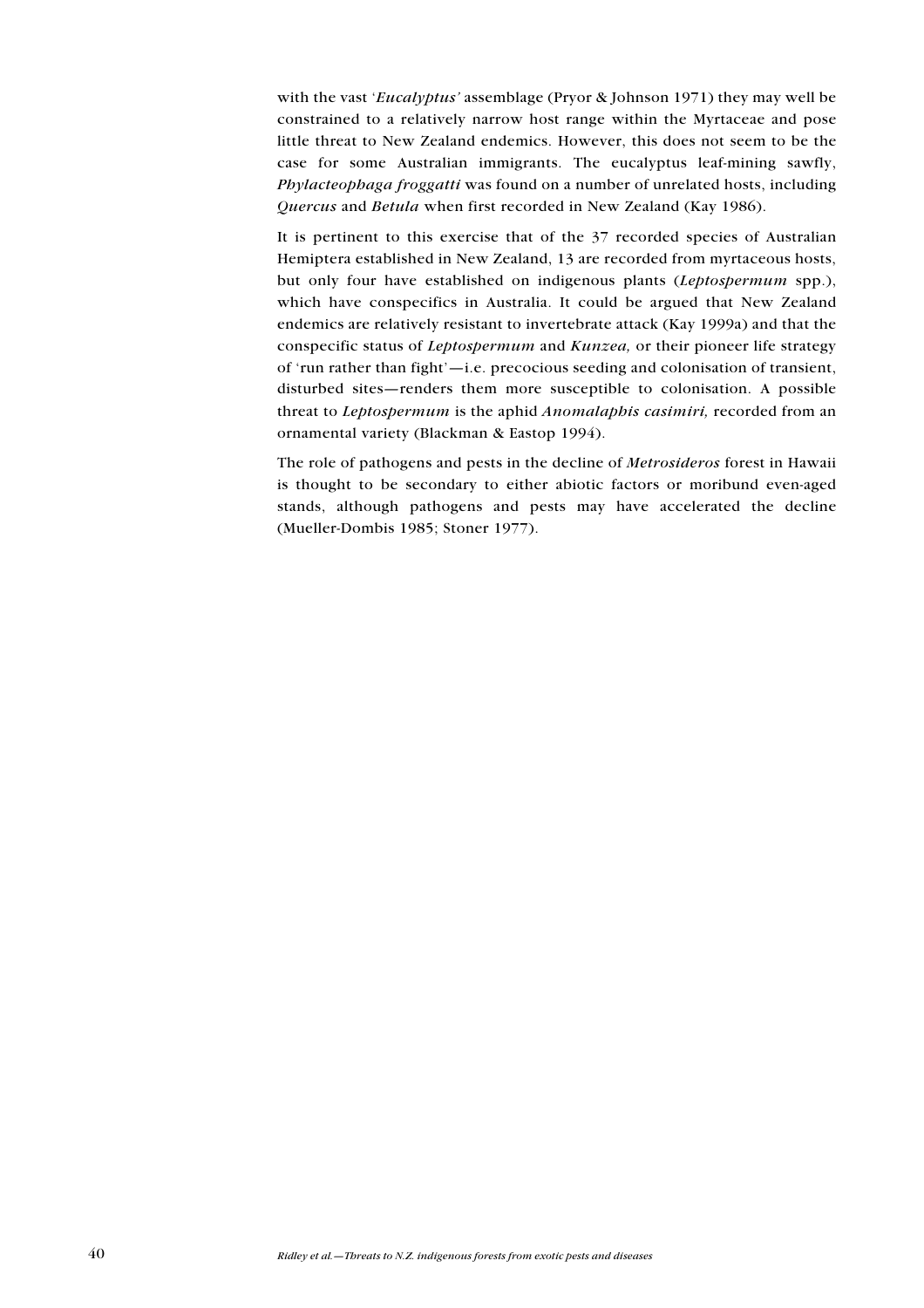with the vast '*Eucalyptus'* assemblage (Pryor & Johnson 1971) they may well be constrained to a relatively narrow host range within the Myrtaceae and pose little threat to New Zealand endemics. However, this does not seem to be the case for some Australian immigrants. The eucalyptus leaf-mining sawfly, *Phylacteophaga froggatti* was found on a number of unrelated hosts, including *Quercus* and *Betula* when first recorded in New Zealand (Kay 1986).

It is pertinent to this exercise that of the 37 recorded species of Australian Hemiptera established in New Zealand, 13 are recorded from myrtaceous hosts, but only four have established on indigenous plants (*Leptospermum* spp.), which have conspecifics in Australia. It could be argued that New Zealand endemics are relatively resistant to invertebrate attack (Kay 1999a) and that the conspecific status of *Leptospermum* and *Kunzea,* or their pioneer life strategy of 'run rather than fight'—i.e. precocious seeding and colonisation of transient, disturbed sites—renders them more susceptible to colonisation. A possible threat to *Leptospermum* is the aphid *Anomalaphis casimiri,* recorded from an ornamental variety (Blackman & Eastop 1994).

The role of pathogens and pests in the decline of *Metrosideros* forest in Hawaii is thought to be secondary to either abiotic factors or moribund even-aged stands, although pathogens and pests may have accelerated the decline (Mueller-Dombis 1985; Stoner 1977).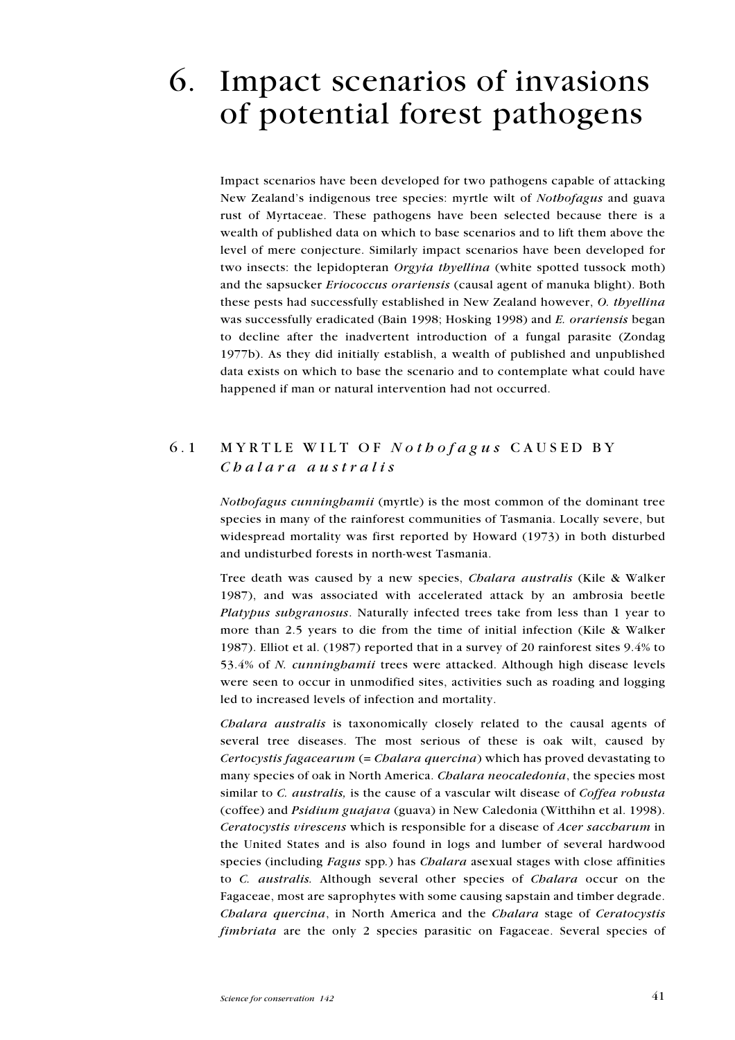# 6. Impact scenarios of invasions of potential forest pathogens

Impact scenarios have been developed for two pathogens capable of attacking New Zealand's indigenous tree species: myrtle wilt of *Nothofagus* and guava rust of Myrtaceae. These pathogens have been selected because there is a wealth of published data on which to base scenarios and to lift them above the level of mere conjecture. Similarly impact scenarios have been developed for two insects: the lepidopteran *Orgyia thyellina* (white spotted tussock moth) and the sapsucker *Eriococcus orariensis* (causal agent of manuka blight). Both these pests had successfully established in New Zealand however, *O. thyellina* was successfully eradicated (Bain 1998; Hosking 1998) and *E. orariensis* began to decline after the inadvertent introduction of a fungal parasite (Zondag 1977b). As they did initially establish, a wealth of published and unpublished data exists on which to base the scenario and to contemplate what could have happened if man or natural intervention had not occurred.

## 6.1 MYRTLE WILT OF *Nothofagus* CAUSED BY *Chalara australis*

*Nothofagus cunninghamii* (myrtle) is the most common of the dominant tree species in many of the rainforest communities of Tasmania. Locally severe, but widespread mortality was first reported by Howard (1973) in both disturbed and undisturbed forests in north-west Tasmania.

Tree death was caused by a new species, *Chalara australis* (Kile & Walker 1987), and was associated with accelerated attack by an ambrosia beetle *Platypus subgranosus*. Naturally infected trees take from less than 1 year to more than 2.5 years to die from the time of initial infection (Kile & Walker 1987). Elliot et al. (1987) reported that in a survey of 20 rainforest sites 9.4% to 53.4% of *N. cunninghamii* trees were attacked. Although high disease levels were seen to occur in unmodified sites, activities such as roading and logging led to increased levels of infection and mortality.

*Chalara australis* is taxonomically closely related to the causal agents of several tree diseases. The most serious of these is oak wilt, caused by *Certocystis fagacearum* (= *Chalara quercina*) which has proved devastating to many species of oak in North America. *Chalara neocaledonia*, the species most similar to *C. australis,* is the cause of a vascular wilt disease of *Coffea robusta* (coffee) and *Psidium guajava* (guava) in New Caledonia (Witthihn et al. 1998). *Ceratocystis virescens* which is responsible for a disease of *Acer saccharum* in the United States and is also found in logs and lumber of several hardwood species (including *Fagus* spp.) has *Chalara* asexual stages with close affinities to *C. australis.* Although several other species of *Chalara* occur on the Fagaceae, most are saprophytes with some causing sapstain and timber degrade. *Chalara quercina*, in North America and the *Chalara* stage of *Ceratocystis fimbriata* are the only 2 species parasitic on Fagaceae. Several species of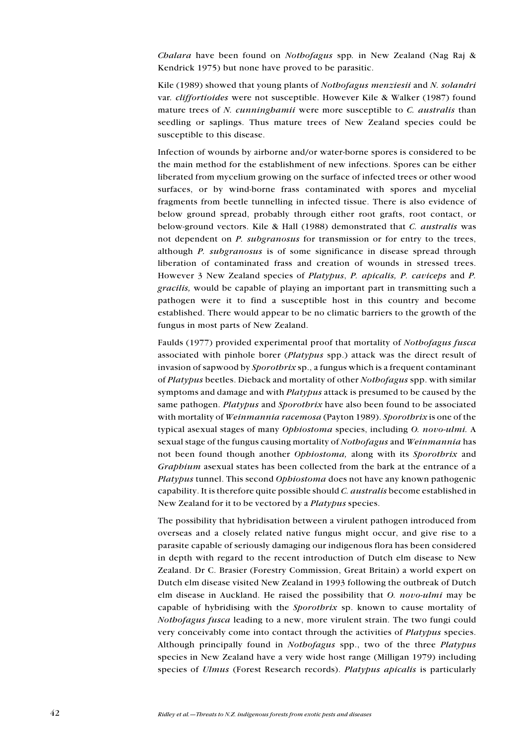*Chalara* have been found on *Nothofagus* spp. in New Zealand (Nag Raj & Kendrick 1975) but none have proved to be parasitic.

Kile (1989) showed that young plants of *Nothofagus menziesii* and *N. solandri* var. *cliffortioides* were not susceptible. However Kile & Walker (1987) found mature trees of *N. cunninghamii* were more susceptible to *C. australis* than seedling or saplings. Thus mature trees of New Zealand species could be susceptible to this disease.

Infection of wounds by airborne and/or water-borne spores is considered to be the main method for the establishment of new infections. Spores can be either liberated from mycelium growing on the surface of infected trees or other wood surfaces, or by wind-borne frass contaminated with spores and mycelial fragments from beetle tunnelling in infected tissue. There is also evidence of below ground spread, probably through either root grafts, root contact, or below-ground vectors. Kile & Hall (1988) demonstrated that *C. australis* was not dependent on *P. subgranosus* for transmission or for entry to the trees, although *P. subgranosus* is of some significance in disease spread through liberation of contaminated frass and creation of wounds in stressed trees. However 3 New Zealand species of *Platypus*, *P. apicalis, P. caviceps* and *P. gracilis,* would be capable of playing an important part in transmitting such a pathogen were it to find a susceptible host in this country and become established. There would appear to be no climatic barriers to the growth of the fungus in most parts of New Zealand.

Faulds (1977) provided experimental proof that mortality of *Nothofagus fusca* associated with pinhole borer (*Platypus* spp.) attack was the direct result of invasion of sapwood by *Sporothrix* sp., a fungus which is a frequent contaminant of *Platypus* beetles. Dieback and mortality of other *Nothofagus* spp. with similar symptoms and damage and with *Platypus* attack is presumed to be caused by the same pathogen. *Platypus* and *Sporothrix* have also been found to be associated with mortality of *Weinmannia racemosa* (Payton 1989). *Sporothrix* is one of the typical asexual stages of many *Ophiostoma* species, including *O. novo-ulmi.* A sexual stage of the fungus causing mortality of *Nothofagus* and *Weinmannia* has not been found though another *Ophiostoma,* along with its *Sporothrix* and *Graphium* asexual states has been collected from the bark at the entrance of a *Platypus* tunnel. This second *Ophiostoma* does not have any known pathogenic capability. It is therefore quite possible should *C. australis* become established in New Zealand for it to be vectored by a *Platypus* species.

The possibility that hybridisation between a virulent pathogen introduced from overseas and a closely related native fungus might occur, and give rise to a parasite capable of seriously damaging our indigenous flora has been considered in depth with regard to the recent introduction of Dutch elm disease to New Zealand. Dr C. Brasier (Forestry Commission, Great Britain) a world expert on Dutch elm disease visited New Zealand in 1993 following the outbreak of Dutch elm disease in Auckland. He raised the possibility that *O. novo-ulmi* may be capable of hybridising with the *Sporothrix* sp. known to cause mortality of *Nothofagus fusca* leading to a new, more virulent strain. The two fungi could very conceivably come into contact through the activities of *Platypus* species. Although principally found in *Nothofagus* spp., two of the three *Platypus* species in New Zealand have a very wide host range (Milligan 1979) including species of *Ulmus* (Forest Research records). *Platypus apicalis* is particularly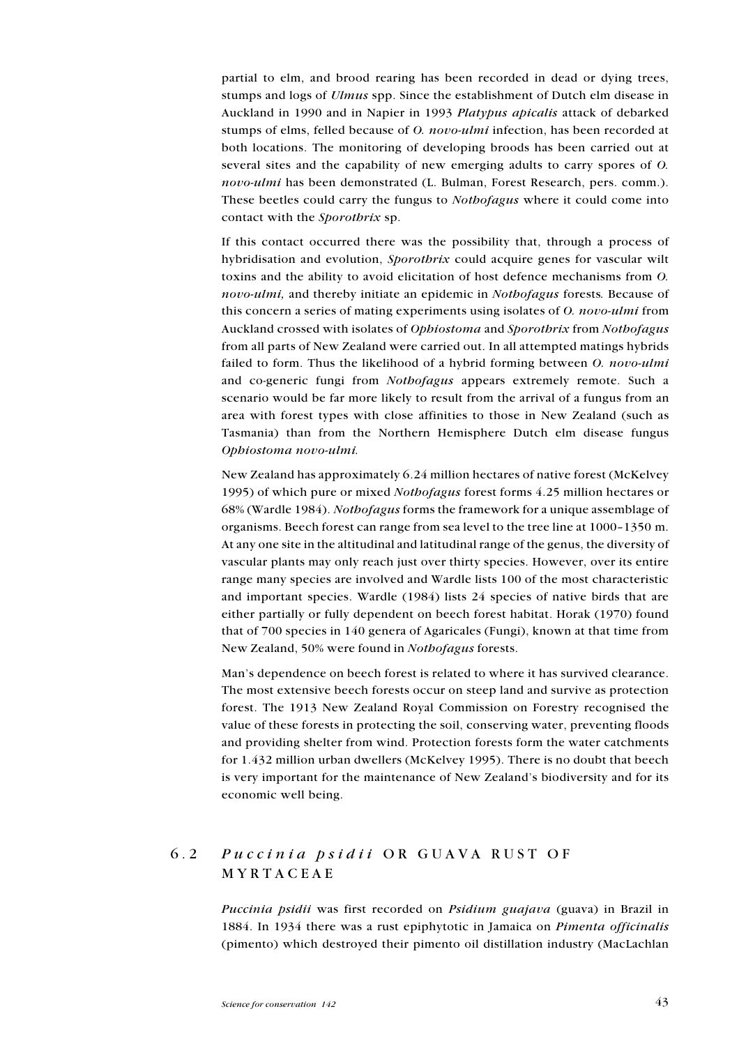partial to elm, and brood rearing has been recorded in dead or dying trees, stumps and logs of *Ulmus* spp. Since the establishment of Dutch elm disease in Auckland in 1990 and in Napier in 1993 *Platypus apicalis* attack of debarked stumps of elms, felled because of *O. novo-ulmi* infection, has been recorded at both locations. The monitoring of developing broods has been carried out at several sites and the capability of new emerging adults to carry spores of *O. novo-ulmi* has been demonstrated (L. Bulman, Forest Research, pers. comm.). These beetles could carry the fungus to *Nothofagus* where it could come into contact with the *Sporothrix* sp.

If this contact occurred there was the possibility that, through a process of hybridisation and evolution, *Sporothrix* could acquire genes for vascular wilt toxins and the ability to avoid elicitation of host defence mechanisms from *O. novo-ulmi,* and thereby initiate an epidemic in *Nothofagus* forests*.* Because of this concern a series of mating experiments using isolates of *O. novo-ulmi* from Auckland crossed with isolates of *Ophiostoma* and *Sporothrix* from *Nothofagus* from all parts of New Zealand were carried out. In all attempted matings hybrids failed to form. Thus the likelihood of a hybrid forming between *O. novo-ulmi* and co-generic fungi from *Nothofagus* appears extremely remote. Such a scenario would be far more likely to result from the arrival of a fungus from an area with forest types with close affinities to those in New Zealand (such as Tasmania) than from the Northern Hemisphere Dutch elm disease fungus *Ophiostoma novo-ulmi.*

New Zealand has approximately 6.24 million hectares of native forest (McKelvey 1995) of which pure or mixed *Nothofagus* forest forms 4.25 million hectares or 68% (Wardle 1984). *Nothofagus* forms the framework for a unique assemblage of organisms. Beech forest can range from sea level to the tree line at 1000–1350 m. At any one site in the altitudinal and latitudinal range of the genus, the diversity of vascular plants may only reach just over thirty species. However, over its entire range many species are involved and Wardle lists 100 of the most characteristic and important species. Wardle (1984) lists 24 species of native birds that are either partially or fully dependent on beech forest habitat. Horak (1970) found that of 700 species in 140 genera of Agaricales (Fungi), known at that time from New Zealand, 50% were found in *Nothofagus* forests.

Man's dependence on beech forest is related to where it has survived clearance. The most extensive beech forests occur on steep land and survive as protection forest. The 1913 New Zealand Royal Commission on Forestry recognised the value of these forests in protecting the soil, conserving water, preventing floods and providing shelter from wind. Protection forests form the water catchments for 1.432 million urban dwellers (McKelvey 1995). There is no doubt that beech is very important for the maintenance of New Zealand's biodiversity and for its economic well being.

## 6.2 *Puccinia psidii* OR GUAVA RUST OF MYRTACEAE

*Puccinia psidii* was first recorded on *Psidium guajava* (guava) in Brazil in 1884. In 1934 there was a rust epiphytotic in Jamaica on *Pimenta officinalis* (pimento) which destroyed their pimento oil distillation industry (MacLachlan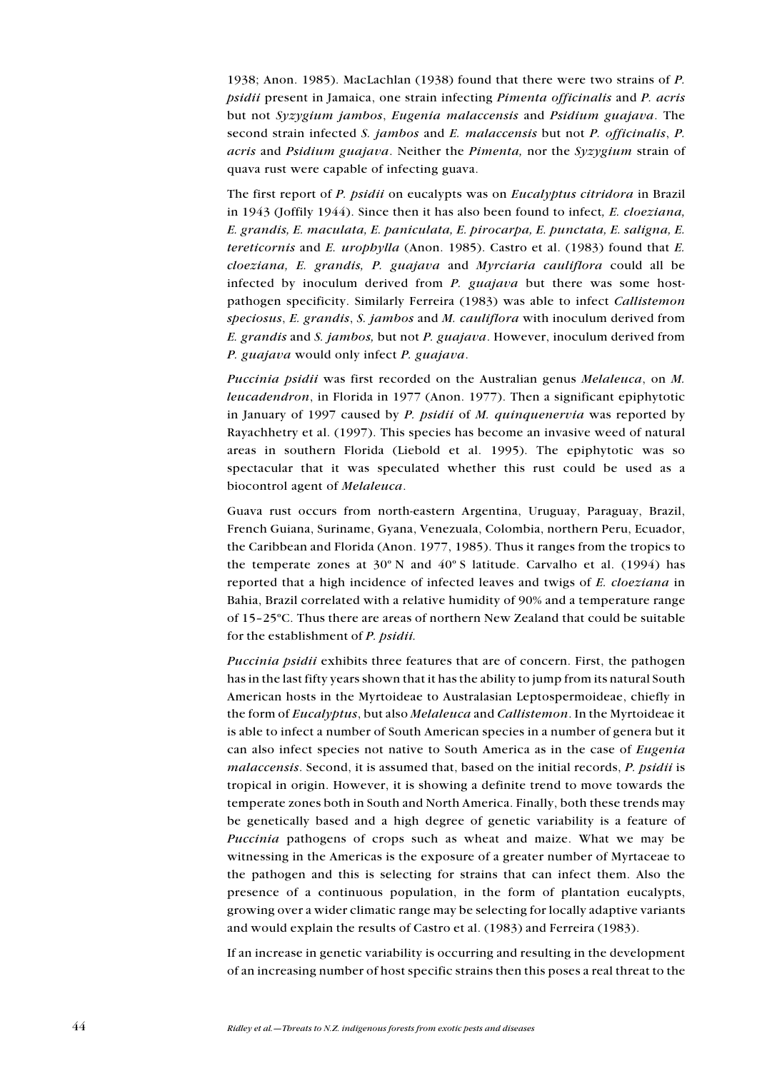1938; Anon. 1985). MacLachlan (1938) found that there were two strains of *P. psidii* present in Jamaica, one strain infecting *Pimenta officinalis* and *P. acris* but not *Syzygium jambos*, *Eugenia malaccensis* and *Psidium guajava*. The second strain infected *S. jambos* and *E. malaccensis* but not *P. officinalis*, *P. acris* and *Psidium guajava*. Neither the *Pimenta,* nor the *Syzygium* strain of quava rust were capable of infecting guava.

The first report of *P. psidii* on eucalypts was on *Eucalyptus citridora* in Brazil in 1943 (Joffily 1944). Since then it has also been found to infect*, E. cloeziana, E. grandis, E. maculata, E. paniculata, E. pirocarpa, E. punctata, E. saligna, E. tereticornis* and *E. urophylla* (Anon. 1985). Castro et al. (1983) found that *E. cloeziana, E. grandis, P. guajava* and *Myrciaria cauliflora* could all be infected by inoculum derived from *P. guajava* but there was some host-pathogen specificity. Similarly Ferreira (1983) was able to infect *Callistemon speciosus*, *E. grandis*, *S. jambos* and *M. cauliflora* with inoculum derived from *E. grandis* and *S. jambos,* but not *P. guajava*. However, inoculum derived from *P. guajava* would only infect *P. guajava*.

*Puccinia psidii* was first recorded on the Australian genus *Melaleuca*, on *M. leucadendron*, in Florida in 1977 (Anon. 1977). Then a significant epiphytotic in January of 1997 caused by *P. psidii* of *M. quinquenervia* was reported by Rayachhetry et al. (1997). This species has become an invasive weed of natural areas in southern Florida (Liebold et al. 1995). The epiphytotic was so spectacular that it was speculated whether this rust could be used as a biocontrol agent of *Melaleuca*.

Guava rust occurs from north-eastern Argentina, Uruguay, Paraguay, Brazil, French Guiana, Suriname, Gyana, Venezuala, Colombia, northern Peru, Ecuador, the Caribbean and Florida (Anon. 1977, 1985). Thus it ranges from the tropics to the temperate zones at 30º N and 40º S latitude. Carvalho et al. (1994) has reported that a high incidence of infected leaves and twigs of *E. cloeziana* in Bahia, Brazil correlated with a relative humidity of 90% and a temperature range of 15–25ºC. Thus there are areas of northern New Zealand that could be suitable for the establishment of *P. psidii.*

*Puccinia psidii* exhibits three features that are of concern. First, the pathogen has in the last fifty years shown that it has the ability to jump from its natural South American hosts in the Myrtoideae to Australasian Leptospermoideae, chiefly in the form of *Eucalyptus*, but also *Melaleuca* and *Callistemon*. In the Myrtoideae it is able to infect a number of South American species in a number of genera but it can also infect species not native to South America as in the case of *Eugenia malaccensis*. Second, it is assumed that, based on the initial records, *P. psidii* is tropical in origin. However, it is showing a definite trend to move towards the temperate zones both in South and North America. Finally, both these trends may be genetically based and a high degree of genetic variability is a feature of *Puccinia* pathogens of crops such as wheat and maize. What we may be witnessing in the Americas is the exposure of a greater number of Myrtaceae to the pathogen and this is selecting for strains that can infect them. Also the presence of a continuous population, in the form of plantation eucalypts, growing over a wider climatic range may be selecting for locally adaptive variants and would explain the results of Castro et al. (1983) and Ferreira (1983).

If an increase in genetic variability is occurring and resulting in the development of an increasing number of host specific strains then this poses a real threat to the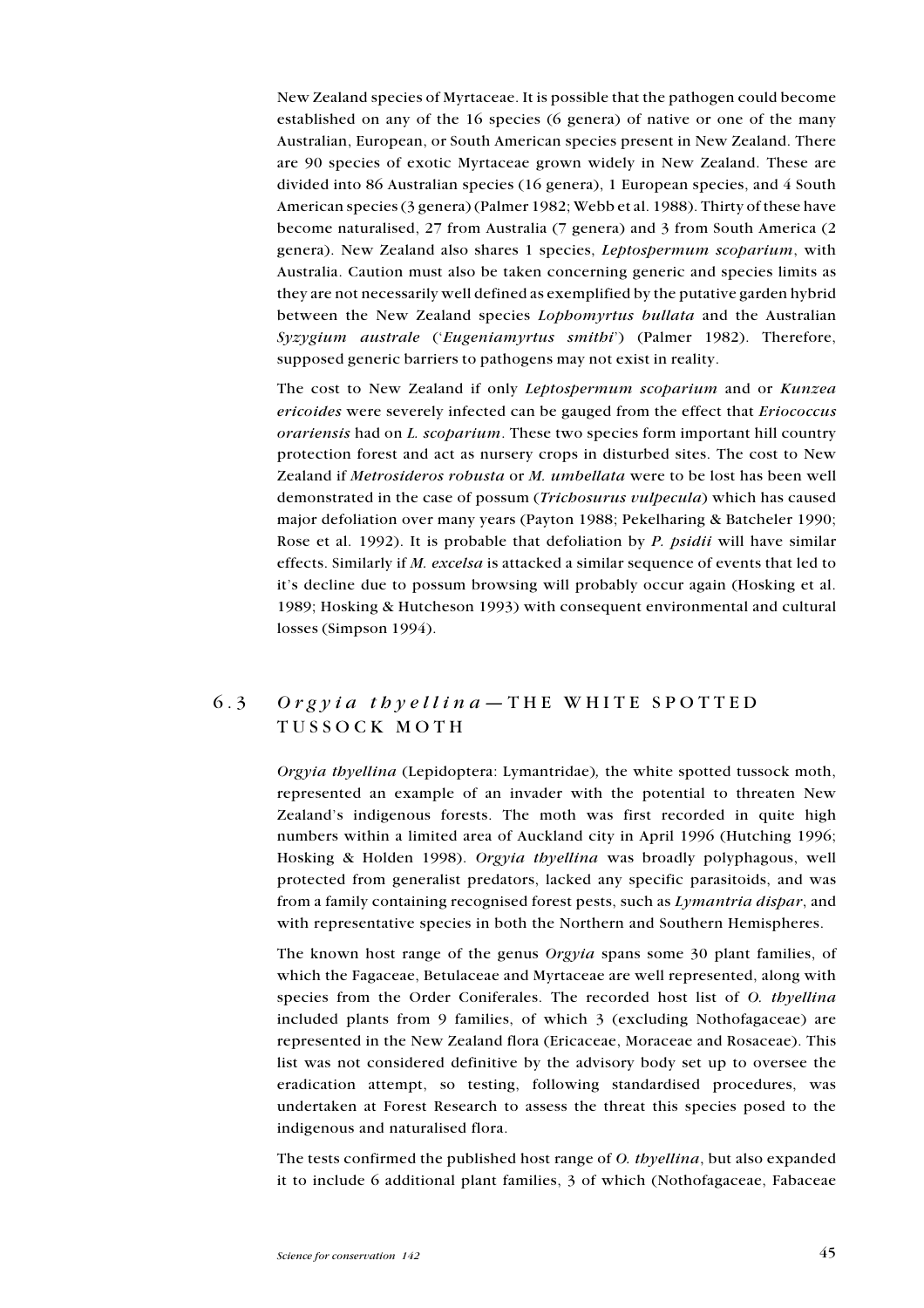New Zealand species of Myrtaceae. It is possible that the pathogen could become established on any of the 16 species (6 genera) of native or one of the many Australian, European, or South American species present in New Zealand. There are 90 species of exotic Myrtaceae grown widely in New Zealand. These are divided into 86 Australian species (16 genera), 1 European species, and 4 South American species (3 genera) (Palmer 1982; Webb et al. 1988). Thirty of these have become naturalised, 27 from Australia (7 genera) and 3 from South America (2 genera). New Zealand also shares 1 species, *Leptospermum scoparium*, with Australia. Caution must also be taken concerning generic and species limits as they are not necessarily well defined as exemplified by the putative garden hybrid between the New Zealand species *Lophomyrtus bullata* and the Australian *Syzygium australe* ('*Eugeniamyrtus smithi*') (Palmer 1982). Therefore, supposed generic barriers to pathogens may not exist in reality.

The cost to New Zealand if only *Leptospermum scoparium* and or *Kunzea ericoides* were severely infected can be gauged from the effect that *Eriococcus orariensis* had on *L. scoparium*. These two species form important hill country protection forest and act as nursery crops in disturbed sites. The cost to New Zealand if *Metrosideros robusta* or *M. umbellata* were to be lost has been well demonstrated in the case of possum (*Trichosurus vulpecula*) which has caused major defoliation over many years (Payton 1988; Pekelharing & Batcheler 1990; Rose et al. 1992). It is probable that defoliation by *P. psidii* will have similar effects. Similarly if *M. excelsa* is attacked a similar sequence of events that led to it's decline due to possum browsing will probably occur again (Hosking et al. 1989; Hosking & Hutcheson 1993) with consequent environmental and cultural losses (Simpson 1994).

## 6.3 *Orgyia thyellina*—THE WHITE SPOTTED TUSSOCK MOTH

*Orgyia thyellina* (Lepidoptera: Lymantridae), the white spotted tussock moth, represented an example of an invader with the potential to threaten New Zealand's indigenous forests. The moth was first recorded in quite high numbers within a limited area of Auckland city in April 1996 (Hutching 1996; Hosking & Holden 1998). *Orgyia thyellina* was broadly polyphagous, well protected from generalist predators, lacked any specific parasitoids, and was from a family containing recognised forest pests, such as *Lymantria dispar*, and with representative species in both the Northern and Southern Hemispheres.

The known host range of the genus *Orgyia* spans some 30 plant families, of which the Fagaceae, Betulaceae and Myrtaceae are well represented, along with species from the Order Coniferales. The recorded host list of *O. thyellina* included plants from 9 families, of which 3 (excluding Nothofagaceae) are represented in the New Zealand flora (Ericaceae, Moraceae and Rosaceae). This list was not considered definitive by the advisory body set up to oversee the eradication attempt, so testing, following standardised procedures, was undertaken at Forest Research to assess the threat this species posed to the indigenous and naturalised flora.

The tests confirmed the published host range of *O. thyellina*, but also expanded it to include 6 additional plant families, 3 of which (Nothofagaceae, Fabaceae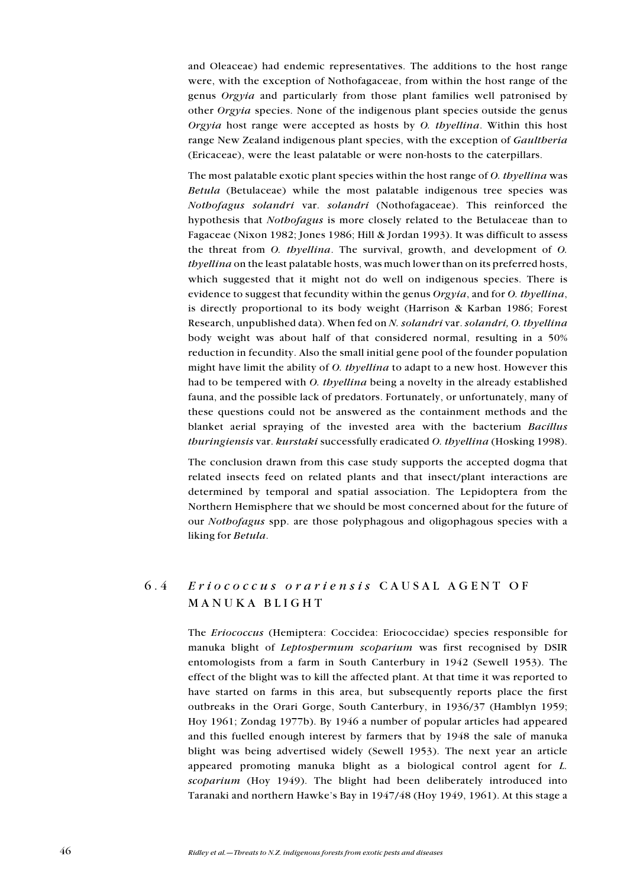and Oleaceae) had endemic representatives. The additions to the host range were, with the exception of Nothofagaceae, from within the host range of the genus *Orgyia* and particularly from those plant families well patronised by other *Orgyia* species. None of the indigenous plant species outside the genus *Orgyia* host range were accepted as hosts by *O. thyellina*. Within this host range New Zealand indigenous plant species, with the exception of *Gaultheria* (Ericaceae), were the least palatable or were non-hosts to the caterpillars.

The most palatable exotic plant species within the host range of *O. thyellina* was *Betula* (Betulaceae) while the most palatable indigenous tree species was *Nothofagus solandri* var. *solandri* (Nothofagaceae). This reinforced the hypothesis that *Nothofagus* is more closely related to the Betulaceae than to Fagaceae (Nixon 1982; Jones 1986; Hill & Jordan 1993). It was difficult to assess the threat from *O. thyellina*. The survival, growth, and development of *O. thyellina* on the least palatable hosts, was much lower than on its preferred hosts, which suggested that it might not do well on indigenous species. There is evidence to suggest that fecundity within the genus *Orgyia*, and for *O. thyellina*, is directly proportional to its body weight (Harrison & Karban 1986; Forest Research, unpublished data). When fed on *N. solandri* var. *solandri, O. thyellina* body weight was about half of that considered normal, resulting in a 50% reduction in fecundity. Also the small initial gene pool of the founder population might have limit the ability of *O. thyellina* to adapt to a new host. However this had to be tempered with *O. thyellina* being a novelty in the already established fauna, and the possible lack of predators. Fortunately, or unfortunately, many of these questions could not be answered as the containment methods and the blanket aerial spraying of the invested area with the bacterium *Bacillus thuringiensis* var. *kurstaki* successfully eradicated *O. thyellina* (Hosking 1998).

The conclusion drawn from this case study supports the accepted dogma that related insects feed on related plants and that insect/plant interactions are determined by temporal and spatial association. The Lepidoptera from the Northern Hemisphere that we should be most concerned about for the future of our *Nothofagus* spp. are those polyphagous and oligophagous species with a liking for *Betula*.

## 6.4 *Eriococcus orariensis* CAUSAL AGENT OF MANUKA BLIGHT

The *Eriococcus* (Hemiptera: Coccidea: Eriococcidae) species responsible for manuka blight of *Leptospermum scoparium* was first recognised by DSIR entomologists from a farm in South Canterbury in 1942 (Sewell 1953). The effect of the blight was to kill the affected plant. At that time it was reported to have started on farms in this area, but subsequently reports place the first outbreaks in the Orari Gorge, South Canterbury, in 1936/37 (Hamblyn 1959; Hoy 1961; Zondag 1977b). By 1946 a number of popular articles had appeared and this fuelled enough interest by farmers that by 1948 the sale of manuka blight was being advertised widely (Sewell 1953). The next year an article appeared promoting manuka blight as a biological control agent for *L. scoparium* (Hoy 1949). The blight had been deliberately introduced into Taranaki and northern Hawke's Bay in 1947/48 (Hoy 1949, 1961). At this stage a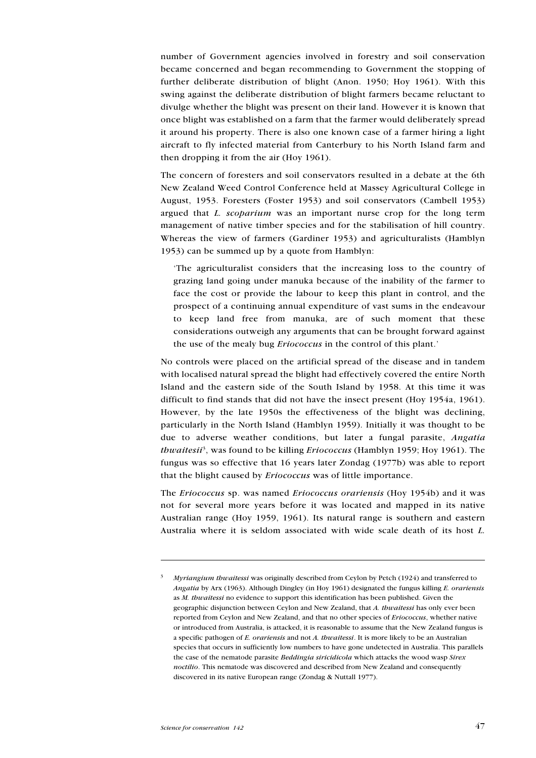number of Government agencies involved in forestry and soil conservation became concerned and began recommending to Government the stopping of further deliberate distribution of blight (Anon. 1950; Hoy 1961). With this swing against the deliberate distribution of blight farmers became reluctant to divulge whether the blight was present on their land. However it is known that once blight was established on a farm that the farmer would deliberately spread it around his property. There is also one known case of a farmer hiring a light aircraft to fly infected material from Canterbury to his North Island farm and then dropping it from the air (Hoy 1961).

The concern of foresters and soil conservators resulted in a debate at the 6th New Zealand Weed Control Conference held at Massey Agricultural College in August, 1953. Foresters (Foster 1953) and soil conservators (Cambell 1953) argued that *L. scoparium* was an important nurse crop for the long term management of native timber species and for the stabilisation of hill country. Whereas the view of farmers (Gardiner 1953) and agriculturalists (Hamblyn 1953) can be summed up by a quote from Hamblyn:

> 'The agriculturalist considers that the increasing loss to the country of grazing land going under manuka because of the inability of the farmer to face the cost or provide the labour to keep this plant in control, and the prospect of a continuing annual expenditure of vast sums in the endeavour to keep land free from manuka, are of such moment that these considerations outweigh any arguments that can be brought forward against the use of the mealy bug *Eriococcus* in the control of this plant.'

No controls were placed on the artificial spread of the disease and in tandem with localised natural spread the blight had effectively covered the entire North Island and the eastern side of the South Island by 1958. At this time it was difficult to find stands that did not have the insect present (Hoy 1954a, 1961). However, by the late 1950s the effectiveness of the blight was declining, particularly in the North Island (Hamblyn 1959). Initially it was thought to be due to adverse weather conditions, but later a fungal parasite, *Angatia thwaitesii*[3], was found to be killing *Eriococcus* (Hamblyn 1959; Hoy 1961). The fungus was so effective that 16 years later Zondag (1977b) was able to report that the blight caused by *Eriococcus* was of little importance.

The *Eriococcus* sp. was named *Eriococcus orariensis* (Hoy 1954b) and it was not for several more years before it was located and mapped in its native Australian range (Hoy 1959, 1961). Its natural range is southern and eastern Australia where it is seldom associated with wide scale death of its host *L.*

---

[3] *Myriangium thwaitessi* was originally described from Ceylon by Petch (1924) and transferred to *Angatia* by Arx (1963). Although Dingley (in Hoy 1961) designated the fungus killing *E. orariensis* as *M. thwaitessi* no evidence to support this identification has been published. Given the geographic disjunction between Ceylon and New Zealand, that *A. thwaitessi* has only ever been reported from Ceylon and New Zealand, and that no other species of *Eriococcus*, whether native or introduced from Australia, is attacked, it is reasonable to assume that the New Zealand fungus is a specific pathogen of *E. orariensis* and not *A. thwaitessi*. It is more likely to be an Australian species that occurs in sufficiently low numbers to have gone undetected in Australia. This parallels the case of the nematode parasite *Beddingia siricidicola* which attacks the wood wasp *Sirex noctilio*. This nematode was discovered and described from New Zealand and consequently discovered in its native European range (Zondag & Nuttall 1977).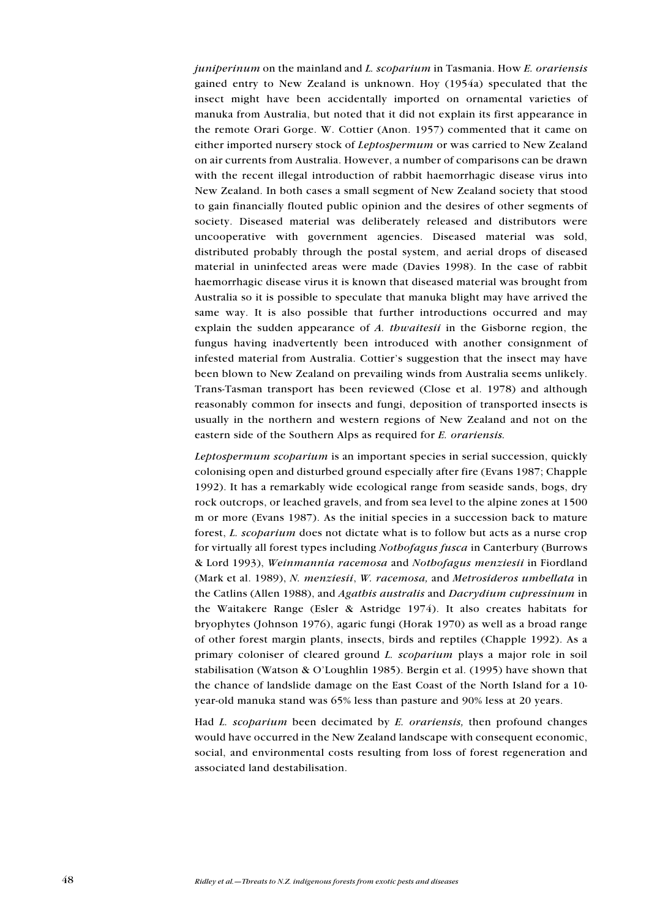*juniperinum* on the mainland and *L. scoparium* in Tasmania. How *E. orariensis* gained entry to New Zealand is unknown. Hoy (1954a) speculated that the insect might have been accidentally imported on ornamental varieties of manuka from Australia, but noted that it did not explain its first appearance in the remote Orari Gorge. W. Cottier (Anon. 1957) commented that it came on either imported nursery stock of *Leptospermum* or was carried to New Zealand on air currents from Australia. However, a number of comparisons can be drawn with the recent illegal introduction of rabbit haemorrhagic disease virus into New Zealand. In both cases a small segment of New Zealand society that stood to gain financially flouted public opinion and the desires of other segments of society. Diseased material was deliberately released and distributors were uncooperative with government agencies. Diseased material was sold, distributed probably through the postal system, and aerial drops of diseased material in uninfected areas were made (Davies 1998). In the case of rabbit haemorrhagic disease virus it is known that diseased material was brought from Australia so it is possible to speculate that manuka blight may have arrived the same way. It is also possible that further introductions occurred and may explain the sudden appearance of *A. thwaitesii* in the Gisborne region, the fungus having inadvertently been introduced with another consignment of infested material from Australia. Cottier's suggestion that the insect may have been blown to New Zealand on prevailing winds from Australia seems unlikely. Trans-Tasman transport has been reviewed (Close et al. 1978) and although reasonably common for insects and fungi, deposition of transported insects is usually in the northern and western regions of New Zealand and not on the eastern side of the Southern Alps as required for *E. orariensis.*

*Leptospermum scoparium* is an important species in serial succession, quickly colonising open and disturbed ground especially after fire (Evans 1987; Chapple 1992). It has a remarkably wide ecological range from seaside sands, bogs, dry rock outcrops, or leached gravels, and from sea level to the alpine zones at 1500 m or more (Evans 1987). As the initial species in a succession back to mature forest, *L. scoparium* does not dictate what is to follow but acts as a nurse crop for virtually all forest types including *Nothofagus fusca* in Canterbury (Burrows & Lord 1993), *Weinmannia racemosa* and *Nothofagus menziesii* in Fiordland (Mark et al. 1989), *N. menziesii*, *W. racemosa,* and *Metrosideros umbellata* in the Catlins (Allen 1988), and *Agathis australis* and *Dacrydium cupressinum* in the Waitakere Range (Esler & Astridge 1974). It also creates habitats for bryophytes (Johnson 1976), agaric fungi (Horak 1970) as well as a broad range of other forest margin plants, insects, birds and reptiles (Chapple 1992). As a primary coloniser of cleared ground *L. scoparium* plays a major role in soil stabilisation (Watson & O'Loughlin 1985). Bergin et al. (1995) have shown that the chance of landslide damage on the East Coast of the North Island for a 10-year-old manuka stand was 65% less than pasture and 90% less at 20 years.

Had *L. scoparium* been decimated by *E. orariensis,* then profound changes would have occurred in the New Zealand landscape with consequent economic, social, and environmental costs resulting from loss of forest regeneration and associated land destabilisation.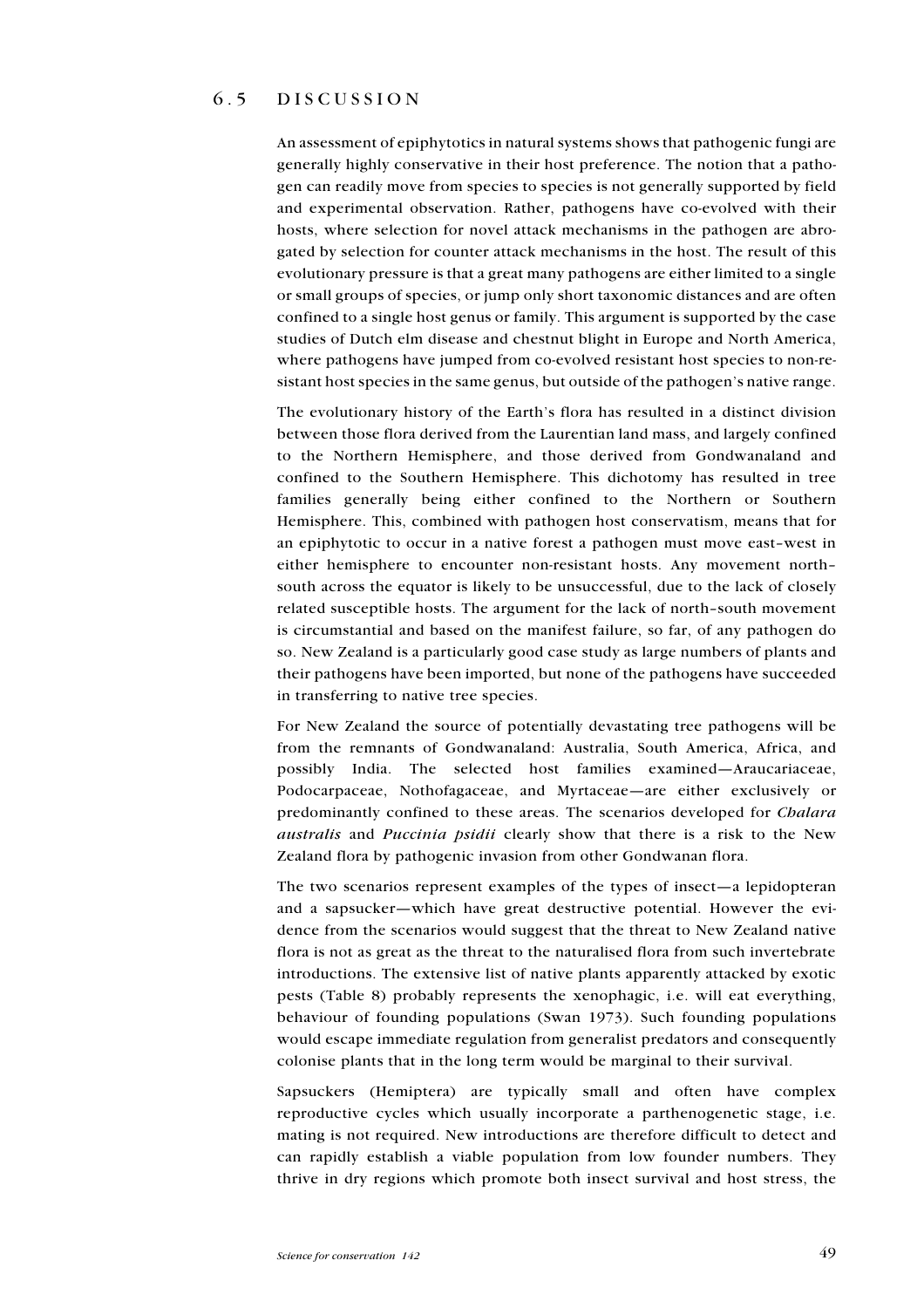## 6.5 DISCUSSION

An assessment of epiphytotics in natural systems shows that pathogenic fungi are generally highly conservative in their host preference. The notion that a pathogen can readily move from species to species is not generally supported by field and experimental observation. Rather, pathogens have co-evolved with their hosts, where selection for novel attack mechanisms in the pathogen are abrogated by selection for counter attack mechanisms in the host. The result of this evolutionary pressure is that a great many pathogens are either limited to a single or small groups of species, or jump only short taxonomic distances and are often confined to a single host genus or family. This argument is supported by the case studies of Dutch elm disease and chestnut blight in Europe and North America, where pathogens have jumped from co-evolved resistant host species to non-resistant host species in the same genus, but outside of the pathogen's native range.

The evolutionary history of the Earth's flora has resulted in a distinct division between those flora derived from the Laurentian land mass, and largely confined to the Northern Hemisphere, and those derived from Gondwanaland and confined to the Southern Hemisphere. This dichotomy has resulted in tree families generally being either confined to the Northern or Southern Hemisphere. This, combined with pathogen host conservatism, means that for an epiphytotic to occur in a native forest a pathogen must move east–west in either hemisphere to encounter non-resistant hosts. Any movement north–south across the equator is likely to be unsuccessful, due to the lack of closely related susceptible hosts. The argument for the lack of north–south movement is circumstantial and based on the manifest failure, so far, of any pathogen do so. New Zealand is a particularly good case study as large numbers of plants and their pathogens have been imported, but none of the pathogens have succeeded in transferring to native tree species.

For New Zealand the source of potentially devastating tree pathogens will be from the remnants of Gondwanaland: Australia, South America, Africa, and possibly India. The selected host families examined—Araucariaceae, Podocarpaceae, Nothofagaceae, and Myrtaceae—are either exclusively or predominantly confined to these areas. The scenarios developed for *Chalara australis* and *Puccinia psidii* clearly show that there is a risk to the New Zealand flora by pathogenic invasion from other Gondwanan flora.

The two scenarios represent examples of the types of insect—a lepidopteran and a sapsucker—which have great destructive potential. However the evidence from the scenarios would suggest that the threat to New Zealand native flora is not as great as the threat to the naturalised flora from such invertebrate introductions. The extensive list of native plants apparently attacked by exotic pests (Table 8) probably represents the xenophagic, i.e. will eat everything, behaviour of founding populations (Swan 1973). Such founding populations would escape immediate regulation from generalist predators and consequently colonise plants that in the long term would be marginal to their survival.

Sapsuckers (Hemiptera) are typically small and often have complex reproductive cycles which usually incorporate a parthenogenetic stage, i.e. mating is not required. New introductions are therefore difficult to detect and can rapidly establish a viable population from low founder numbers. They thrive in dry regions which promote both insect survival and host stress, the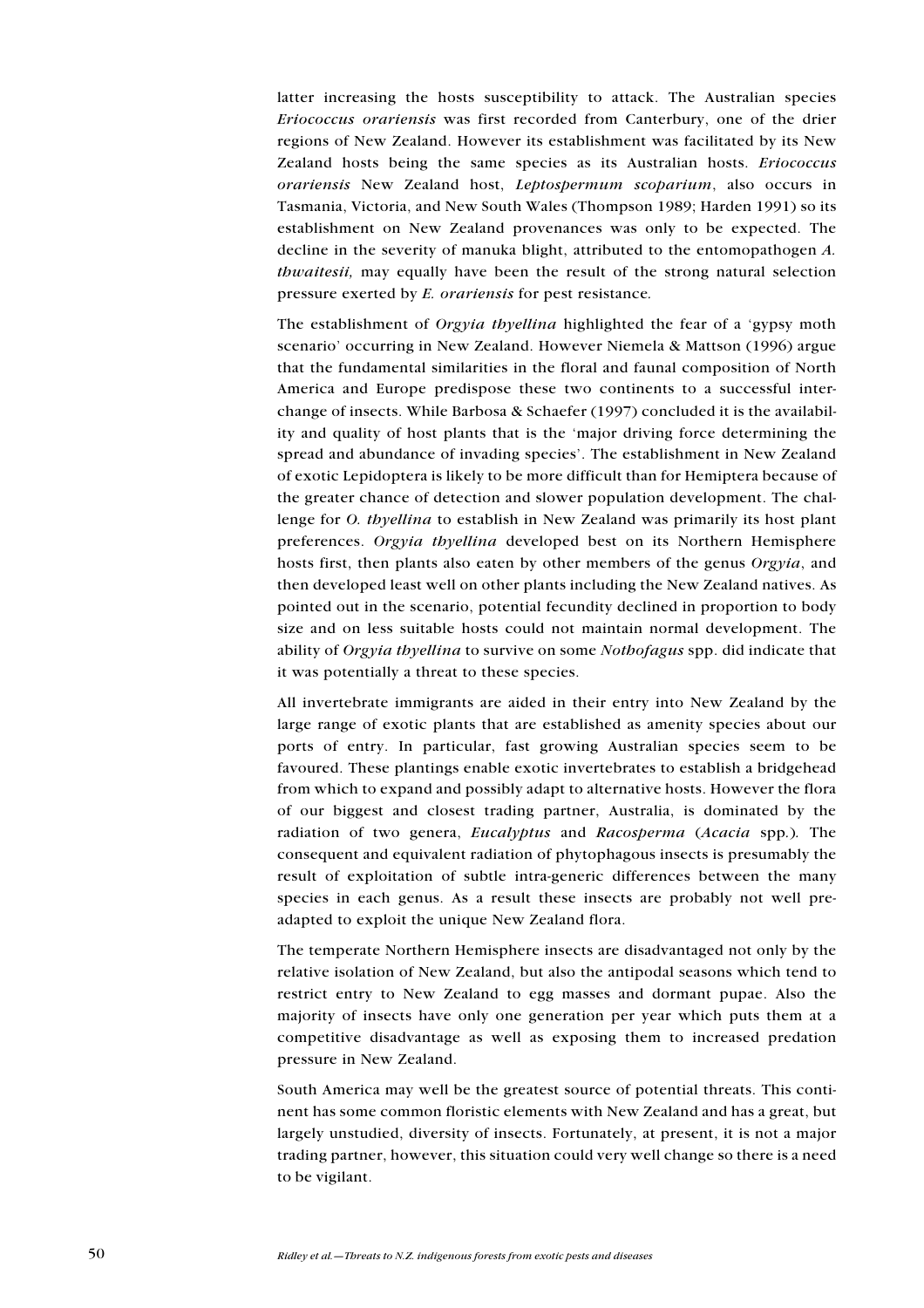latter increasing the hosts susceptibility to attack. The Australian species *Eriococcus orariensis* was first recorded from Canterbury, one of the drier regions of New Zealand. However its establishment was facilitated by its New Zealand hosts being the same species as its Australian hosts. *Eriococcus orariensis* New Zealand host, *Leptospermum scoparium*, also occurs in Tasmania, Victoria, and New South Wales (Thompson 1989; Harden 1991) so its establishment on New Zealand provenances was only to be expected. The decline in the severity of manuka blight, attributed to the entomopathogen *A. thwaitesii,* may equally have been the result of the strong natural selection pressure exerted by *E. orariensis* for pest resistance.

The establishment of *Orgyia thyellina* highlighted the fear of a 'gypsy moth scenario' occurring in New Zealand. However Niemela & Mattson (1996) argue that the fundamental similarities in the floral and faunal composition of North America and Europe predispose these two continents to a successful interchange of insects. While Barbosa & Schaefer (1997) concluded it is the availability and quality of host plants that is the 'major driving force determining the spread and abundance of invading species'. The establishment in New Zealand of exotic Lepidoptera is likely to be more difficult than for Hemiptera because of the greater chance of detection and slower population development. The challenge for *O. thyellina* to establish in New Zealand was primarily its host plant preferences. *Orgyia thyellina* developed best on its Northern Hemisphere hosts first, then plants also eaten by other members of the genus *Orgyia*, and then developed least well on other plants including the New Zealand natives. As pointed out in the scenario, potential fecundity declined in proportion to body size and on less suitable hosts could not maintain normal development. The ability of *Orgyia thyellina* to survive on some *Nothofagus* spp. did indicate that it was potentially a threat to these species.

All invertebrate immigrants are aided in their entry into New Zealand by the large range of exotic plants that are established as amenity species about our ports of entry. In particular, fast growing Australian species seem to be favoured. These plantings enable exotic invertebrates to establish a bridgehead from which to expand and possibly adapt to alternative hosts. However the flora of our biggest and closest trading partner, Australia, is dominated by the radiation of two genera, *Eucalyptus* and *Racosperma* (*Acacia* spp.). The consequent and equivalent radiation of phytophagous insects is presumably the result of exploitation of subtle intra-generic differences between the many species in each genus. As a result these insects are probably not well pre-adapted to exploit the unique New Zealand flora.

The temperate Northern Hemisphere insects are disadvantaged not only by the relative isolation of New Zealand, but also the antipodal seasons which tend to restrict entry to New Zealand to egg masses and dormant pupae. Also the majority of insects have only one generation per year which puts them at a competitive disadvantage as well as exposing them to increased predation pressure in New Zealand.

South America may well be the greatest source of potential threats. This continent has some common floristic elements with New Zealand and has a great, but largely unstudied, diversity of insects. Fortunately, at present, it is not a major trading partner, however, this situation could very well change so there is a need to be vigilant.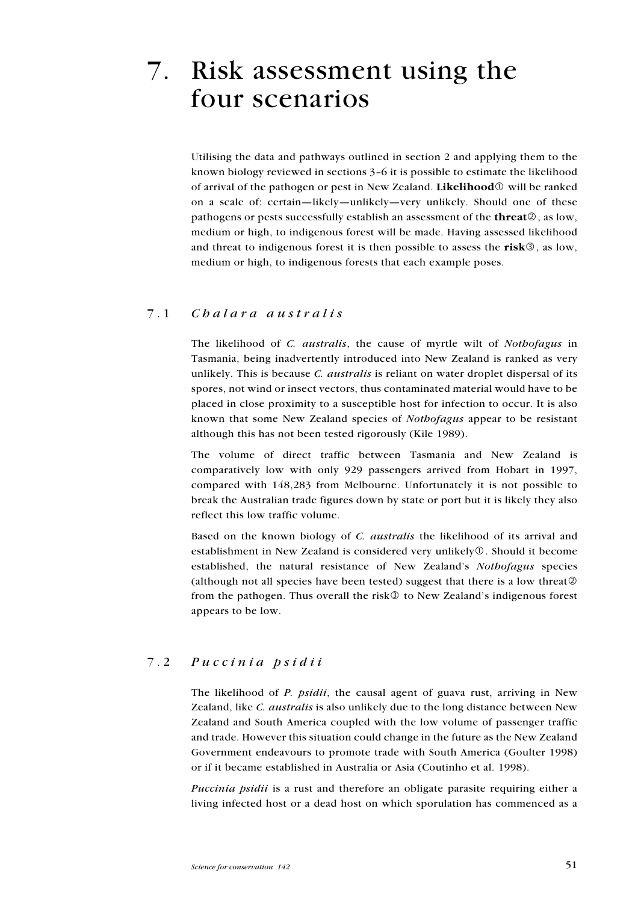# 7. Risk assessment using the four scenarios

Utilising the data and pathways outlined in section 2 and applying them to the known biology reviewed in sections 3–6 it is possible to estimate the likelihood of arrival of the pathogen or pest in New Zealand. **Likelihood**① will be ranked on a scale of: certain—likely—unlikely—very unlikely. Should one of these pathogens or pests successfully establish an assessment of the **threat**②, as low, medium or high, to indigenous forest will be made. Having assessed likelihood and threat to indigenous forest it is then possible to assess the **risk**③, as low, medium or high, to indigenous forests that each example poses.

## 7.1 *Chalara australis*

The likelihood of *C. australis*, the cause of myrtle wilt of *Nothofagus* in Tasmania, being inadvertently introduced into New Zealand is ranked as very unlikely. This is because *C. australis* is reliant on water droplet dispersal of its spores, not wind or insect vectors, thus contaminated material would have to be placed in close proximity to a susceptible host for infection to occur. It is also known that some New Zealand species of *Nothofagus* appear to be resistant although this has not been tested rigorously (Kile 1989).

The volume of direct traffic between Tasmania and New Zealand is comparatively low with only 929 passengers arrived from Hobart in 1997, compared with 148,283 from Melbourne. Unfortunately it is not possible to break the Australian trade figures down by state or port but it is likely they also reflect this low traffic volume.

Based on the known biology of *C. australis* the likelihood of its arrival and establishment in New Zealand is considered very unlikely①. Should it become established, the natural resistance of New Zealand's *Nothofagus* species (although not all species have been tested) suggest that there is a low threat② from the pathogen. Thus overall the risk③ to New Zealand's indigenous forest appears to be low.

## 7.2 *Puccinia psidii*

The likelihood of *P. psidii*, the causal agent of guava rust, arriving in New Zealand, like *C. australis* is also unlikely due to the long distance between New Zealand and South America coupled with the low volume of passenger traffic and trade. However this situation could change in the future as the New Zealand Government endeavours to promote trade with South America (Goulter 1998) or if it became established in Australia or Asia (Coutinho et al. 1998).

*Puccinia psidii* is a rust and therefore an obligate parasite requiring either a living infected host or a dead host on which sporulation has commenced as a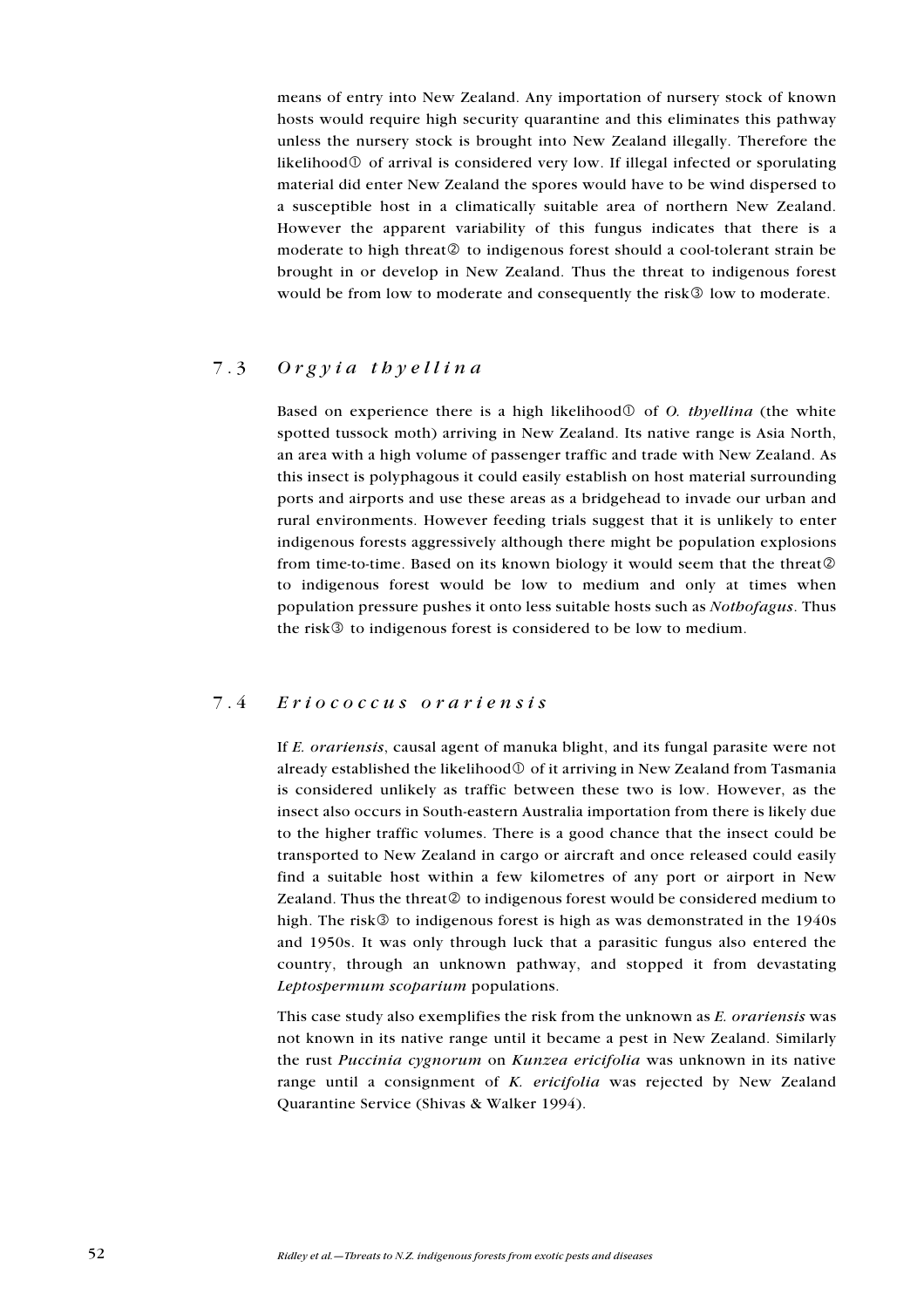means of entry into New Zealand. Any importation of nursery stock of known hosts would require high security quarantine and this eliminates this pathway unless the nursery stock is brought into New Zealand illegally. Therefore the likelihood① of arrival is considered very low. If illegal infected or sporulating material did enter New Zealand the spores would have to be wind dispersed to a susceptible host in a climatically suitable area of northern New Zealand. However the apparent variability of this fungus indicates that there is a moderate to high threat② to indigenous forest should a cool-tolerant strain be brought in or develop in New Zealand. Thus the threat to indigenous forest would be from low to moderate and consequently the risk③ low to moderate.

## 7.3 *Orgyia thyellina*

Based on experience there is a high likelihood① of *O. thyellina* (the white spotted tussock moth) arriving in New Zealand. Its native range is Asia North, an area with a high volume of passenger traffic and trade with New Zealand. As this insect is polyphagous it could easily establish on host material surrounding ports and airports and use these areas as a bridgehead to invade our urban and rural environments. However feeding trials suggest that it is unlikely to enter indigenous forests aggressively although there might be population explosions from time-to-time. Based on its known biology it would seem that the threat② to indigenous forest would be low to medium and only at times when population pressure pushes it onto less suitable hosts such as *Nothofagus*. Thus the risk③ to indigenous forest is considered to be low to medium.

## 7.4 *Eriococcus orariensis*

If *E. orariensis*, causal agent of manuka blight, and its fungal parasite were not already established the likelihood① of it arriving in New Zealand from Tasmania is considered unlikely as traffic between these two is low. However, as the insect also occurs in South-eastern Australia importation from there is likely due to the higher traffic volumes. There is a good chance that the insect could be transported to New Zealand in cargo or aircraft and once released could easily find a suitable host within a few kilometres of any port or airport in New Zealand. Thus the threat② to indigenous forest would be considered medium to high. The risk③ to indigenous forest is high as was demonstrated in the 1940s and 1950s. It was only through luck that a parasitic fungus also entered the country, through an unknown pathway, and stopped it from devastating *Leptospermum scoparium* populations.

This case study also exemplifies the risk from the unknown as *E. orariensis* was not known in its native range until it became a pest in New Zealand. Similarly the rust *Puccinia cygnorum* on *Kunzea ericifolia* was unknown in its native range until a consignment of *K. ericifolia* was rejected by New Zealand Quarantine Service (Shivas & Walker 1994).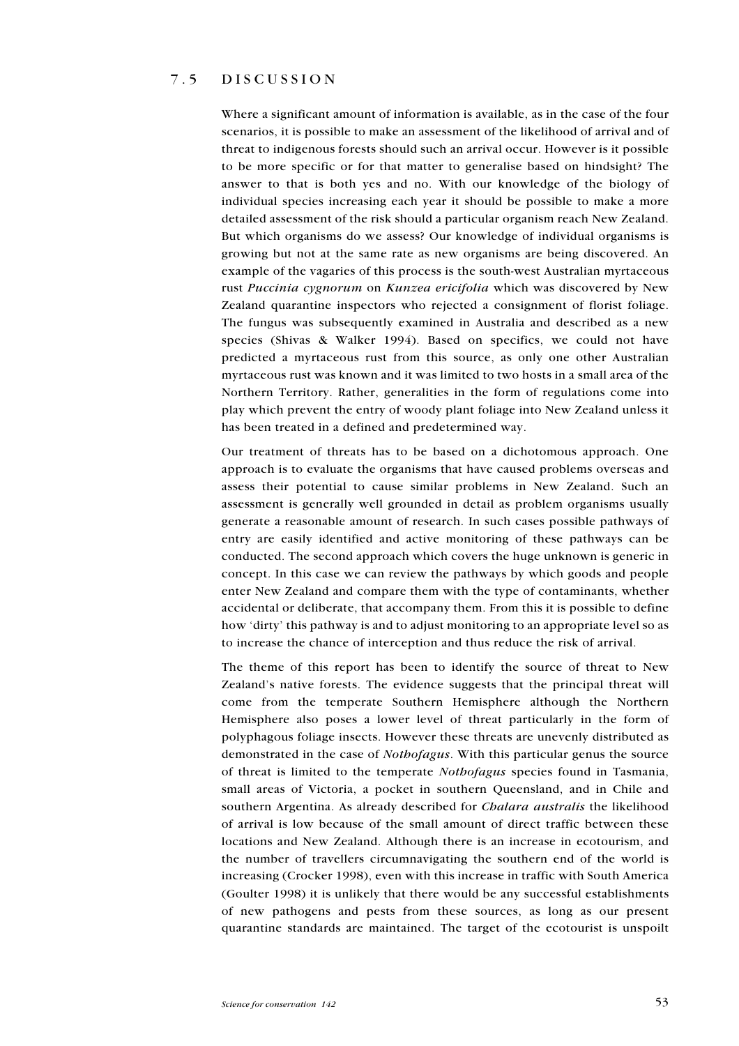## 7.5 DISCUSSION

Where a significant amount of information is available, as in the case of the four scenarios, it is possible to make an assessment of the likelihood of arrival and of threat to indigenous forests should such an arrival occur. However is it possible to be more specific or for that matter to generalise based on hindsight? The answer to that is both yes and no. With our knowledge of the biology of individual species increasing each year it should be possible to make a more detailed assessment of the risk should a particular organism reach New Zealand. But which organisms do we assess? Our knowledge of individual organisms is growing but not at the same rate as new organisms are being discovered. An example of the vagaries of this process is the south-west Australian myrtaceous rust *Puccinia cygnorum* on *Kunzea ericifolia* which was discovered by New Zealand quarantine inspectors who rejected a consignment of florist foliage. The fungus was subsequently examined in Australia and described as a new species (Shivas & Walker 1994). Based on specifics, we could not have predicted a myrtaceous rust from this source, as only one other Australian myrtaceous rust was known and it was limited to two hosts in a small area of the Northern Territory. Rather, generalities in the form of regulations come into play which prevent the entry of woody plant foliage into New Zealand unless it has been treated in a defined and predetermined way.

Our treatment of threats has to be based on a dichotomous approach. One approach is to evaluate the organisms that have caused problems overseas and assess their potential to cause similar problems in New Zealand. Such an assessment is generally well grounded in detail as problem organisms usually generate a reasonable amount of research. In such cases possible pathways of entry are easily identified and active monitoring of these pathways can be conducted. The second approach which covers the huge unknown is generic in concept. In this case we can review the pathways by which goods and people enter New Zealand and compare them with the type of contaminants, whether accidental or deliberate, that accompany them. From this it is possible to define how 'dirty' this pathway is and to adjust monitoring to an appropriate level so as to increase the chance of interception and thus reduce the risk of arrival.

The theme of this report has been to identify the source of threat to New Zealand's native forests. The evidence suggests that the principal threat will come from the temperate Southern Hemisphere although the Northern Hemisphere also poses a lower level of threat particularly in the form of polyphagous foliage insects. However these threats are unevenly distributed as demonstrated in the case of *Nothofagus*. With this particular genus the source of threat is limited to the temperate *Nothofagus* species found in Tasmania, small areas of Victoria, a pocket in southern Queensland, and in Chile and southern Argentina. As already described for *Chalara australis* the likelihood of arrival is low because of the small amount of direct traffic between these locations and New Zealand. Although there is an increase in ecotourism, and the number of travellers circumnavigating the southern end of the world is increasing (Crocker 1998), even with this increase in traffic with South America (Goulter 1998) it is unlikely that there would be any successful establishments of new pathogens and pests from these sources, as long as our present quarantine standards are maintained. The target of the ecotourist is unspoilt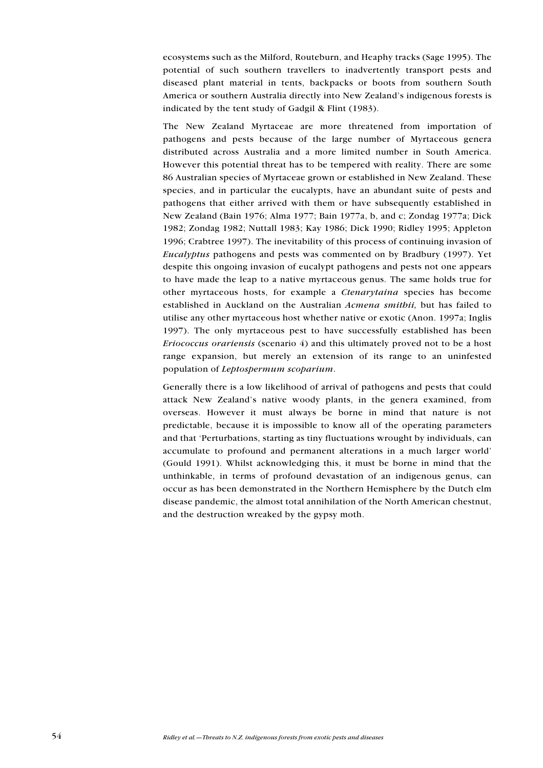ecosystems such as the Milford, Routeburn, and Heaphy tracks (Sage 1995). The potential of such southern travellers to inadvertently transport pests and diseased plant material in tents, backpacks or boots from southern South America or southern Australia directly into New Zealand's indigenous forests is indicated by the tent study of Gadgil & Flint (1983).

The New Zealand Myrtaceae are more threatened from importation of pathogens and pests because of the large number of Myrtaceous genera distributed across Australia and a more limited number in South America. However this potential threat has to be tempered with reality. There are some 86 Australian species of Myrtaceae grown or established in New Zealand. These species, and in particular the eucalypts, have an abundant suite of pests and pathogens that either arrived with them or have subsequently established in New Zealand (Bain 1976; Alma 1977; Bain 1977a, b, and c; Zondag 1977a; Dick 1982; Zondag 1982; Nuttall 1983; Kay 1986; Dick 1990; Ridley 1995; Appleton 1996; Crabtree 1997). The inevitability of this process of continuing invasion of *Eucalyptus* pathogens and pests was commented on by Bradbury (1997). Yet despite this ongoing invasion of eucalypt pathogens and pests not one appears to have made the leap to a native myrtaceous genus. The same holds true for other myrtaceous hosts, for example a *Ctenarytaina* species has become established in Auckland on the Australian *Acmena smithii,* but has failed to utilise any other myrtaceous host whether native or exotic (Anon. 1997a; Inglis 1997). The only myrtaceous pest to have successfully established has been *Eriococcus orariensis* (scenario 4) and this ultimately proved not to be a host range expansion, but merely an extension of its range to an uninfested population of *Leptospermum scoparium*.

Generally there is a low likelihood of arrival of pathogens and pests that could attack New Zealand's native woody plants, in the genera examined, from overseas. However it must always be borne in mind that nature is not predictable, because it is impossible to know all of the operating parameters and that 'Perturbations, starting as tiny fluctuations wrought by individuals, can accumulate to profound and permanent alterations in a much larger world' (Gould 1991). Whilst acknowledging this, it must be borne in mind that the unthinkable, in terms of profound devastation of an indigenous genus, can occur as has been demonstrated in the Northern Hemisphere by the Dutch elm disease pandemic, the almost total annihilation of the North American chestnut, and the destruction wreaked by the gypsy moth.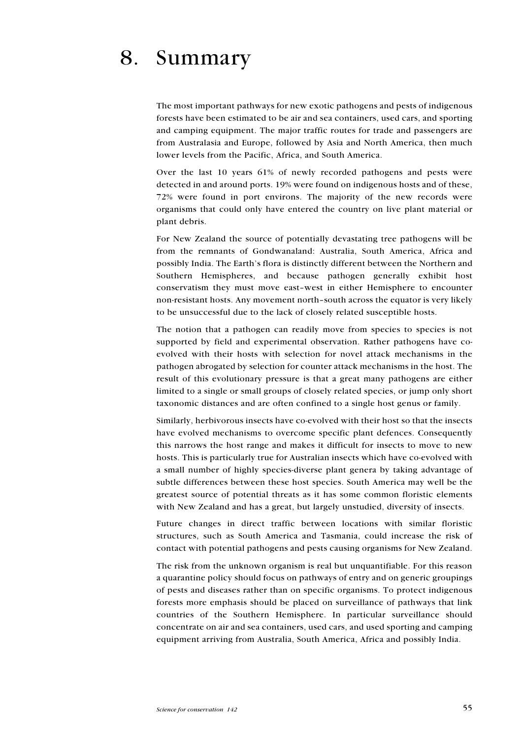# 8. Summary

The most important pathways for new exotic pathogens and pests of indigenous forests have been estimated to be air and sea containers, used cars, and sporting and camping equipment. The major traffic routes for trade and passengers are from Australasia and Europe, followed by Asia and North America, then much lower levels from the Pacific, Africa, and South America.

Over the last 10 years 61% of newly recorded pathogens and pests were detected in and around ports. 19% were found on indigenous hosts and of these, 72% were found in port environs. The majority of the new records were organisms that could only have entered the country on live plant material or plant debris.

For New Zealand the source of potentially devastating tree pathogens will be from the remnants of Gondwanaland: Australia, South America, Africa and possibly India. The Earth's flora is distinctly different between the Northern and Southern Hemispheres, and because pathogen generally exhibit host conservatism they must move east–west in either Hemisphere to encounter non-resistant hosts. Any movement north–south across the equator is very likely to be unsuccessful due to the lack of closely related susceptible hosts.

The notion that a pathogen can readily move from species to species is not supported by field and experimental observation. Rather pathogens have co-evolved with their hosts with selection for novel attack mechanisms in the pathogen abrogated by selection for counter attack mechanisms in the host. The result of this evolutionary pressure is that a great many pathogens are either limited to a single or small groups of closely related species, or jump only short taxonomic distances and are often confined to a single host genus or family.

Similarly, herbivorous insects have co-evolved with their host so that the insects have evolved mechanisms to overcome specific plant defences. Consequently this narrows the host range and makes it difficult for insects to move to new hosts. This is particularly true for Australian insects which have co-evolved with a small number of highly species-diverse plant genera by taking advantage of subtle differences between these host species. South America may well be the greatest source of potential threats as it has some common floristic elements with New Zealand and has a great, but largely unstudied, diversity of insects.

Future changes in direct traffic between locations with similar floristic structures, such as South America and Tasmania, could increase the risk of contact with potential pathogens and pests causing organisms for New Zealand.

The risk from the unknown organism is real but unquantifiable. For this reason a quarantine policy should focus on pathways of entry and on generic groupings of pests and diseases rather than on specific organisms. To protect indigenous forests more emphasis should be placed on surveillance of pathways that link countries of the Southern Hemisphere. In particular surveillance should concentrate on air and sea containers, used cars, and used sporting and camping equipment arriving from Australia, South America, Africa and possibly India.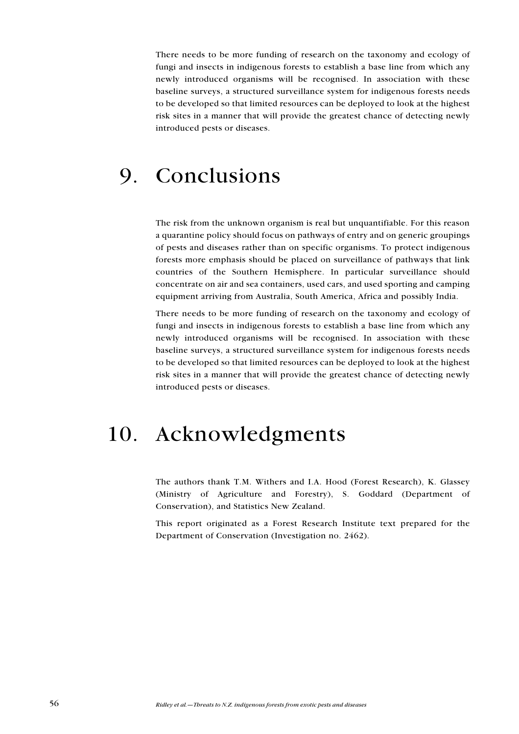There needs to be more funding of research on the taxonomy and ecology of fungi and insects in indigenous forests to establish a base line from which any newly introduced organisms will be recognised. In association with these baseline surveys, a structured surveillance system for indigenous forests needs to be developed so that limited resources can be deployed to look at the highest risk sites in a manner that will provide the greatest chance of detecting newly introduced pests or diseases.

# 9. Conclusions

The risk from the unknown organism is real but unquantifiable. For this reason a quarantine policy should focus on pathways of entry and on generic groupings of pests and diseases rather than on specific organisms. To protect indigenous forests more emphasis should be placed on surveillance of pathways that link countries of the Southern Hemisphere. In particular surveillance should concentrate on air and sea containers, used cars, and used sporting and camping equipment arriving from Australia, South America, Africa and possibly India.

There needs to be more funding of research on the taxonomy and ecology of fungi and insects in indigenous forests to establish a base line from which any newly introduced organisms will be recognised. In association with these baseline surveys, a structured surveillance system for indigenous forests needs to be developed so that limited resources can be deployed to look at the highest risk sites in a manner that will provide the greatest chance of detecting newly introduced pests or diseases.

# 10. Acknowledgments

The authors thank T.M. Withers and I.A. Hood (Forest Research), K. Glassey (Ministry of Agriculture and Forestry), S. Goddard (Department of Conservation), and Statistics New Zealand.

This report originated as a Forest Research Institute text prepared for the Department of Conservation (Investigation no. 2462).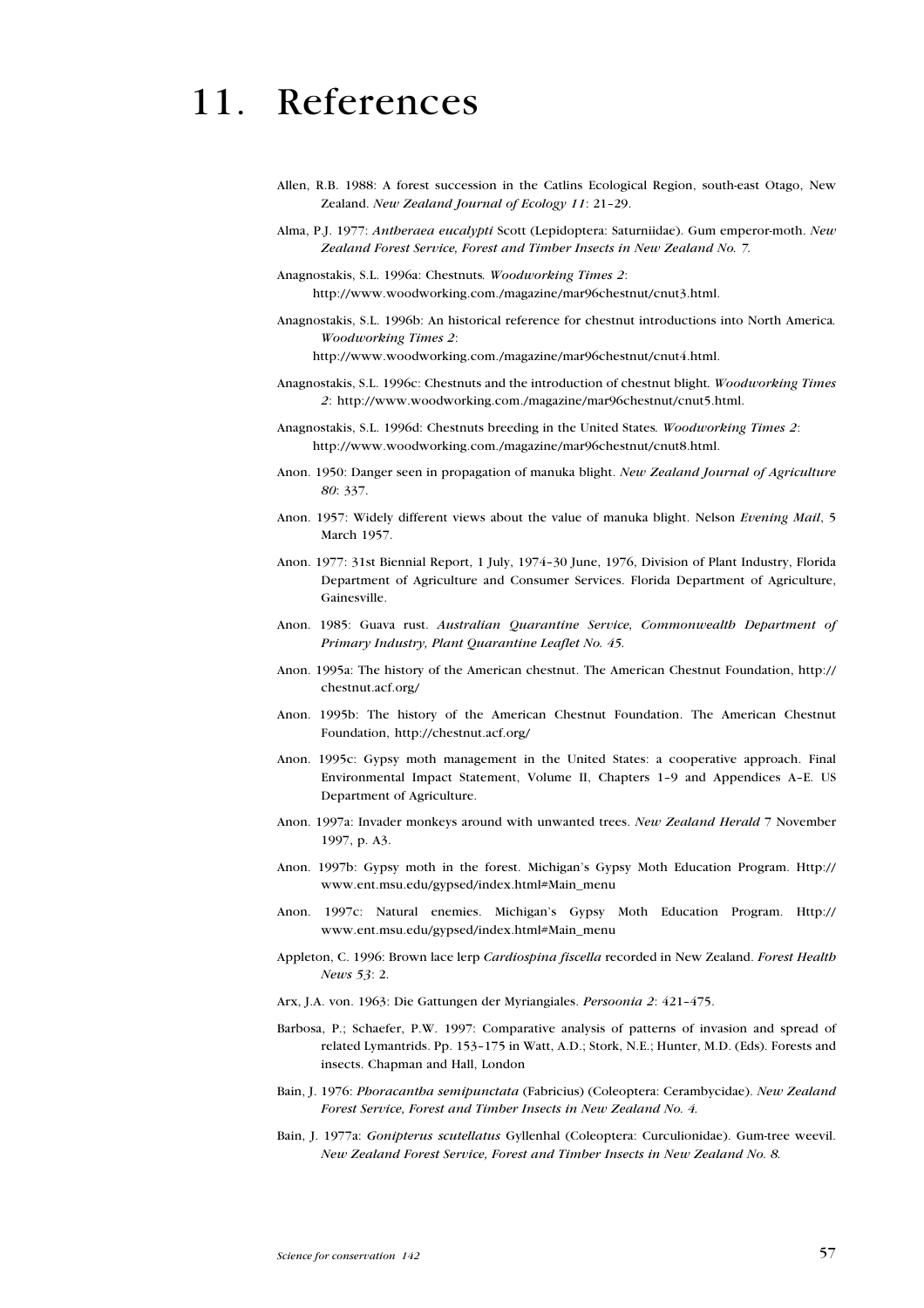# 11. References

Allen, R.B. 1988: A forest succession in the Catlins Ecological Region, south-east Otago, New Zealand. *New Zealand Journal of Ecology 11*: 21–29.

Alma, P.J. 1977: *Antheraea eucalypti* Scott (Lepidoptera: Saturniidae). Gum emperor-moth. *New Zealand Forest Service, Forest and Timber Insects in New Zealand No. 7.*

Anagnostakis, S.L. 1996a: Chestnuts*. Woodworking Times 2*: http://www.woodworking.com./magazine/mar96chestnut/cnut3.html.

Anagnostakis, S.L. 1996b: An historical reference for chestnut introductions into North America*. Woodworking Times 2*: http://www.woodworking.com./magazine/mar96chestnut/cnut4.html.

Anagnostakis, S.L. 1996c: Chestnuts and the introduction of chestnut blight*. Woodworking Times 2*: http://www.woodworking.com./magazine/mar96chestnut/cnut5.html.

Anagnostakis, S.L. 1996d: Chestnuts breeding in the United States*. Woodworking Times 2*: http://www.woodworking.com./magazine/mar96chestnut/cnut8.html.

Anon. 1950: Danger seen in propagation of manuka blight. *New Zealand Journal of Agriculture 80*: 337.

Anon. 1957: Widely different views about the value of manuka blight. Nelson *Evening Mail*, 5 March 1957.

Anon. 1977: 31st Biennial Report, 1 July, 1974–30 June, 1976, Division of Plant Industry, Florida Department of Agriculture and Consumer Services. Florida Department of Agriculture, Gainesville.

Anon. 1985: Guava rust. *Australian Quarantine Service, Commonwealth Department of Primary Industry, Plant Quarantine Leaflet No. 45.*

Anon. 1995a: The history of the American chestnut. The American Chestnut Foundation, http://chestnut.acf.org/

Anon. 1995b: The history of the American Chestnut Foundation. The American Chestnut Foundation, http://chestnut.acf.org/

Anon. 1995c: Gypsy moth management in the United States: a cooperative approach. Final Environmental Impact Statement, Volume II, Chapters 1–9 and Appendices A–E. US Department of Agriculture.

Anon. 1997a: Invader monkeys around with unwanted trees. *New Zealand Herald* 7 November 1997, p. A3.

Anon. 1997b: Gypsy moth in the forest. Michigan's Gypsy Moth Education Program. Http://www.ent.msu.edu/gypsed/index.html#Main_menu

Anon. 1997c: Natural enemies. Michigan's Gypsy Moth Education Program. Http://www.ent.msu.edu/gypsed/index.html#Main_menu

Appleton, C. 1996: Brown lace lerp *Cardiospina fiscella* recorded in New Zealand. *Forest Health News 53*: 2.

Arx, J.A. von. 1963: Die Gattungen der Myriangiales. *Persoonia 2*: 421–475.

Barbosa, P.; Schaefer, P.W. 1997: Comparative analysis of patterns of invasion and spread of related Lymantrids. Pp. 153–175 in Watt, A.D.; Stork, N.E.; Hunter, M.D. (Eds). Forests and insects. Chapman and Hall, London

Bain, J. 1976: *Phoracantha semipunctata* (Fabricius) (Coleoptera: Cerambycidae). *New Zealand Forest Service, Forest and Timber Insects in New Zealand No. 4.*

Bain, J. 1977a: *Gonipterus scutellatus* Gyllenhal (Coleoptera: Curculionidae). Gum-tree weevil. *New Zealand Forest Service, Forest and Timber Insects in New Zealand No. 8.*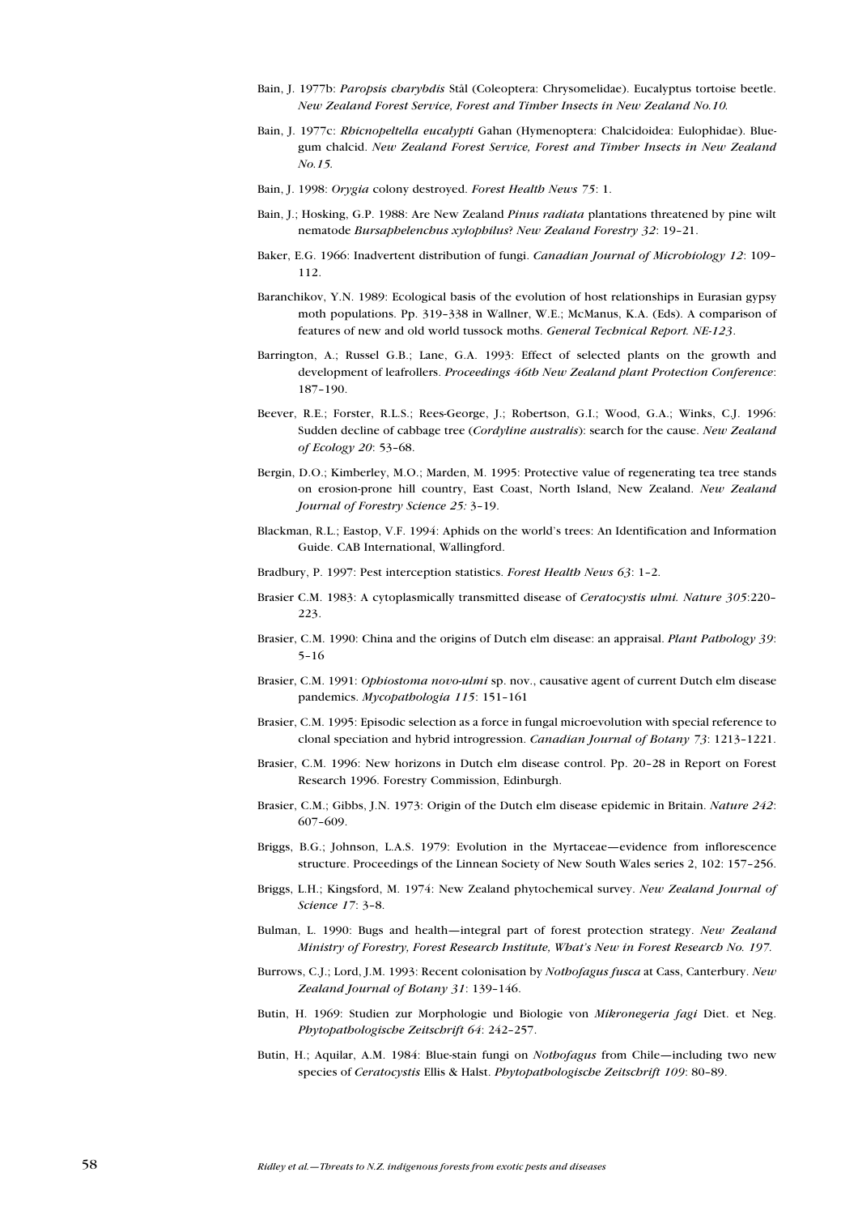Bain, J. 1977b: *Paropsis charybdis* Stål (Coleoptera: Chrysomelidae). Eucalyptus tortoise beetle. *New Zealand Forest Service, Forest and Timber Insects in New Zealand No.10.*

Bain, J. 1977c: *Rhicnopeltella eucalypti* Gahan (Hymenoptera: Chalcidoidea: Eulophidae). Blue-gum chalcid. *New Zealand Forest Service, Forest and Timber Insects in New Zealand No.15.*

Bain, J. 1998: *Orygia* colony destroyed. *Forest Health News 75*: 1.

Bain, J.; Hosking, G.P. 1988: Are New Zealand *Pinus radiata* plantations threatened by pine wilt nematode *Bursaphelenchus xylophilus*? *New Zealand Forestry 32*: 19–21.

Baker, E.G. 1966: Inadvertent distribution of fungi. *Canadian Journal of Microbiology 12*: 109–112.

Baranchikov, Y.N. 1989: Ecological basis of the evolution of host relationships in Eurasian gypsy moth populations. Pp. 319–338 in Wallner, W.E.; McManus, K.A. (Eds). A comparison of features of new and old world tussock moths. *General Technical Report. NE-123*.

Barrington, A.; Russel G.B.; Lane, G.A. 1993: Effect of selected plants on the growth and development of leafrollers. *Proceedings 46th New Zealand plant Protection Conference*: 187–190.

Beever, R.E.; Forster, R.L.S.; Rees-George, J.; Robertson, G.I.; Wood, G.A.; Winks, C.J. 1996: Sudden decline of cabbage tree (*Cordyline australis*): search for the cause. *New Zealand of Ecology 20*: 53–68.

Bergin, D.O.; Kimberley, M.O.; Marden, M. 1995: Protective value of regenerating tea tree stands on erosion-prone hill country, East Coast, North Island, New Zealand. *New Zealand Journal of Forestry Science 25:* 3–19.

Blackman, R.L.; Eastop, V.F. 1994: Aphids on the world's trees: An Identification and Information Guide. CAB International, Wallingford.

Bradbury, P. 1997: Pest interception statistics. *Forest Health News 63*: 1–2.

Brasier C.M. 1983: A cytoplasmically transmitted disease of *Ceratocystis ulmi. Nature 305*:220–223.

Brasier, C.M. 1990: China and the origins of Dutch elm disease: an appraisal. *Plant Pathology 39*: 5–16

Brasier, C.M. 1991: *Ophiostoma novo-ulmi* sp. nov., causative agent of current Dutch elm disease pandemics. *Mycopathologia 115*: 151–161

Brasier, C.M. 1995: Episodic selection as a force in fungal microevolution with special reference to clonal speciation and hybrid introgression. *Canadian Journal of Botany 73*: 1213–1221.

Brasier, C.M. 1996: New horizons in Dutch elm disease control. Pp. 20–28 in Report on Forest Research 1996. Forestry Commission, Edinburgh.

Brasier, C.M.; Gibbs, J.N. 1973: Origin of the Dutch elm disease epidemic in Britain. *Nature 242*: 607–609.

Briggs, B.G.; Johnson, L.A.S. 1979: Evolution in the Myrtaceae—evidence from inflorescence structure. Proceedings of the Linnean Society of New South Wales series 2, 102: 157–256.

Briggs, L.H.; Kingsford, M. 1974: New Zealand phytochemical survey. *New Zealand Journal of Science 17*: 3–8.

Bulman, L. 1990: Bugs and health—integral part of forest protection strategy. *New Zealand Ministry of Forestry, Forest Research Institute, What's New in Forest Research No. 197.*

Burrows, C.J.; Lord, J.M. 1993: Recent colonisation by *Nothofagus fusca* at Cass, Canterbury. *New Zealand Journal of Botany 31*: 139–146.

Butin, H. 1969: Studien zur Morphologie und Biologie von *Mikronegeria fagi* Diet. et Neg. *Phytopathologische Zeitschrift 64*: 242–257.

Butin, H.; Aquilar, A.M. 1984: Blue-stain fungi on *Nothofagus* from Chile—including two new species of *Ceratocystis* Ellis & Halst. *Phytopathologische Zeitschrift 109*: 80–89.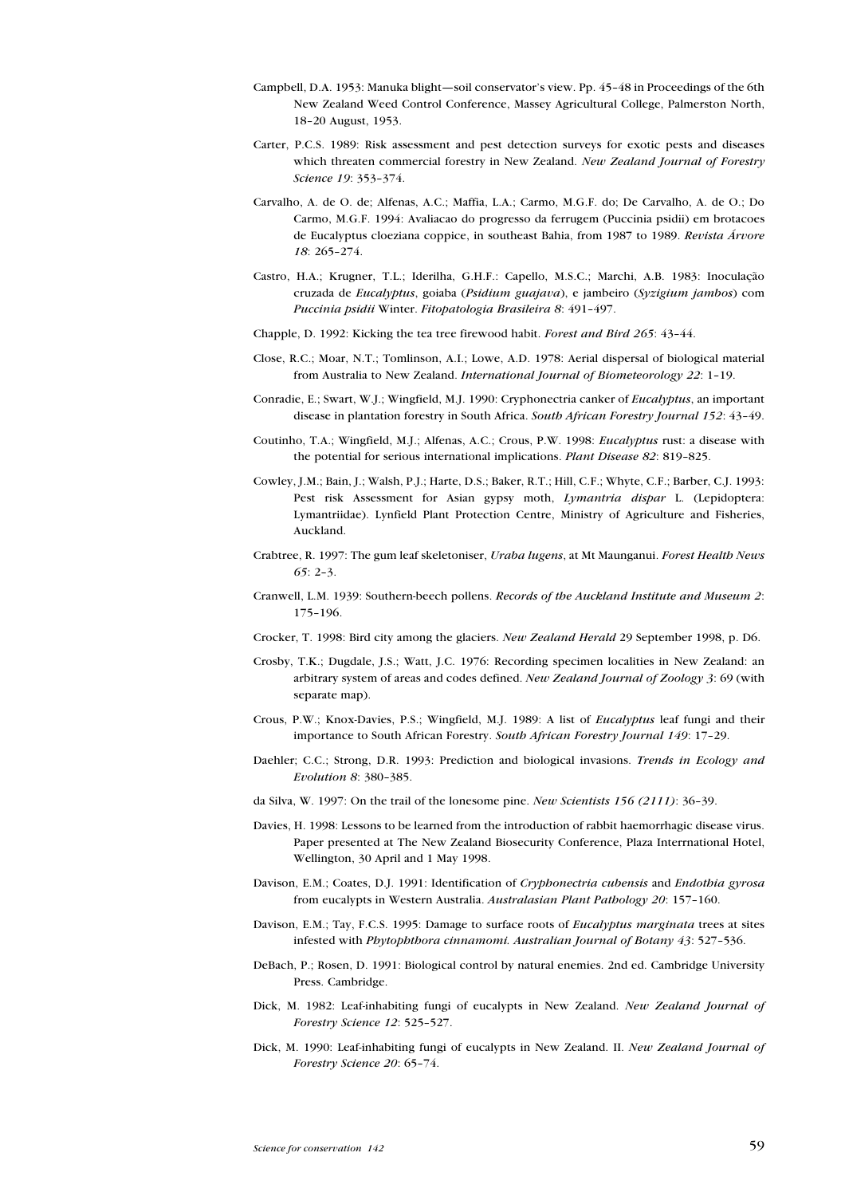Campbell, D.A. 1953: Manuka blight—soil conservator's view. Pp. 45–48 in Proceedings of the 6th New Zealand Weed Control Conference, Massey Agricultural College, Palmerston North, 18–20 August, 1953.

Carter, P.C.S. 1989: Risk assessment and pest detection surveys for exotic pests and diseases which threaten commercial forestry in New Zealand. *New Zealand Journal of Forestry Science 19*: 353–374.

Carvalho, A. de O. de; Alfenas, A.C.; Maffia, L.A.; Carmo, M.G.F. do; De Carvalho, A. de O.; Do Carmo, M.G.F. 1994: Avaliacao do progresso da ferrugem (Puccinia psidii) em brotacoes de Eucalyptus cloeziana coppice, in southeast Bahia, from 1987 to 1989. *Revista Árvore 18*: 265–274.

Castro, H.A.; Krugner, T.L.; Iderilha, G.H.F.: Capello, M.S.C.; Marchi, A.B. 1983: Inoculação cruzada de *Eucalyptus*, goiaba (*Psidium guajava*), e jambeiro (*Syzigium jambos*) com *Puccinia psidii* Winter. *Fitopatologia Brasileira 8*: 491–497.

Chapple, D. 1992: Kicking the tea tree firewood habit. *Forest and Bird 265*: 43–44.

Close, R.C.; Moar, N.T.; Tomlinson, A.I.; Lowe, A.D. 1978: Aerial dispersal of biological material from Australia to New Zealand. *International Journal of Biometeorology 22*: 1–19.

Conradie, E.; Swart, W.J.; Wingfield, M.J. 1990: Cryphonectria canker of *Eucalyptus*, an important disease in plantation forestry in South Africa. *South African Forestry Journal 152*: 43–49.

Coutinho, T.A.; Wingfield, M.J.; Alfenas, A.C.; Crous, P.W. 1998: *Eucalyptus* rust: a disease with the potential for serious international implications. *Plant Disease 82*: 819–825.

Cowley, J.M.; Bain, J.; Walsh, P.J.; Harte, D.S.; Baker, R.T.; Hill, C.F.; Whyte, C.F.; Barber, C.J. 1993: Pest risk Assessment for Asian gypsy moth, *Lymantria dispar* L. (Lepidoptera: Lymantriidae). Lynfield Plant Protection Centre, Ministry of Agriculture and Fisheries, Auckland.

Crabtree, R. 1997: The gum leaf skeletoniser, *Uraba lugens*, at Mt Maunganui. *Forest Health News 65*: 2–3.

Cranwell, L.M. 1939: Southern-beech pollens. *Records of the Auckland Institute and Museum 2*: 175–196.

Crocker, T. 1998: Bird city among the glaciers. *New Zealand Herald* 29 September 1998, p. D6.

Crosby, T.K.; Dugdale, J.S.; Watt, J.C. 1976: Recording specimen localities in New Zealand: an arbitrary system of areas and codes defined. *New Zealand Journal of Zoology 3*: 69 (with separate map).

Crous, P.W.; Knox-Davies, P.S.; Wingfield, M.J. 1989: A list of *Eucalyptus* leaf fungi and their importance to South African Forestry. *South African Forestry Journal 149*: 17–29.

Daehler; C.C.; Strong, D.R. 1993: Prediction and biological invasions. *Trends in Ecology and Evolution 8*: 380–385.

da Silva, W. 1997: On the trail of the lonesome pine. *New Scientists 156 (2111)*: 36–39.

Davies, H. 1998: Lessons to be learned from the introduction of rabbit haemorrhagic disease virus. Paper presented at The New Zealand Biosecurity Conference, Plaza Interrnational Hotel, Wellington, 30 April and 1 May 1998.

Davison, E.M.; Coates, D.J. 1991: Identification of *Cryphonectria cubensis* and *Endothia gyrosa* from eucalypts in Western Australia. *Australasian Plant Pathology 20*: 157–160.

Davison, E.M.; Tay, F.C.S. 1995: Damage to surface roots of *Eucalyptus marginata* trees at sites infested with *Phytophthora cinnamomi. Australian Journal of Botany 43*: 527–536.

DeBach, P.; Rosen, D. 1991: Biological control by natural enemies. 2nd ed. Cambridge University Press. Cambridge.

Dick, M. 1982: Leaf-inhabiting fungi of eucalypts in New Zealand. *New Zealand Journal of Forestry Science 12*: 525–527.

Dick, M. 1990: Leaf-inhabiting fungi of eucalypts in New Zealand. II. *New Zealand Journal of Forestry Science 20*: 65–74.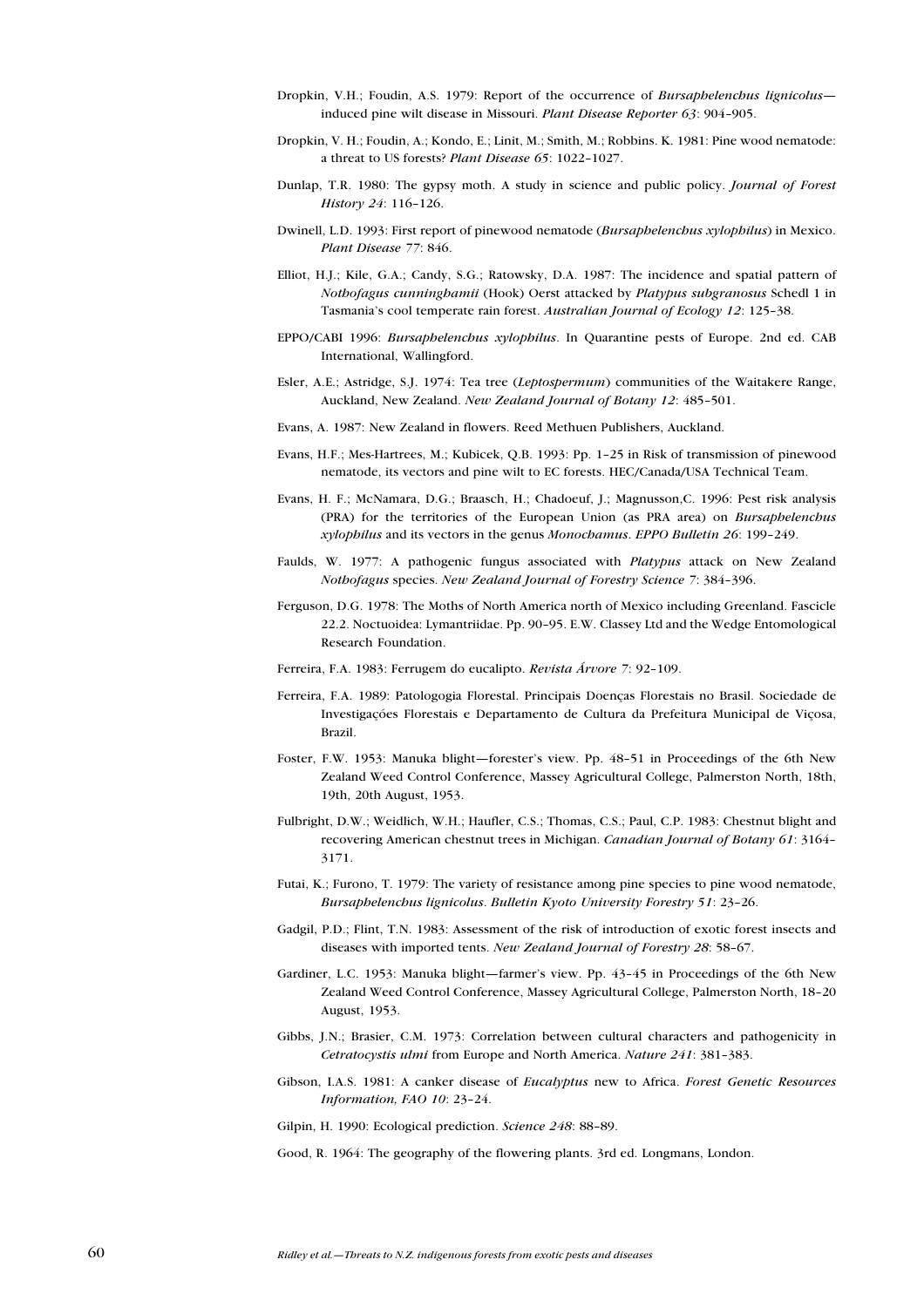Dropkin, V.H.; Foudin, A.S. 1979: Report of the occurrence of *Bursaphelenchus lignicolus*—induced pine wilt disease in Missouri. *Plant Disease Reporter 63*: 904–905.

Dropkin, V. H.; Foudin, A.; Kondo, E.; Linit, M.; Smith, M.; Robbins. K. 1981: Pine wood nematode: a threat to US forests? *Plant Disease 65*: 1022–1027.

Dunlap, T.R. 1980: The gypsy moth. A study in science and public policy. *Journal of Forest History 24*: 116–126.

Dwinell, L.D. 1993: First report of pinewood nematode (*Bursaphelenchus xylophilus*) in Mexico. *Plant Disease 77*: 846.

Elliot, H.J.; Kile, G.A.; Candy, S.G.; Ratowsky, D.A. 1987: The incidence and spatial pattern of *Nothofagus cunninghamii* (Hook) Oerst attacked by *Platypus subgranosus* Schedl 1 in Tasmania's cool temperate rain forest. *Australian Journal of Ecology 12*: 125–38.

EPPO/CABI 1996: *Bursaphelenchus xylophilus*. In Quarantine pests of Europe. 2nd ed. CAB International, Wallingford.

Esler, A.E.; Astridge, S.J. 1974: Tea tree (*Leptospermum*) communities of the Waitakere Range, Auckland, New Zealand. *New Zealand Journal of Botany 12*: 485–501.

Evans, A. 1987: New Zealand in flowers. Reed Methuen Publishers, Auckland.

Evans, H.F.; Mes-Hartrees, M.; Kubicek, Q.B. 1993: Pp. 1–25 in Risk of transmission of pinewood nematode, its vectors and pine wilt to EC forests. HEC/Canada/USA Technical Team.

Evans, H. F.; McNamara, D.G.; Braasch, H.; Chadoeuf, J.; Magnusson,C. 1996: Pest risk analysis (PRA) for the territories of the European Union (as PRA area) on *Bursaphelenchus xylophilus* and its vectors in the genus *Monochamus*. *EPPO Bulletin 26*: 199–249.

Faulds, W. 1977: A pathogenic fungus associated with *Platypus* attack on New Zealand *Nothofagus* species. *New Zealand Journal of Forestry Science 7*: 384–396.

Ferguson, D.G. 1978: The Moths of North America north of Mexico including Greenland. Fascicle 22.2. Noctuoidea: Lymantriidae. Pp. 90–95. E.W. Classey Ltd and the Wedge Entomological Research Foundation.

Ferreira, F.A. 1983: Ferrugem do eucalipto. *Revista Árvore 7*: 92–109.

Ferreira, F.A. 1989: Patologogia Florestal. Principais Doenças Florestais no Brasil. Sociedade de Investigações Florestais e Departamento de Cultura da Prefeitura Municipal de Viçosa, Brazil.

Foster, F.W. 1953: Manuka blight—forester's view. Pp. 48–51 in Proceedings of the 6th New Zealand Weed Control Conference, Massey Agricultural College, Palmerston North, 18th, 19th, 20th August, 1953.

Fulbright, D.W.; Weidlich, W.H.; Haufler, C.S.; Thomas, C.S.; Paul, C.P. 1983: Chestnut blight and recovering American chestnut trees in Michigan. *Canadian Journal of Botany 61*: 3164–3171.

Futai, K.; Furono, T. 1979: The variety of resistance among pine species to pine wood nematode, *Bursaphelenchus lignicolus*. *Bulletin Kyoto University Forestry 51*: 23–26.

Gadgil, P.D.; Flint, T.N. 1983: Assessment of the risk of introduction of exotic forest insects and diseases with imported tents. *New Zealand Journal of Forestry 28*: 58–67.

Gardiner, L.C. 1953: Manuka blight—farmer's view. Pp. 43–45 in Proceedings of the 6th New Zealand Weed Control Conference, Massey Agricultural College, Palmerston North, 18–20 August, 1953.

Gibbs, J.N.; Brasier, C.M. 1973: Correlation between cultural characters and pathogenicity in *Cetratocystis ulmi* from Europe and North America. *Nature 241*: 381–383.

Gibson, I.A.S. 1981: A canker disease of *Eucalyptus* new to Africa. *Forest Genetic Resources Information, FAO 10*: 23–24.

Gilpin, H. 1990: Ecological prediction. *Science 248*: 88–89.

Good, R. 1964: The geography of the flowering plants. 3rd ed. Longmans, London.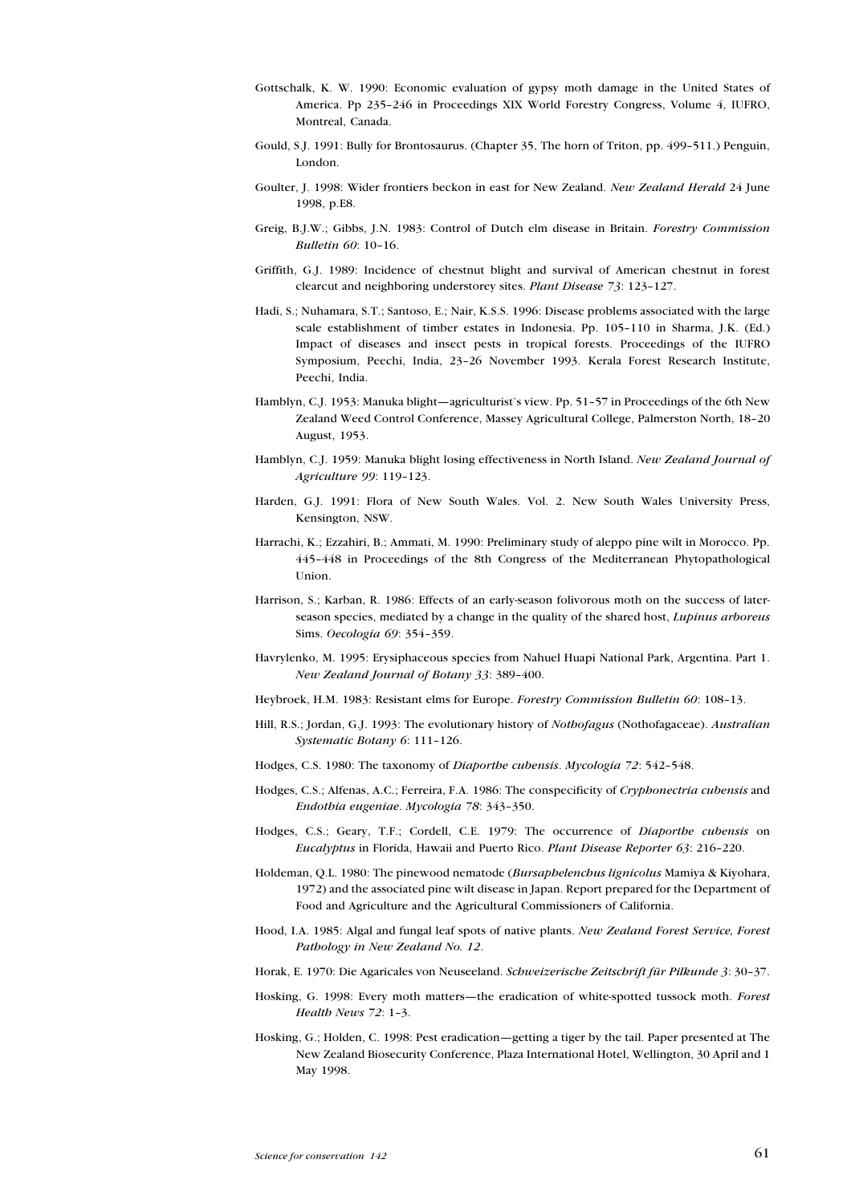Gottschalk, K. W. 1990: Economic evaluation of gypsy moth damage in the United States of America. Pp 235–246 in Proceedings XIX World Forestry Congress, Volume 4, IUFRO, Montreal, Canada.

Gould, S.J. 1991: Bully for Brontosaurus. (Chapter 35, The horn of Triton, pp. 499–511.) Penguin, London.

Goulter, J. 1998: Wider frontiers beckon in east for New Zealand. *New Zealand Herald* 24 June 1998, p.E8.

Greig, B.J.W.; Gibbs, J.N. 1983: Control of Dutch elm disease in Britain. *Forestry Commission Bulletin 60*: 10–16.

Griffith, G.J. 1989: Incidence of chestnut blight and survival of American chestnut in forest clearcut and neighboring understorey sites. *Plant Disease 73*: 123–127.

Hadi, S.; Nuhamara, S.T.; Santoso, E.; Nair, K.S.S. 1996: Disease problems associated with the large scale establishment of timber estates in Indonesia. Pp. 105–110 in Sharma, J.K. (Ed.) Impact of diseases and insect pests in tropical forests. Proceedings of the IUFRO Symposium, Peechi, India, 23–26 November 1993. Kerala Forest Research Institute, Peechi, India.

Hamblyn, C.J. 1953: Manuka blight—agriculturist's view. Pp. 51–57 in Proceedings of the 6th New Zealand Weed Control Conference, Massey Agricultural College, Palmerston North, 18–20 August, 1953.

Hamblyn, C.J. 1959: Manuka blight losing effectiveness in North Island. *New Zealand Journal of Agriculture 99*: 119–123.

Harden, G.J. 1991: Flora of New South Wales. Vol. 2. New South Wales University Press, Kensington, NSW.

Harrachi, K.; Ezzahiri, B.; Ammati, M. 1990: Preliminary study of aleppo pine wilt in Morocco. Pp. 445–448 in Proceedings of the 8th Congress of the Mediterranean Phytopathological Union.

Harrison, S.; Karban, R. 1986: Effects of an early-season folivorous moth on the success of later-season species, mediated by a change in the quality of the shared host, *Lupinus arboreus* Sims. *Oecologia 69*: 354–359.

Havrylenko, M. 1995: Erysiphaceous species from Nahuel Huapi National Park, Argentina. Part 1. *New Zealand Journal of Botany 33*: 389–400.

Heybroek, H.M. 1983: Resistant elms for Europe. *Forestry Commission Bulletin 60*: 108–13.

Hill, R.S.; Jordan, G.J. 1993: The evolutionary history of *Nothofagus* (Nothofagaceae). *Australian Systematic Botany 6*: 111–126.

Hodges, C.S. 1980: The taxonomy of *Diaporthe cubensis*. *Mycologia 72*: 542–548.

Hodges, C.S.; Alfenas, A.C.; Ferreira, F.A. 1986: The conspecificity of *Cryphonectria cubensis* and *Endothia eugeniae*. *Mycologia 78*: 343–350.

Hodges, C.S.; Geary, T.F.; Cordell, C.E. 1979: The occurrence of *Diaporthe cubensis* on *Eucalyptus* in Florida, Hawaii and Puerto Rico. *Plant Disease Reporter 63*: 216–220.

Holdeman, Q.L. 1980: The pinewood nematode (*Bursaphelenchus lignicolus* Mamiya & Kiyohara, 1972) and the associated pine wilt disease in Japan. Report prepared for the Department of Food and Agriculture and the Agricultural Commissioners of California.

Hood, I.A. 1985: Algal and fungal leaf spots of native plants. *New Zealand Forest Service, Forest Pathology in New Zealand No. 12*.

Horak, E. 1970: Die Agaricales von Neuseeland. *Schweizerische Zeitschrift für Pilkunde 3*: 30–37.

Hosking, G. 1998: Every moth matters—the eradication of white-spotted tussock moth. *Forest Health News 72*: 1–3.

Hosking, G.; Holden, C. 1998: Pest eradication—getting a tiger by the tail. Paper presented at The New Zealand Biosecurity Conference, Plaza International Hotel, Wellington, 30 April and 1 May 1998.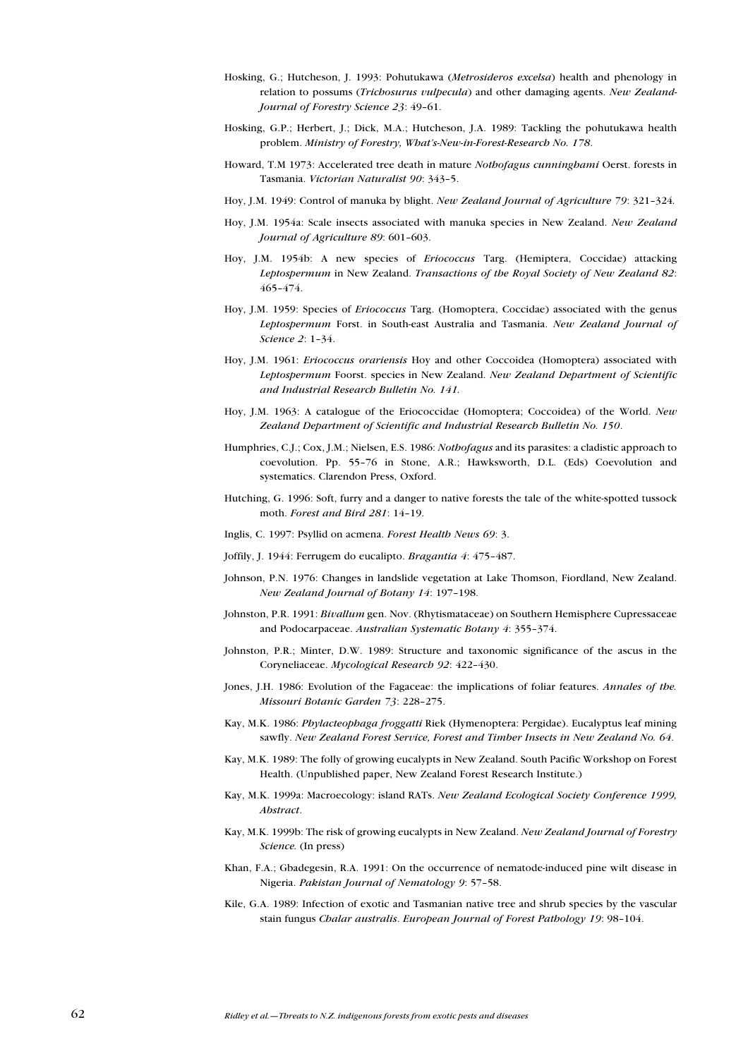Hosking, G.; Hutcheson, J. 1993: Pohutukawa (*Metrosideros excelsa*) health and phenology in relation to possums (*Trichosurus vulpecula*) and other damaging agents. *New Zealand Journal of Forestry Science 23*: 49–61.

Hosking, G.P.; Herbert, J.; Dick, M.A.; Hutcheson, J.A. 1989: Tackling the pohutukawa health problem. *Ministry of Forestry, What's-New-in-Forest-Research No. 178*.

Howard, T.M 1973: Accelerated tree death in mature *Nothofagus cunninghami* Oerst. forests in Tasmania. *Victorian Naturalist 90*: 343–5.

Hoy, J.M. 1949: Control of manuka by blight. *New Zealand Journal of Agriculture 79*: 321–324.

Hoy, J.M. 1954a: Scale insects associated with manuka species in New Zealand. *New Zealand Journal of Agriculture 89*: 601–603.

Hoy, J.M. 1954b: A new species of *Eriococcus* Targ. (Hemiptera, Coccidae) attacking *Leptospermum* in New Zealand. *Transactions of the Royal Society of New Zealand 82*: 465–474.

Hoy, J.M. 1959: Species of *Eriococcus* Targ. (Homoptera, Coccidae) associated with the genus *Leptospermum* Forst. in South-east Australia and Tasmania. *New Zealand Journal of Science 2*: 1–34.

Hoy, J.M. 1961: *Eriococcus orariensis* Hoy and other Coccoidea (Homoptera) associated with *Leptospermum* Foorst. species in New Zealand. *New Zealand Department of Scientific and Industrial Research Bulletin No. 141*.

Hoy, J.M. 1963: A catalogue of the Eriococcidae (Homoptera; Coccoidea) of the World. *New Zealand Department of Scientific and Industrial Research Bulletin No. 150*.

Humphries, C.J.; Cox, J.M.; Nielsen, E.S. 1986: *Nothofagus* and its parasites: a cladistic approach to coevolution. Pp. 55–76 in Stone, A.R.; Hawksworth, D.L. (Eds) Coevolution and systematics. Clarendon Press, Oxford.

Hutching, G. 1996: Soft, furry and a danger to native forests the tale of the white-spotted tussock moth. *Forest and Bird 281*: 14–19.

Inglis, C. 1997: Psyllid on acmena. *Forest Health News 69*: 3.

Joffily, J. 1944: Ferrugem do eucalipto. *Bragantia 4*: 475–487.

Johnson, P.N. 1976: Changes in landslide vegetation at Lake Thomson, Fiordland, New Zealand. *New Zealand Journal of Botany 14*: 197–198.

Johnston, P.R. 1991: *Bivallum* gen. Nov. (Rhytismataceae) on Southern Hemisphere Cupressaceae and Podocarpaceae. *Australian Systematic Botany 4*: 355–374.

Johnston, P.R.; Minter, D.W. 1989: Structure and taxonomic significance of the ascus in the Coryneliaceae. *Mycological Research 92*: 422–430.

Jones, J.H. 1986: Evolution of the Fagaceae: the implications of foliar features. *Annales of the Missouri Botanic Garden 73*: 228–275.

Kay, M.K. 1986: *Phylacteophaga froggatti* Riek (Hymenoptera: Pergidae). Eucalyptus leaf mining sawfly. *New Zealand Forest Service, Forest and Timber Insects in New Zealand No. 64*.

Kay, M.K. 1989: The folly of growing eucalypts in New Zealand. South Pacific Workshop on Forest Health. (Unpublished paper, New Zealand Forest Research Institute.)

Kay, M.K. 1999a: Macroecology: island RATs. *New Zealand Ecological Society Conference 1999, Abstract*.

Kay, M.K. 1999b: The risk of growing eucalypts in New Zealand. *New Zealand Journal of Forestry Science.* (In press)

Khan, F.A.; Gbadegesin, R.A. 1991: On the occurrence of nematode-induced pine wilt disease in Nigeria. *Pakistan Journal of Nematology 9*: 57–58.

Kile, G.A. 1989: Infection of exotic and Tasmanian native tree and shrub species by the vascular stain fungus *Chalar australis*. *European Journal of Forest Pathology 19*: 98–104.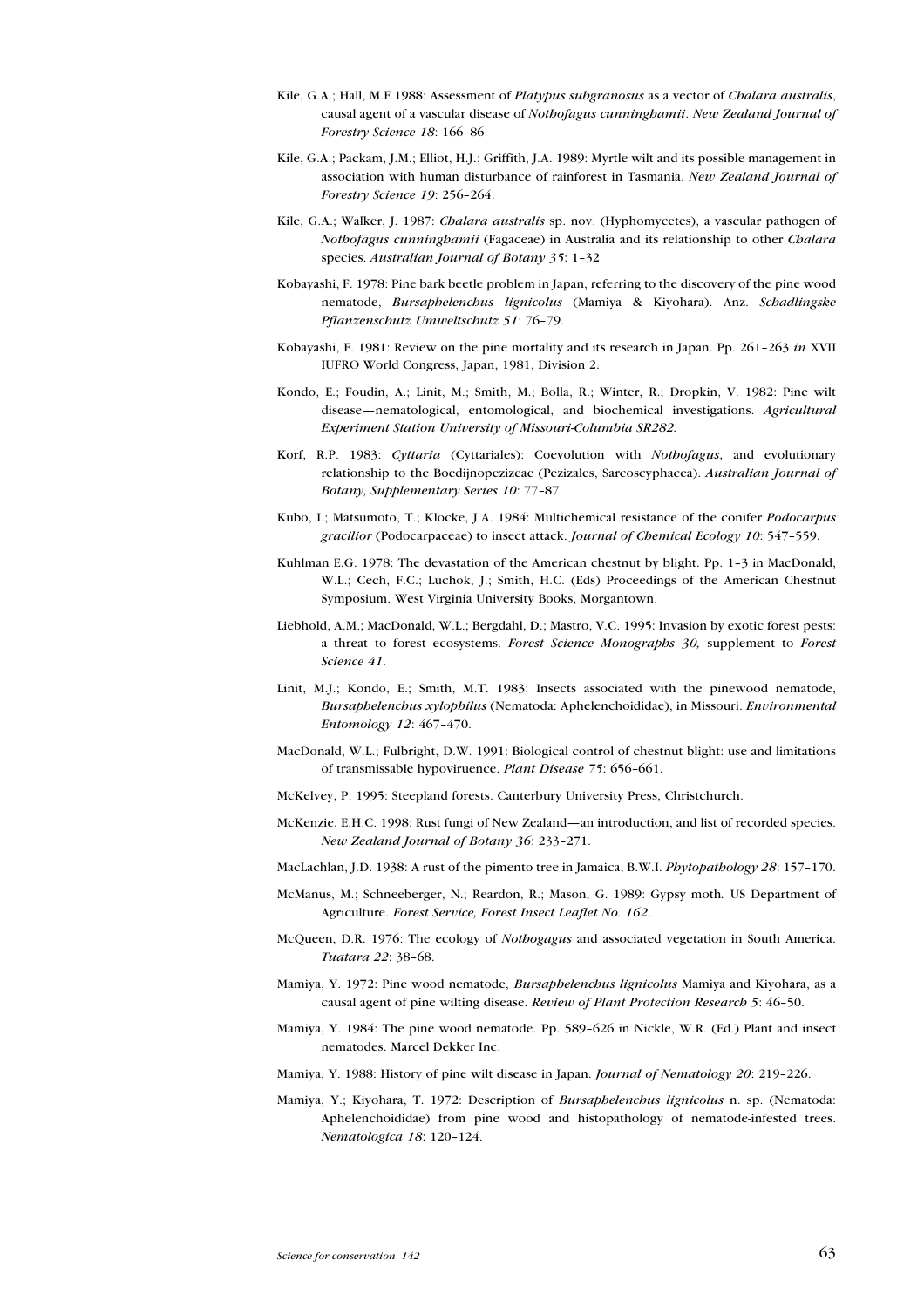Kile, G.A.; Hall, M.F 1988: Assessment of *Platypus subgranosus* as a vector of *Chalara australis*, causal agent of a vascular disease of *Nothofagus cunninghamii*. *New Zealand Journal of Forestry Science 18*: 166–86

Kile, G.A.; Packam, J.M.; Elliot, H.J.; Griffith, J.A. 1989: Myrtle wilt and its possible management in association with human disturbance of rainforest in Tasmania. *New Zealand Journal of Forestry Science 19*: 256–264.

Kile, G.A.; Walker, J. 1987: *Chalara australis* sp. nov. (Hyphomycetes), a vascular pathogen of *Nothofagus cunninghamii* (Fagaceae) in Australia and its relationship to other *Chalara* species. *Australian Journal of Botany 35*: 1–32

Kobayashi, F. 1978: Pine bark beetle problem in Japan, referring to the discovery of the pine wood nematode, *Bursaphelenchus lignicolus* (Mamiya & Kiyohara). Anz. *Schadlingske Pflanzenschutz Umweltschutz 51*: 76–79.

Kobayashi, F. 1981: Review on the pine mortality and its research in Japan. Pp. 261–263 *in* XVII IUFRO World Congress, Japan, 1981, Division 2.

Kondo, E.; Foudin, A.; Linit, M.; Smith, M.; Bolla, R.; Winter, R.; Dropkin, V. 1982: Pine wilt disease—nematological, entomological, and biochemical investigations. *Agricultural Experiment Station University of Missouri-Columbia SR282.*

Korf, R.P. 1983: *Cyttaria* (Cyttariales): Coevolution with *Nothofagus*, and evolutionary relationship to the Boedijnopezizeae (Pezizales, Sarcoscyphacea). *Australian Journal of Botany, Supplementary Series 10*: 77–87.

Kubo, I.; Matsumoto, T.; Klocke, J.A. 1984: Multichemical resistance of the conifer *Podocarpus gracilior* (Podocarpaceae) to insect attack. *Journal of Chemical Ecology 10*: 547–559.

Kuhlman E.G. 1978: The devastation of the American chestnut by blight. Pp. 1–3 in MacDonald, W.L.; Cech, F.C.; Luchok, J.; Smith, H.C. (Eds) Proceedings of the American Chestnut Symposium. West Virginia University Books, Morgantown.

Liebhold, A.M.; MacDonald, W.L.; Bergdahl, D.; Mastro, V.C. 1995: Invasion by exotic forest pests: a threat to forest ecosystems. *Forest Science Monographs 30,* supplement to *Forest Science 41*.

Linit, M.J.; Kondo, E.; Smith, M.T. 1983: Insects associated with the pinewood nematode, *Bursaphelenchus xylophilus* (Nematoda: Aphelenchoididae), in Missouri. *Environmental Entomology 12*: 467–470.

MacDonald, W.L.; Fulbright, D.W. 1991: Biological control of chestnut blight: use and limitations of transmissable hypoviruence. *Plant Disease 75*: 656–661.

McKelvey, P. 1995: Steepland forests. Canterbury University Press, Christchurch.

McKenzie, E.H.C. 1998: Rust fungi of New Zealand—an introduction, and list of recorded species. *New Zealand Journal of Botany 36*: 233–271.

MacLachlan, J.D. 1938: A rust of the pimento tree in Jamaica, B.W.I. *Phytopathology 28*: 157–170.

McManus, M.; Schneeberger, N.; Reardon, R.; Mason, G. 1989: Gypsy moth. US Department of Agriculture. *Forest Service, Forest Insect Leaflet No. 162*.

McQueen, D.R. 1976: The ecology of *Nothogagus* and associated vegetation in South America. *Tuatara 22*: 38–68.

Mamiya, Y. 1972: Pine wood nematode, *Bursaphelenchus lignicolus* Mamiya and Kiyohara, as a causal agent of pine wilting disease. *Review of Plant Protection Research 5*: 46–50.

Mamiya, Y. 1984: The pine wood nematode. Pp. 589–626 in Nickle, W.R. (Ed.) Plant and insect nematodes. Marcel Dekker Inc.

Mamiya, Y. 1988: History of pine wilt disease in Japan. *Journal of Nematology 20*: 219–226.

Mamiya, Y.; Kiyohara, T. 1972: Description of *Bursaphelenchus lignicolus* n. sp. (Nematoda: Aphelenchoididae) from pine wood and histopathology of nematode-infested trees. *Nematologica 18*: 120–124.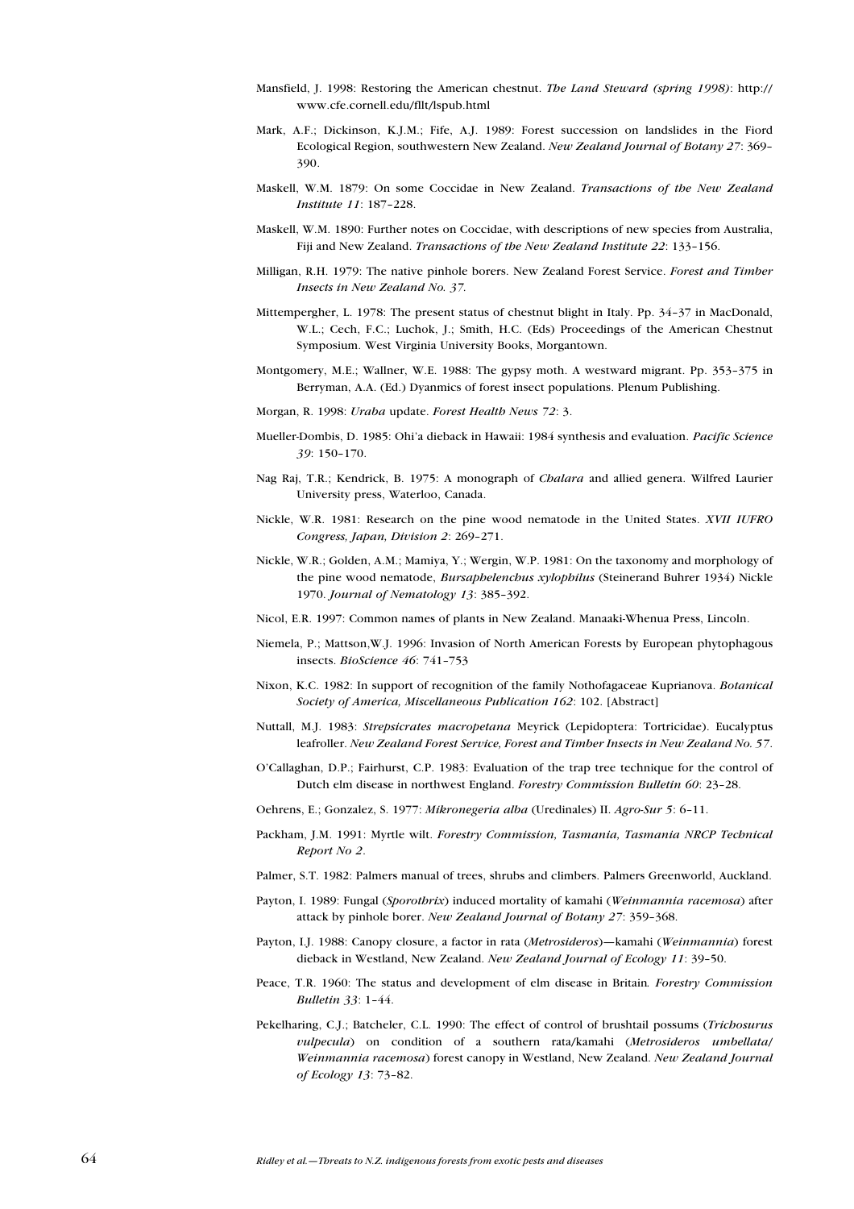Mansfield, J. 1998: Restoring the American chestnut. *The Land Steward (spring 1998)*: http://www.cfe.cornell.edu/fllt/lspub.html

Mark, A.F.; Dickinson, K.J.M.; Fife, A.J. 1989: Forest succession on landslides in the Fiord Ecological Region, southwestern New Zealand. *New Zealand Journal of Botany 27*: 369–390.

Maskell, W.M. 1879: On some Coccidae in New Zealand. *Transactions of the New Zealand Institute 11*: 187–228.

Maskell, W.M. 1890: Further notes on Coccidae, with descriptions of new species from Australia, Fiji and New Zealand. *Transactions of the New Zealand Institute 22*: 133–156.

Milligan, R.H. 1979: The native pinhole borers. New Zealand Forest Service. *Forest and Timber Insects in New Zealand No. 37.*

Mittempergher, L. 1978: The present status of chestnut blight in Italy. Pp. 34–37 in MacDonald, W.L.; Cech, F.C.; Luchok, J.; Smith, H.C. (Eds) Proceedings of the American Chestnut Symposium. West Virginia University Books, Morgantown.

Montgomery, M.E.; Wallner, W.E. 1988: The gypsy moth. A westward migrant. Pp. 353–375 in Berryman, A.A. (Ed.) Dyanmics of forest insect populations. Plenum Publishing.

Morgan, R. 1998: *Uraba* update. *Forest Health News 72*: 3.

Mueller-Dombis, D. 1985: Ohi'a dieback in Hawaii: 1984 synthesis and evaluation. *Pacific Science 39*: 150–170.

Nag Raj, T.R.; Kendrick, B. 1975: A monograph of *Chalara* and allied genera. Wilfred Laurier University press, Waterloo, Canada.

Nickle, W.R. 1981: Research on the pine wood nematode in the United States. *XVII IUFRO Congress, Japan, Division 2*: 269–271.

Nickle, W.R.; Golden, A.M.; Mamiya, Y.; Wergin, W.P. 1981: On the taxonomy and morphology of the pine wood nematode, *Bursaphelenchus xylophilus* (Steinerand Buhrer 1934) Nickle 1970. *Journal of Nematology 13*: 385–392.

Nicol, E.R. 1997: Common names of plants in New Zealand. Manaaki-Whenua Press, Lincoln.

Niemela, P.; Mattson,W.J. 1996: Invasion of North American Forests by European phytophagous insects. *BioScience 46*: 741–753

Nixon, K.C. 1982: In support of recognition of the family Nothofagaceae Kuprianova. *Botanical Society of America, Miscellaneous Publication 162*: 102. [Abstract]

Nuttall, M.J. 1983: *Strepsicrates macropetana* Meyrick (Lepidoptera: Tortricidae). Eucalyptus leafroller. *New Zealand Forest Service, Forest and Timber Insects in New Zealand No. 57*.

O'Callaghan, D.P.; Fairhurst, C.P. 1983: Evaluation of the trap tree technique for the control of Dutch elm disease in northwest England. *Forestry Commission Bulletin 60*: 23–28.

Oehrens, E.; Gonzalez, S. 1977: *Mikronegeria alba* (Uredinales) II. *Agro-Sur 5*: 6–11.

Packham, J.M. 1991: Myrtle wilt. *Forestry Commission, Tasmania, Tasmania NRCP Technical Report No 2*.

Palmer, S.T. 1982: Palmers manual of trees, shrubs and climbers. Palmers Greenworld, Auckland.

Payton, I. 1989: Fungal (*Sporothrix*) induced mortality of kamahi (*Weinmannia racemosa*) after attack by pinhole borer. *New Zealand Journal of Botany 27*: 359–368.

Payton, I.J. 1988: Canopy closure, a factor in rata (*Metrosideros*)—kamahi (*Weinmannia*) forest dieback in Westland, New Zealand. *New Zealand Journal of Ecology 11*: 39–50.

Peace, T.R. 1960: The status and development of elm disease in Britain*. Forestry Commission Bulletin 33*: 1–44.

Pekelharing, C.J.; Batcheler, C.L. 1990: The effect of control of brushtail possums (*Trichosurus vulpecula*) on condition of a southern rata/kamahi (*Metrosideros umbellata*/*Weinmannia racemosa*) forest canopy in Westland, New Zealand. *New Zealand Journal of Ecology 13*: 73–82.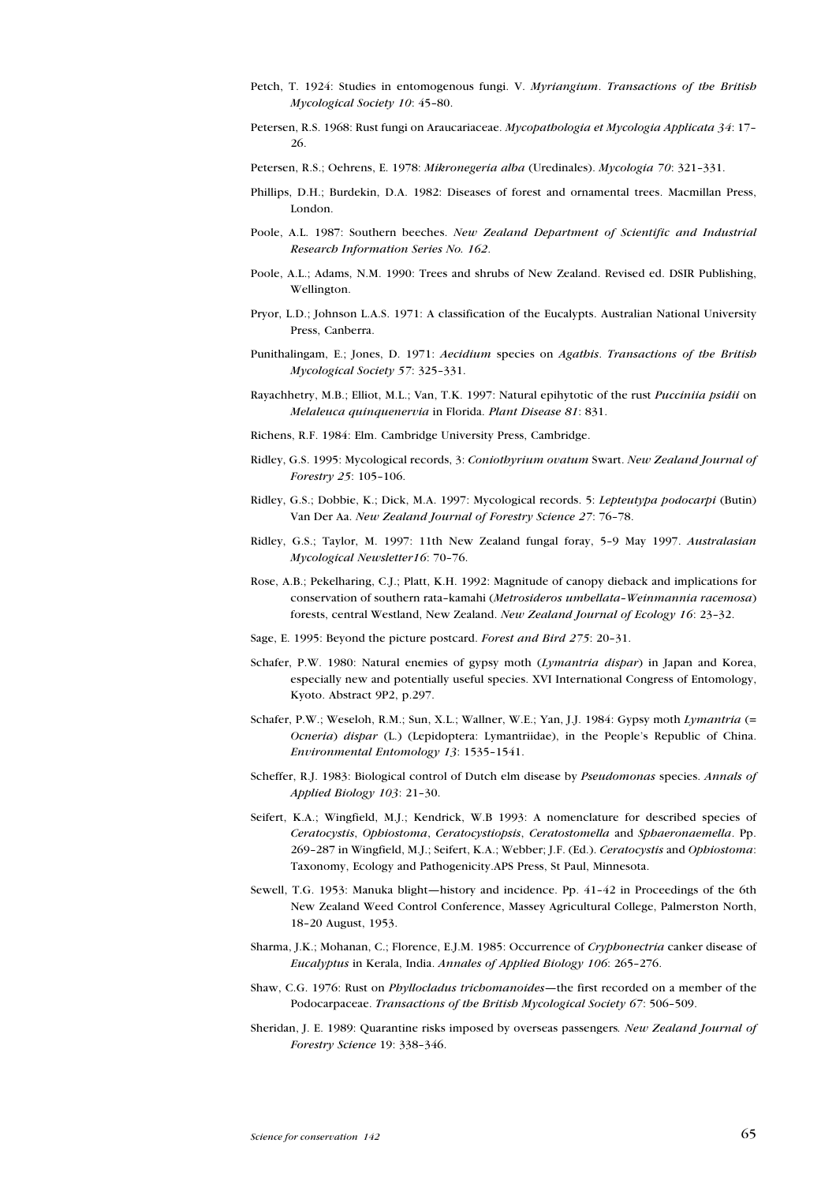Petch, T. 1924: Studies in entomogenous fungi. V. *Myriangium*. *Transactions of the British Mycological Society 10*: 45–80.

Petersen, R.S. 1968: Rust fungi on Araucariaceae. *Mycopathologia et Mycologia Applicata 34*: 17–26.

Petersen, R.S.; Oehrens, E. 1978: *Mikronegeria alba* (Uredinales). *Mycologia 70*: 321–331.

Phillips, D.H.; Burdekin, D.A. 1982: Diseases of forest and ornamental trees. Macmillan Press, London.

Poole, A.L. 1987: Southern beeches. *New Zealand Department of Scientific and Industrial Research Information Series No. 162*.

Poole, A.L.; Adams, N.M. 1990: Trees and shrubs of New Zealand. Revised ed. DSIR Publishing, Wellington.

Pryor, L.D.; Johnson L.A.S. 1971: A classification of the Eucalypts. Australian National University Press, Canberra.

Punithalingam, E.; Jones, D. 1971: *Aecidium* species on *Agathis*. *Transactions of the British Mycological Society 57*: 325–331.

Rayachhetry, M.B.; Elliot, M.L.; Van, T.K. 1997: Natural epihytotic of the rust *Pucciniia psidii* on *Melaleuca quinquenervia* in Florida. *Plant Disease 81*: 831.

Richens, R.F. 1984: Elm. Cambridge University Press, Cambridge.

Ridley, G.S. 1995: Mycological records, 3: *Coniothyrium ovatum* Swart. *New Zealand Journal of Forestry 25*: 105–106.

Ridley, G.S.; Dobbie, K.; Dick, M.A. 1997: Mycological records. 5: *Lepteutypa podocarpi* (Butin) Van Der Aa. *New Zealand Journal of Forestry Science 27*: 76–78.

Ridley, G.S.; Taylor, M. 1997: 11th New Zealand fungal foray, 5–9 May 1997. *Australasian Mycological Newsletter16*: 70–76.

Rose, A.B.; Pekelharing, C.J.; Platt, K.H. 1992: Magnitude of canopy dieback and implications for conservation of southern rata–kamahi (*Metrosideros umbellata–Weinmannia racemosa*) forests, central Westland, New Zealand. *New Zealand Journal of Ecology 16*: 23–32.

Sage, E. 1995: Beyond the picture postcard. *Forest and Bird 275*: 20–31.

Schafer, P.W. 1980: Natural enemies of gypsy moth (*Lymantria dispar*) in Japan and Korea, especially new and potentially useful species. XVI International Congress of Entomology, Kyoto. Abstract 9P2, p.297.

Schafer, P.W.; Weseloh, R.M.; Sun, X.L.; Wallner, W.E.; Yan, J.J. 1984: Gypsy moth *Lymantria* (= *Ocneria*) *dispar* (L.) (Lepidoptera: Lymantriidae), in the People's Republic of China. *Environmental Entomology 13*: 1535–1541.

Scheffer, R.J. 1983: Biological control of Dutch elm disease by *Pseudomonas* species. *Annals of Applied Biology 103*: 21–30.

Seifert, K.A.; Wingfield, M.J.; Kendrick, W.B 1993: A nomenclature for described species of *Ceratocystis*, *Ophiostoma*, *Ceratocystiopsis*, *Ceratostomella* and *Sphaeronaemella*. Pp. 269–287 in Wingfield, M.J.; Seifert, K.A.; Webber; J.F. (Ed.). *Ceratocystis* and *Ophiostoma*: Taxonomy, Ecology and Pathogenicity.APS Press, St Paul, Minnesota.

Sewell, T.G. 1953: Manuka blight—history and incidence. Pp. 41–42 in Proceedings of the 6th New Zealand Weed Control Conference, Massey Agricultural College, Palmerston North, 18–20 August, 1953.

Sharma, J.K.; Mohanan, C.; Florence, E.J.M. 1985: Occurrence of *Cryphonectria* canker disease of *Eucalyptus* in Kerala, India. *Annales of Applied Biology 106*: 265–276.

Shaw, C.G. 1976: Rust on *Phyllocladus trichomanoides*—the first recorded on a member of the Podocarpaceae. *Transactions of the British Mycological Society 67*: 506–509.

Sheridan, J. E. 1989: Quarantine risks imposed by overseas passengers*. New Zealand Journal of Forestry Science* 19: 338–346.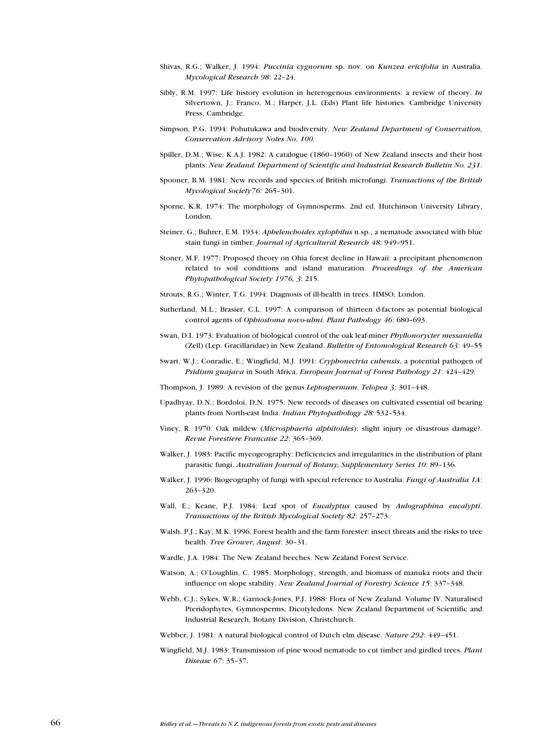Shivas, R.G.; Walker, J. 1994: *Puccinia cygnorum* sp. nov. on *Kunzea ericifolia* in Australia. *Mycological Research 98*: 22–24.

Sibly, R.M. 1997: Life history evolution in heterogenous environments: a review of theory. *In* Silvertown, J.; Franco, M.; Harper, J.L. (Eds) Plant life histories. Cambridge University Press, Cambridge.

Simpson, P.G. 1994: Pohutukawa and biodiversity. *New Zealand Department of Conservation, Conservation Advisory Notes No. 100.*

Spiller, D.M.; Wise, K.A.J. 1982: A catalogue (1860–1960) of New Zealand insects and their host plants. *New Zealand. Department of Scientific and Industrial Research Bulletin No. 231*.

Spooner, B.M. 1981: New records and species of British microfungi. *Transactions of the British Mycological Society76*: 265–301.

Sporne, K.R. 1974: The morphology of Gymnosperms. 2nd ed. Hutchinson University Library, London.

Steiner, G.; Buhrer, E.M. 1934: *Aphelenchoides xylophilus* n.sp., a nematode associated with blue stain fungi in timber. *Journal of Agricultural Research 48*: 949–951.

Stoner, M.F. 1977: Proposed theory on Ohia forest decline in Hawaii: a precipitant phenomenon related to soil conditions and island maturation. *Proceedings of the American Phytopathological Society 1976, 3*: 215.

Strouts, R.G.; Winter, T.G. 1994: Diagnosis of ill-health in trees. HMSO, London.

Sutherland, M.L.; Brasier, C.L. 1997: A comparison of thirteen d-factors as potential biological control agents of *Ophiostoma novo-ulmi. Plant Pathology 46*: 680–693.

Swan, D.I. 1973: Evaluation of biological control of the oak leaf-miner *Phyllonorycter messaniella* (Zell) (Lep. Gracillaridae) in New Zealand. *Bulletin of Entomological Research 63*: 49–55

Swart, W.J.; Conradie, E.; Wingfield, M.J. 1991: *Cryphonectria cubensis*, a potential pathogen of *Psidium guajava* in South Africa. *European Journal of Forest Pathology 21*: 424–429.

Thompson, J. 1989: A revision of the genus *Leptospermum*. *Telopea 3*: 301–448.

Upadhyay, D.N.; Bordoloi, D.N. 1975: New records of diseases on cultivated essential oil bearing plants from North-east India. *Indian Phytopathology 28:* 532–534.

Viney, R. 1970. Oak mildew (*Microsphaeria alphitoides*): slight injury or disastrous damage?. *Revue Forestiere Francaise 22*: 365–369.

Walker, J. 1983: Pacific mycogeography: Deficiencies and irregularities in the distribution of plant parasitic fungi. *Australian Journal of Botany, Supplementary Series 10*: 89–136.

Walker, J. 1996: Biogeography of fungi with special reference to Australia. *Fungi of Australia 1A*: 263–320.

Wall, E.; Keane, P.J. 1984: Leaf spot of *Eucalyptus* caused by *Aulographina eucalypti*. *Transactions of the British Mycological Society 82*: 257–273.

Walsh. P.J.; Kay, M.K. 1996: Forest health and the farm forester: insect threats and the risks to tree health. *Tree Grower, August*: 30–31.

Wardle, J.A. 1984: The New Zealand beeches. New Zealand Forest Service.

Watson, A.; O'Loughlin, C. 1985: Morphology, strength, and biomass of manuka roots and their influence on slope stability. *New Zealand Journal of Forestry Science 15*: 337–348.

Webb, C.J.; Sykes, W.R.; Garnock-Jones, P.J. 1988: Flora of New Zealand. Volume IV. Naturalised Pteridophytes, Gymnosperms, Dicotyledons. New Zealand Department of Scientific and Industrial Research, Botany Division, Christchurch.

Webber, J. 1981: A natural biological control of Dutch elm disease. *Nature 292*: 449–451.

Wingfield, M.J. 1983: Transmission of pine wood nematode to cut timber and girdled trees. *Plant Disease 67*: 35–37.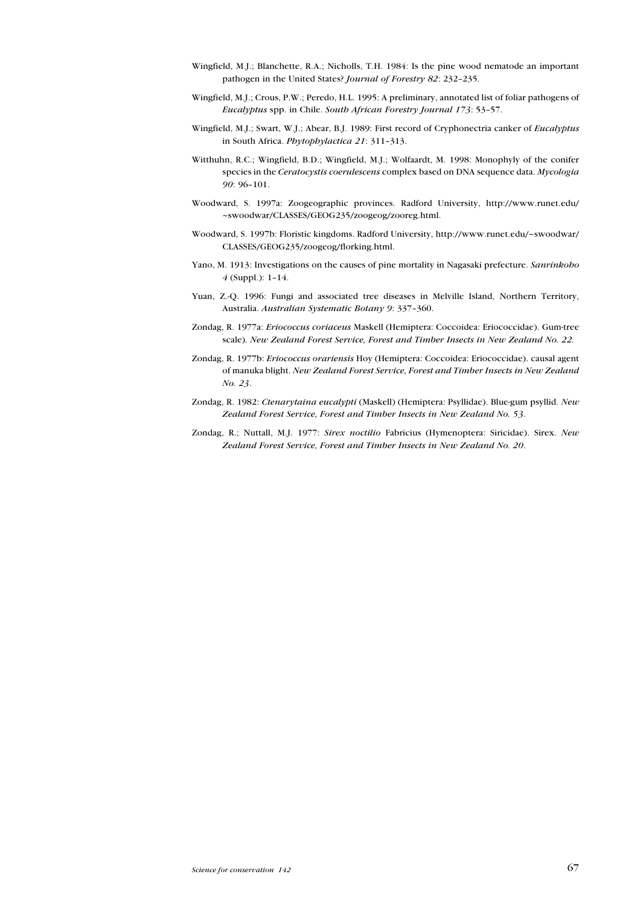Wingfield, M.J.; Blanchette, R.A.; Nicholls, T.H. 1984: Is the pine wood nematode an important pathogen in the United States? *Journal of Forestry 82*: 232–235.

Wingfield, M.J.; Crous, P.W.; Peredo, H.L. 1995: A preliminary, annotated list of foliar pathogens of *Eucalyptus* spp. in Chile. *South African Forestry Journal 173*: 53–57.

Wingfield, M.J.; Swart, W.J.; Abear, B.J. 1989: First record of Cryphonectria canker of *Eucalyptus* in South Africa. *Phytophylactica 21*: 311–313.

Witthuhn, R.C.; Wingfield, B.D.; Wingfield, M.J.; Wolfaardt, M. 1998: Monophyly of the conifer species in the *Ceratocystis coerulescens* complex based on DNA sequence data. *Mycologia 90*: 96–101.

Woodward, S. 1997a: Zoogeographic provinces. Radford University, http://www.runet.edu/~swoodwar/CLASSES/GEOG235/zoogeog/zooreg.html.

Woodward, S. 1997b: Floristic kingdoms. Radford University, http://www.runet.edu/~swoodwar/CLASSES/GEOG235/zoogeog/florking.html.

Yano, M. 1913: Investigations on the causes of pine mortality in Nagasaki prefecture. *Sanrinkoho 4* (Suppl.): 1–14.

Yuan, Z.-Q. 1996: Fungi and associated tree diseases in Melville Island, Northern Territory, Australia. *Australian Systematic Botany 9*: 337–360.

Zondag, R. 1977a: *Eriococcus coriaceus* Maskell (Hemiptera: Coccoidea: Eriococcidae). Gum-tree scale). *New Zealand Forest Service, Forest and Timber Insects in New Zealand No. 22.*

Zondag, R. 1977b: *Eriococcus orariensis* Hoy (Hemiptera: Coccoidea: Eriococcidae). causal agent of manuka blight. *New Zealand Forest Service, Forest and Timber Insects in New Zealand No. 23*.

Zondag, R. 1982: *Ctenarytaina eucalypti* (Maskell) (Hemiptera: Psyllidae). Blue-gum psyllid. *New Zealand Forest Service, Forest and Timber Insects in New Zealand No. 53*.

Zondag, R.; Nuttall, M.J. 1977: *Sirex noctilio* Fabricius (Hymenoptera: Siricidae). Sirex. *New Zealand Forest Service, Forest and Timber Insects in New Zealand No. 20*.